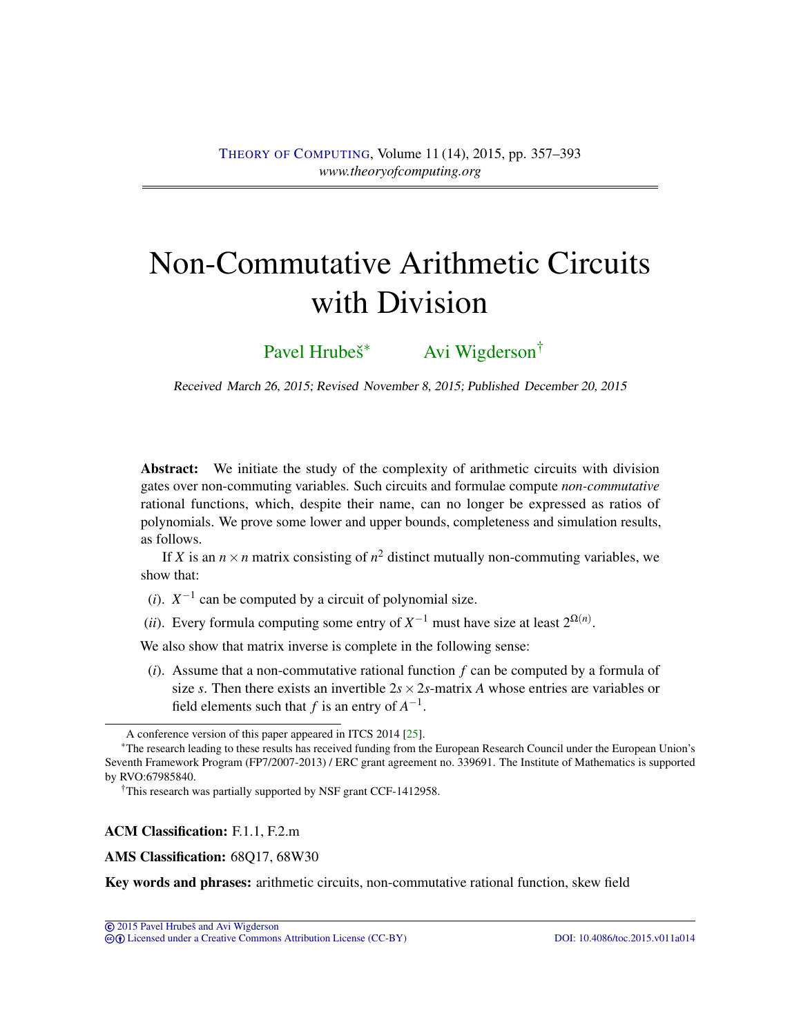# Non-Commutative Arithmetic Circuits with Division

Pavel Hrubeš[*] Avi Wigderson[†]

Received March 26, 2015; Revised November 8, 2015; Published December 20, 2015

**Abstract:** We initiate the study of the complexity of arithmetic circuits with division gates over non-commuting variables. Such circuits and formulae compute *non-commutative* rational functions, which, despite their name, can no longer be expressed as ratios of polynomials. We prove some lower and upper bounds, completeness and simulation results, as follows.

If $X$ is an $n \times n$ matrix consisting of $n^2$ distinct mutually non-commuting variables, we show that:

($i$). $X^{-1}$ can be computed by a circuit of polynomial size.

($ii$). Every formula computing some entry of $X^{-1}$ must have size at least $2^{\Omega(n)}$.

We also show that matrix inverse is complete in the following sense:

($i$). Assume that a non-commutative rational function $f$ can be computed by a formula of size $s$. Then there exists an invertible $2s \times 2s$-matrix $A$ whose entries are variables or field elements such that $f$ is an entry of $A^{-1}$.

---

A conference version of this paper appeared in ITCS 2014 [25].

[*]The research leading to these results has received funding from the European Research Council under the European Union's Seventh Framework Program (FP7/2007-2013) / ERC grant agreement no. 339691. The Institute of Mathematics is supported by RVO:67985840.

[†]This research was partially supported by NSF grant CCF-1412958.

**ACM Classification:** F.1.1, F.2.m

**AMS Classification:** 68Q17, 68W30

**Key words and phrases:** arithmetic circuits, non-commutative rational function, skew field

© 2015 Pavel Hrubeš and Avi Wigderson
Licensed under a Creative Commons Attribution License (CC-BY) DOI: 10.4086/toc.2015.v011a014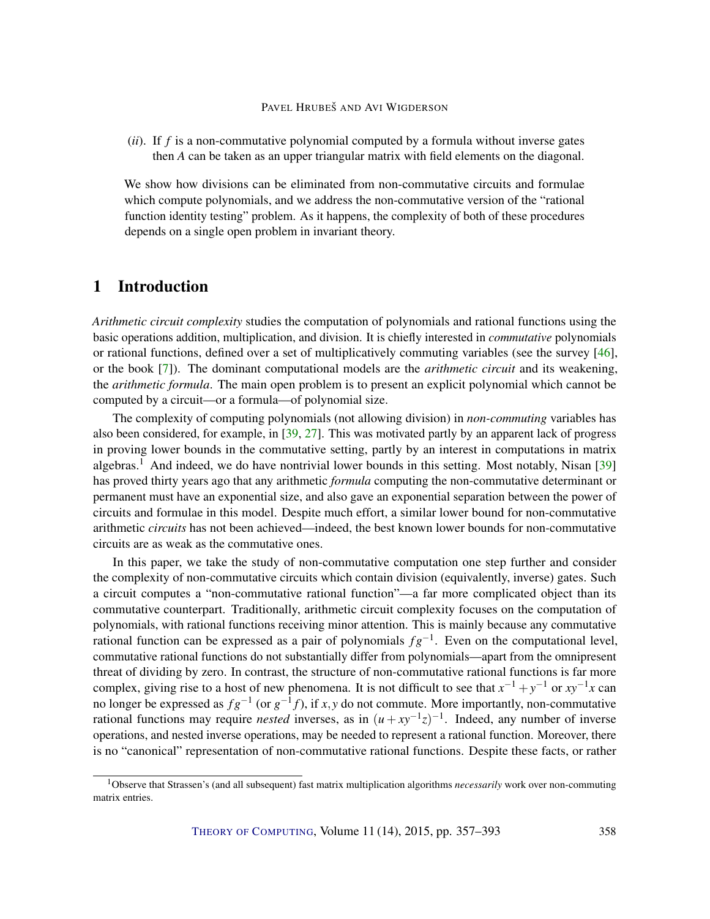(*ii*). If $f$ is a non-commutative polynomial computed by a formula without inverse gates then $A$ can be taken as an upper triangular matrix with field elements on the diagonal.

We show how divisions can be eliminated from non-commutative circuits and formulae which compute polynomials, and we address the non-commutative version of the "rational function identity testing" problem. As it happens, the complexity of both of these procedures depends on a single open problem in invariant theory.

## 1 Introduction

*Arithmetic circuit complexity* studies the computation of polynomials and rational functions using the basic operations addition, multiplication, and division. It is chiefly interested in *commutative* polynomials or rational functions, defined over a set of multiplicatively commuting variables (see the survey [46], or the book [7]). The dominant computational models are the *arithmetic circuit* and its weakening, the *arithmetic formula*. The main open problem is to present an explicit polynomial which cannot be computed by a circuit—or a formula—of polynomial size.

The complexity of computing polynomials (not allowing division) in *non-commuting* variables has also been considered, for example, in [39, 27]. This was motivated partly by an apparent lack of progress in proving lower bounds in the commutative setting, partly by an interest in computations in matrix algebras.[1] And indeed, we do have nontrivial lower bounds in this setting. Most notably, Nisan [39] has proved thirty years ago that any arithmetic *formula* computing the non-commutative determinant or permanent must have an exponential size, and also gave an exponential separation between the power of circuits and formulae in this model. Despite much effort, a similar lower bound for non-commutative arithmetic *circuits* has not been achieved—indeed, the best known lower bounds for non-commutative circuits are as weak as the commutative ones.

In this paper, we take the study of non-commutative computation one step further and consider the complexity of non-commutative circuits which contain division (equivalently, inverse) gates. Such a circuit computes a "non-commutative rational function"—a far more complicated object than its commutative counterpart. Traditionally, arithmetic circuit complexity focuses on the computation of polynomials, with rational functions receiving minor attention. This is mainly because any commutative rational function can be expressed as a pair of polynomials $fg^{-1}$. Even on the computational level, commutative rational functions do not substantially differ from polynomials—apart from the omnipresent threat of dividing by zero. In contrast, the structure of non-commutative rational functions is far more complex, giving rise to a host of new phenomena. It is not difficult to see that $x^{-1}+y^{-1}$ or $xy^{-1}x$ can no longer be expressed as $fg^{-1}$ (or $g^{-1}f$), if $x,y$ do not commute. More importantly, non-commutative rational functions may require *nested* inverses, as in $(u+xy^{-1}z)^{-1}$. Indeed, any number of inverse operations, and nested inverse operations, may be needed to represent a rational function. Moreover, there is no "canonical" representation of non-commutative rational functions. Despite these facts, or rather

[1] Observe that Strassen's (and all subsequent) fast matrix multiplication algorithms *necessarily* work over non-commuting matrix entries.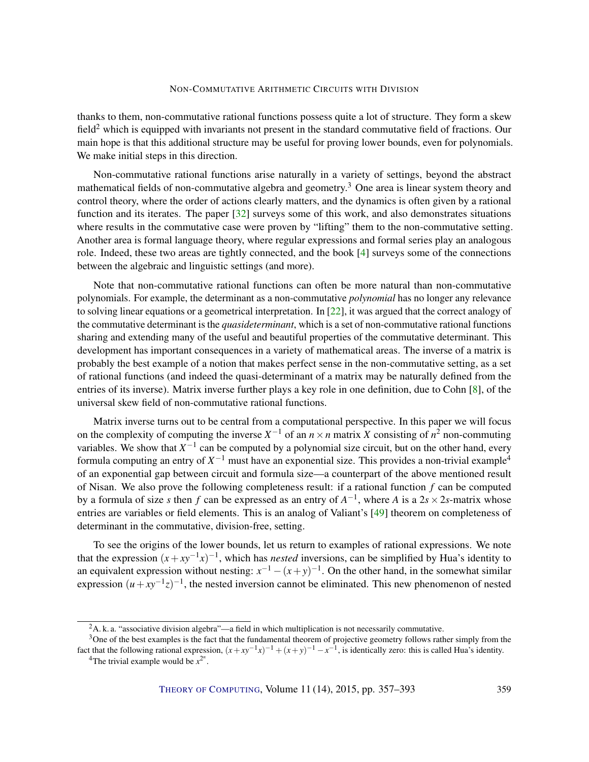thanks to them, non-commutative rational functions possess quite a lot of structure. They form a skew field[2] which is equipped with invariants not present in the standard commutative field of fractions. Our main hope is that this additional structure may be useful for proving lower bounds, even for polynomials. We make initial steps in this direction.

Non-commutative rational functions arise naturally in a variety of settings, beyond the abstract mathematical fields of non-commutative algebra and geometry.[3] One area is linear system theory and control theory, where the order of actions clearly matters, and the dynamics is often given by a rational function and its iterates. The paper [32] surveys some of this work, and also demonstrates situations where results in the commutative case were proven by "lifting" them to the non-commutative setting. Another area is formal language theory, where regular expressions and formal series play an analogous role. Indeed, these two areas are tightly connected, and the book [4] surveys some of the connections between the algebraic and linguistic settings (and more).

Note that non-commutative rational functions can often be more natural than non-commutative polynomials. For example, the determinant as a non-commutative *polynomial* has no longer any relevance to solving linear equations or a geometrical interpretation. In [22], it was argued that the correct analogy of the commutative determinant is the *quasideterminant*, which is a set of non-commutative rational functions sharing and extending many of the useful and beautiful properties of the commutative determinant. This development has important consequences in a variety of mathematical areas. The inverse of a matrix is probably the best example of a notion that makes perfect sense in the non-commutative setting, as a set of rational functions (and indeed the quasi-determinant of a matrix may be naturally defined from the entries of its inverse). Matrix inverse further plays a key role in one definition, due to Cohn [8], of the universal skew field of non-commutative rational functions.

Matrix inverse turns out to be central from a computational perspective. In this paper we will focus on the complexity of computing the inverse $X^{-1}$ of an $n \times n$ matrix $X$ consisting of $n^2$ non-commuting variables. We show that $X^{-1}$ can be computed by a polynomial size circuit, but on the other hand, every formula computing an entry of $X^{-1}$ must have an exponential size. This provides a non-trivial example[4] of an exponential gap between circuit and formula size—a counterpart of the above mentioned result of Nisan. We also prove the following completeness result: if a rational function $f$ can be computed by a formula of size $s$ then $f$ can be expressed as an entry of $A^{-1}$, where $A$ is a $2s \times 2s$-matrix whose entries are variables or field elements. This is an analog of Valiant's [49] theorem on completeness of determinant in the commutative, division-free, setting.

To see the origins of the lower bounds, let us return to examples of rational expressions. We note that the expression $(x + xy^{-1}x)^{-1}$, which has *nested* inversions, can be simplified by Hua's identity to an equivalent expression without nesting: $x^{-1} - (x + y)^{-1}$. On the other hand, in the somewhat similar expression $(u + xy^{-1}z)^{-1}$, the nested inversion cannot be eliminated. This new phenomenon of nested

[2] A. k. a. "associative division algebra"—a field in which multiplication is not necessarily commutative.

[3] One of the best examples is the fact that the fundamental theorem of projective geometry follows rather simply from the fact that the following rational expression, $(x + xy^{-1}x)^{-1} + (x + y)^{-1} - x^{-1}$, is identically zero: this is called Hua's identity.

[4] The trivial example would be $x^{2^n}$.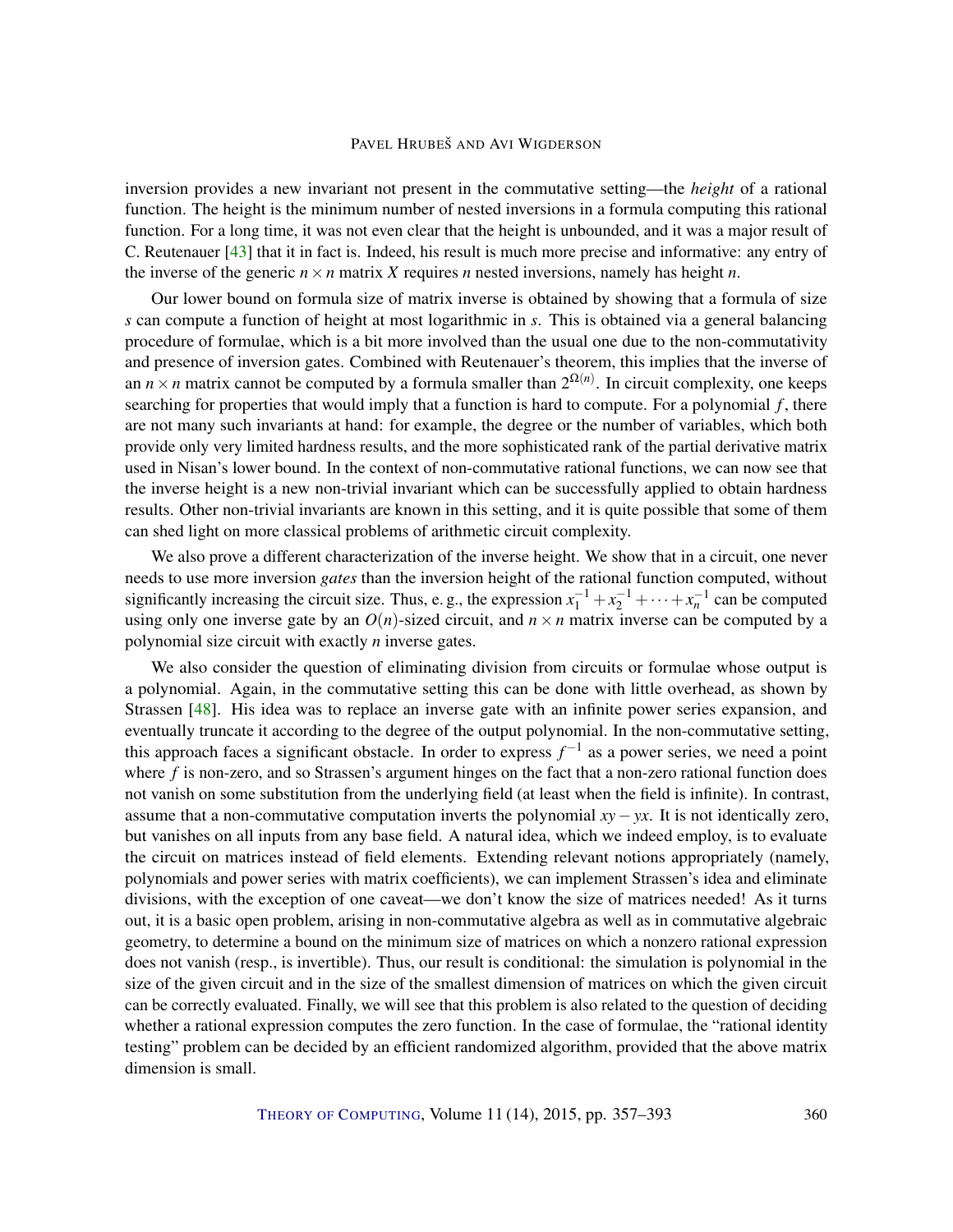inversion provides a new invariant not present in the commutative setting—the *height* of a rational function. The height is the minimum number of nested inversions in a formula computing this rational function. For a long time, it was not even clear that the height is unbounded, and it was a major result of C. Reutenauer [43] that it in fact is. Indeed, his result is much more precise and informative: any entry of the inverse of the generic $n \times n$ matrix $X$ requires $n$ nested inversions, namely has height $n$.

Our lower bound on formula size of matrix inverse is obtained by showing that a formula of size $s$ can compute a function of height at most logarithmic in $s$. This is obtained via a general balancing procedure of formulae, which is a bit more involved than the usual one due to the non-commutativity and presence of inversion gates. Combined with Reutenauer's theorem, this implies that the inverse of an $n \times n$ matrix cannot be computed by a formula smaller than $2^{\Omega(n)}$. In circuit complexity, one keeps searching for properties that would imply that a function is hard to compute. For a polynomial $f$, there are not many such invariants at hand: for example, the degree or the number of variables, which both provide only very limited hardness results, and the more sophisticated rank of the partial derivative matrix used in Nisan's lower bound. In the context of non-commutative rational functions, we can now see that the inverse height is a new non-trivial invariant which can be successfully applied to obtain hardness results. Other non-trivial invariants are known in this setting, and it is quite possible that some of them can shed light on more classical problems of arithmetic circuit complexity.

We also prove a different characterization of the inverse height. We show that in a circuit, one never needs to use more inversion *gates* than the inversion height of the rational function computed, without significantly increasing the circuit size. Thus, e. g., the expression $x_1^{-1} + x_2^{-1} + \cdots + x_n^{-1}$ can be computed using only one inverse gate by an $O(n)$-sized circuit, and $n \times n$ matrix inverse can be computed by a polynomial size circuit with exactly $n$ inverse gates.

We also consider the question of eliminating division from circuits or formulae whose output is a polynomial. Again, in the commutative setting this can be done with little overhead, as shown by Strassen [48]. His idea was to replace an inverse gate with an infinite power series expansion, and eventually truncate it according to the degree of the output polynomial. In the non-commutative setting, this approach faces a significant obstacle. In order to express $f^{-1}$ as a power series, we need a point where $f$ is non-zero, and so Strassen's argument hinges on the fact that a non-zero rational function does not vanish on some substitution from the underlying field (at least when the field is infinite). In contrast, assume that a non-commutative computation inverts the polynomial $xy - yx$. It is not identically zero, but vanishes on all inputs from any base field. A natural idea, which we indeed employ, is to evaluate the circuit on matrices instead of field elements. Extending relevant notions appropriately (namely, polynomials and power series with matrix coefficients), we can implement Strassen's idea and eliminate divisions, with the exception of one caveat—we don't know the size of matrices needed! As it turns out, it is a basic open problem, arising in non-commutative algebra as well as in commutative algebraic geometry, to determine a bound on the minimum size of matrices on which a nonzero rational expression does not vanish (resp., is invertible). Thus, our result is conditional: the simulation is polynomial in the size of the given circuit and in the size of the smallest dimension of matrices on which the given circuit can be correctly evaluated. Finally, we will see that this problem is also related to the question of deciding whether a rational expression computes the zero function. In the case of formulae, the "rational identity testing" problem can be decided by an efficient randomized algorithm, provided that the above matrix dimension is small.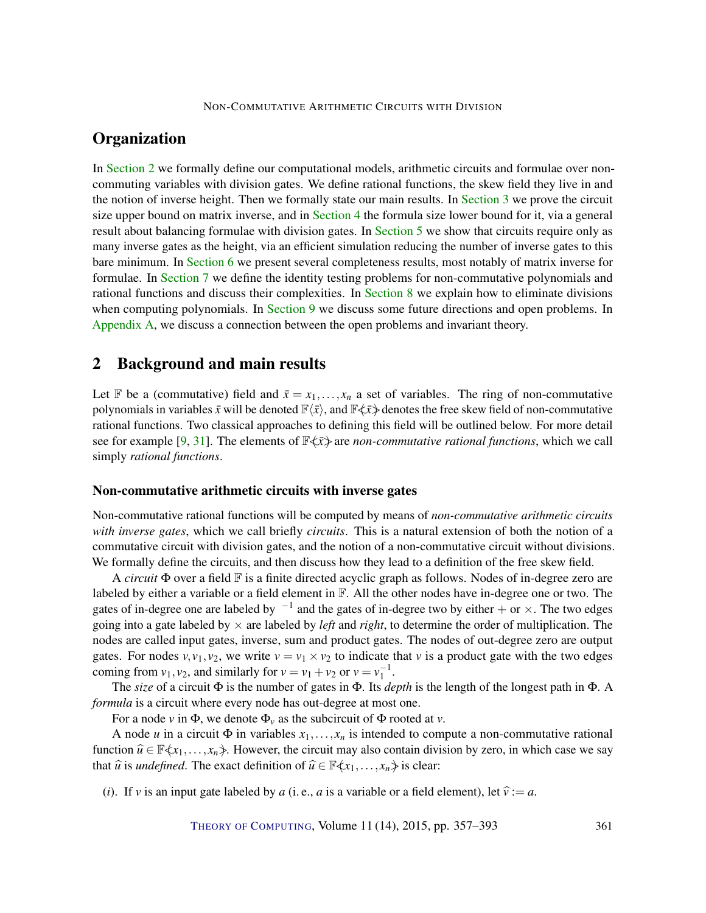## Organization

In Section 2 we formally define our computational models, arithmetic circuits and formulae over non-commuting variables with division gates. We define rational functions, the skew field they live in and the notion of inverse height. Then we formally state our main results. In Section 3 we prove the circuit size upper bound on matrix inverse, and in Section 4 the formula size lower bound for it, via a general result about balancing formulae with division gates. In Section 5 we show that circuits require only as many inverse gates as the height, via an efficient simulation reducing the number of inverse gates to this bare minimum. In Section 6 we present several completeness results, most notably of matrix inverse for formulae. In Section 7 we define the identity testing problems for non-commutative polynomials and rational functions and discuss their complexities. In Section 8 we explain how to eliminate divisions when computing polynomials. In Section 9 we discuss some future directions and open problems. In Appendix A, we discuss a connection between the open problems and invariant theory.

## 2 Background and main results

Let $\mathbb{F}$ be a (commutative) field and $\bar{x} = x_1, \ldots, x_n$ a set of variables. The ring of non-commutative polynomials in variables $\bar{x}$ will be denoted $\mathbb{F}\langle \bar{x} \rangle$, and $\mathbb{F}\langle\!\!\{ \bar{x} \}\!\!\rangle$ denotes the free skew field of non-commutative rational functions. Two classical approaches to defining this field will be outlined below. For more detail see for example [9, 31]. The elements of $\mathbb{F}\langle\!\!\{ \bar{x} \}\!\!\rangle$ are *non-commutative rational functions*, which we call simply *rational functions*.

### Non-commutative arithmetic circuits with inverse gates

Non-commutative rational functions will be computed by means of *non-commutative arithmetic circuits with inverse gates*, which we call briefly *circuits*. This is a natural extension of both the notion of a commutative circuit with division gates, and the notion of a non-commutative circuit without divisions. We formally define the circuits, and then discuss how they lead to a definition of the free skew field.

A *circuit* $\Phi$ over a field $\mathbb{F}$ is a finite directed acyclic graph as follows. Nodes of in-degree zero are labeled by either a variable or a field element in $\mathbb{F}$. All the other nodes have in-degree one or two. The gates of in-degree one are labeled by $^{-1}$ and the gates of in-degree two by either $+$ or $\times$. The two edges going into a gate labeled by $\times$ are labeled by *left* and *right*, to determine the order of multiplication. The nodes are called input gates, inverse, sum and product gates. The nodes of out-degree zero are output gates. For nodes $v, v_1, v_2$, we write $v = v_1 \times v_2$ to indicate that $v$ is a product gate with the two edges coming from $v_1, v_2$, and similarly for $v = v_1 + v_2$ or $v = v_1^{-1}$.

The *size* of a circuit $\Phi$ is the number of gates in $\Phi$. Its *depth* is the length of the longest path in $\Phi$. A *formula* is a circuit where every node has out-degree at most one.

For a node $v$ in $\Phi$, we denote $\Phi_v$ as the subcircuit of $\Phi$ rooted at $v$.

A node $u$ in a circuit $\Phi$ in variables $x_1, \ldots, x_n$ is intended to compute a non-commutative rational function $\widehat{u} \in \mathbb{F}\langle\!\!\{ x_1, \ldots, x_n \}\!\!\rangle$. However, the circuit may also contain division by zero, in which case we say that $\widehat{u}$ is *undefined*. The exact definition of $\widehat{u} \in \mathbb{F}\langle\!\!\{ x_1, \ldots, x_n \}\!\!\rangle$ is clear:

(*i*). If $v$ is an input gate labeled by $a$ (i. e., $a$ is a variable or a field element), let $\widehat{v} := a$.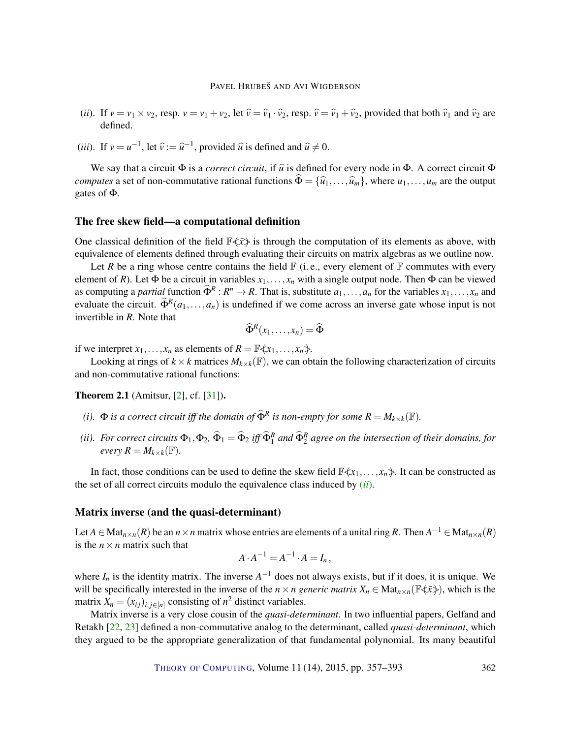(*ii*). If $v = v_1 \times v_2$, resp. $v = v_1 + v_2$, let $\widehat{v} = \widehat{v}_1 \cdot \widehat{v}_2$, resp. $\widehat{v} = \widehat{v}_1 + \widehat{v}_2$, provided that both $\widehat{v}_1$ and $\widehat{v}_2$ are defined.

(*iii*). If $v = u^{-1}$, let $\widehat{v} := \widehat{u}^{-1}$, provided $\widehat{u}$ is defined and $\widehat{u} \neq 0$.

We say that a circuit $\Phi$ is a *correct circuit*, if $\widehat{u}$ is defined for every node in $\Phi$. A correct circuit $\Phi$ *computes* a set of non-commutative rational functions $\widehat{\Phi} = \{\widehat{u}_1, \dots, \widehat{u}_m\}$, where $u_1, \dots, u_m$ are the output gates of $\Phi$.

### The free skew field—a computational definition

One classical definition of the field $\mathbb{F}\langle\!\!\!\{\bar{x}\}\!\!\!\rangle$ is through the computation of its elements as above, with equivalence of elements defined through evaluating their circuits on matrix algebras as we outline now.

Let $R$ be a ring whose centre contains the field $\mathbb{F}$ (i. e., every element of $\mathbb{F}$ commutes with every element of $R$). Let $\Phi$ be a circuit in variables $x_1, \dots, x_n$ with a single output node. Then $\Phi$ can be viewed as computing a *partial* function $\widehat{\Phi}^R : R^n \to R$. That is, substitute $a_1, \dots, a_n$ for the variables $x_1, \dots, x_n$ and evaluate the circuit. $\widehat{\Phi}^R(a_1, \dots, a_n)$ is undefined if we come across an inverse gate whose input is not invertible in $R$. Note that

$$\widehat{\Phi}^R(x_1, \dots, x_n) = \widehat{\Phi}$$

if we interpret $x_1, \dots, x_n$ as elements of $R = \mathbb{F}\langle\!\!\!\{x_1, \dots, x_n\}\!\!\!\rangle$.

Looking at rings of $k \times k$ matrices $M_{k\times k}(\mathbb{F})$, we can obtain the following characterization of circuits and non-commutative rational functions:

**Theorem 2.1** (Amitsur, [2], cf. [31])**.**

*(i).* $\Phi$ *is a correct circuit iff the domain of* $\widehat{\Phi}^R$ *is non-empty for some* $R = M_{k\times k}(\mathbb{F})$.

*(ii). For correct circuits* $\Phi_1, \Phi_2$, $\widehat{\Phi}_1 = \widehat{\Phi}_2$ *iff* $\widehat{\Phi}_1^R$ *and* $\widehat{\Phi}_2^R$ *agree on the intersection of their domains, for every* $R = M_{k\times k}(\mathbb{F})$.

In fact, those conditions can be used to define the skew field $\mathbb{F}\langle\!\!\!\{x_1, \dots, x_n\}\!\!\!\rangle$. It can be constructed as the set of all correct circuits modulo the equivalence class induced by (*ii*).

### Matrix inverse (and the quasi-determinant)

Let $A \in \mathrm{Mat}_{n\times n}(R)$ be an $n \times n$ matrix whose entries are elements of a unital ring $R$. Then $A^{-1} \in \mathrm{Mat}_{n\times n}(R)$ is the $n \times n$ matrix such that

$$A \cdot A^{-1} = A^{-1} \cdot A = I_n \,,$$

where $I_n$ is the identity matrix. The inverse $A^{-1}$ does not always exists, but if it does, it is unique. We will be specifically interested in the inverse of the $n \times n$ *generic matrix* $X_n \in \mathrm{Mat}_{n\times n}(\mathbb{F}\langle\!\!\!\{\bar{x}\}\!\!\!\rangle)$, which is the matrix $X_n = (x_{ij})_{i,j\in[n]}$ consisting of $n^2$ distinct variables.

Matrix inverse is a very close cousin of the *quasi-determinant*. In two influential papers, Gelfand and Retakh [22, 23] defined a non-commutative analog to the determinant, called *quasi-determinant*, which they argued to be the appropriate generalization of that fundamental polynomial. Its many beautiful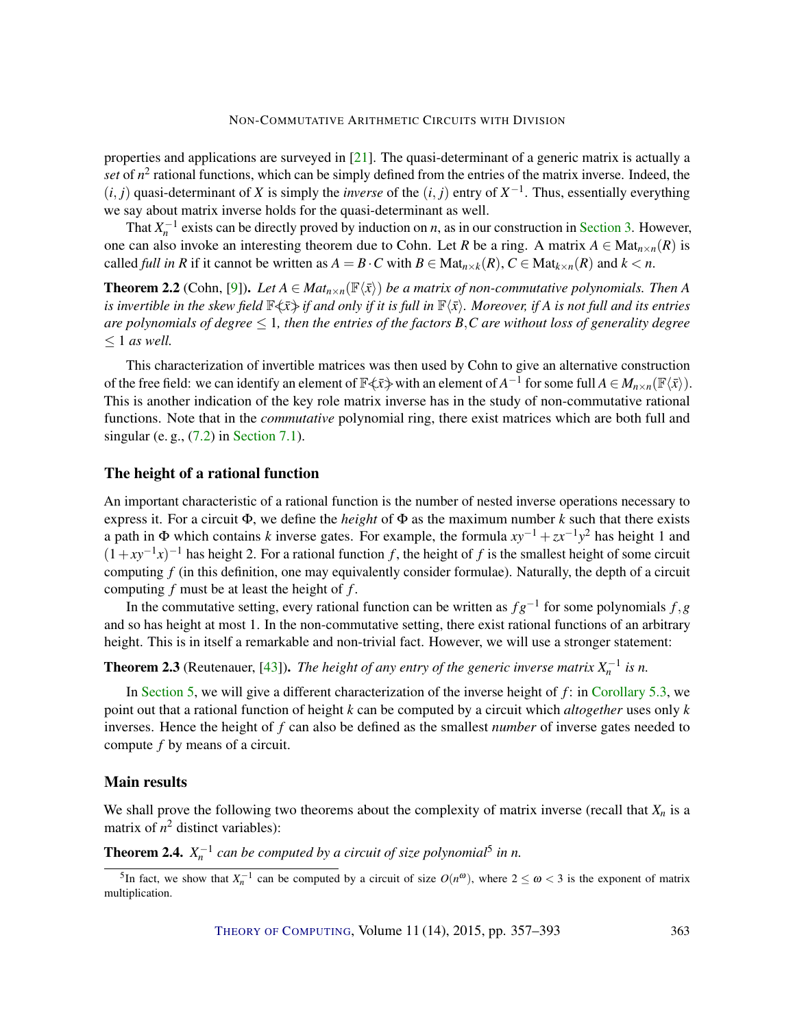properties and applications are surveyed in [21]. The quasi-determinant of a generic matrix is actually a *set* of $n^2$ rational functions, which can be simply defined from the entries of the matrix inverse. Indeed, the $(i,j)$ quasi-determinant of $X$ is simply the *inverse* of the $(i,j)$ entry of $X^{-1}$. Thus, essentially everything we say about matrix inverse holds for the quasi-determinant as well.

That $X_n^{-1}$ exists can be directly proved by induction on $n$, as in our construction in Section 3. However, one can also invoke an interesting theorem due to Cohn. Let $R$ be a ring. A matrix $A \in \mathrm{Mat}_{n\times n}(R)$ is called *full in* $R$ if it cannot be written as $A = B \cdot C$ with $B \in \mathrm{Mat}_{n\times k}(R)$, $C \in \mathrm{Mat}_{k\times n}(R)$ and $k < n$.

**Theorem 2.2** (Cohn, [9]). *Let $A \in Mat_{n\times n}(\mathbb{F}\langle \bar{x}\rangle)$ be a matrix of non-commutative polynomials. Then $A$ is invertible in the skew field $\mathbb{F}\langle\!\langle \bar{x}\rangle\!\rangle$ if and only if it is full in $\mathbb{F}\langle \bar{x}\rangle$. Moreover, if $A$ is not full and its entries are polynomials of degree $\leq 1$, then the entries of the factors $B, C$ are without loss of generality degree $\leq 1$ as well.*

This characterization of invertible matrices was then used by Cohn to give an alternative construction of the free field: we can identify an element of $\mathbb{F}\langle\!\langle \bar{x}\rangle\!\rangle$ with an element of $A^{-1}$ for some full $A \in M_{n\times n}(\mathbb{F}\langle \bar{x}\rangle)$. This is another indication of the key role matrix inverse has in the study of non-commutative rational functions. Note that in the *commutative* polynomial ring, there exist matrices which are both full and singular (e. g., (7.2) in Section 7.1).

## The height of a rational function

An important characteristic of a rational function is the number of nested inverse operations necessary to express it. For a circuit $\Phi$, we define the *height* of $\Phi$ as the maximum number $k$ such that there exists a path in $\Phi$ which contains $k$ inverse gates. For example, the formula $xy^{-1} + zx^{-1}y^2$ has height 1 and $(1+xy^{-1}x)^{-1}$ has height 2. For a rational function $f$, the height of $f$ is the smallest height of some circuit computing $f$ (in this definition, one may equivalently consider formulae). Naturally, the depth of a circuit computing $f$ must be at least the height of $f$.

In the commutative setting, every rational function can be written as $fg^{-1}$ for some polynomials $f, g$ and so has height at most 1. In the non-commutative setting, there exist rational functions of an arbitrary height. This is in itself a remarkable and non-trivial fact. However, we will use a stronger statement:

**Theorem 2.3** (Reutenauer, [43]). *The height of any entry of the generic inverse matrix $X_n^{-1}$ is $n$.*

In Section 5, we will give a different characterization of the inverse height of $f$: in Corollary 5.3, we point out that a rational function of height $k$ can be computed by a circuit which *altogether* uses only $k$ inverses. Hence the height of $f$ can also be defined as the smallest *number* of inverse gates needed to compute $f$ by means of a circuit.

## Main results

We shall prove the following two theorems about the complexity of matrix inverse (recall that $X_n$ is a matrix of $n^2$ distinct variables):

**Theorem 2.4.** *$X_n^{-1}$ can be computed by a circuit of size polynomial[5] in $n$.*

[5] In fact, we show that $X_n^{-1}$ can be computed by a circuit of size $O(n^\omega)$, where $2 \leq \omega < 3$ is the exponent of matrix multiplication.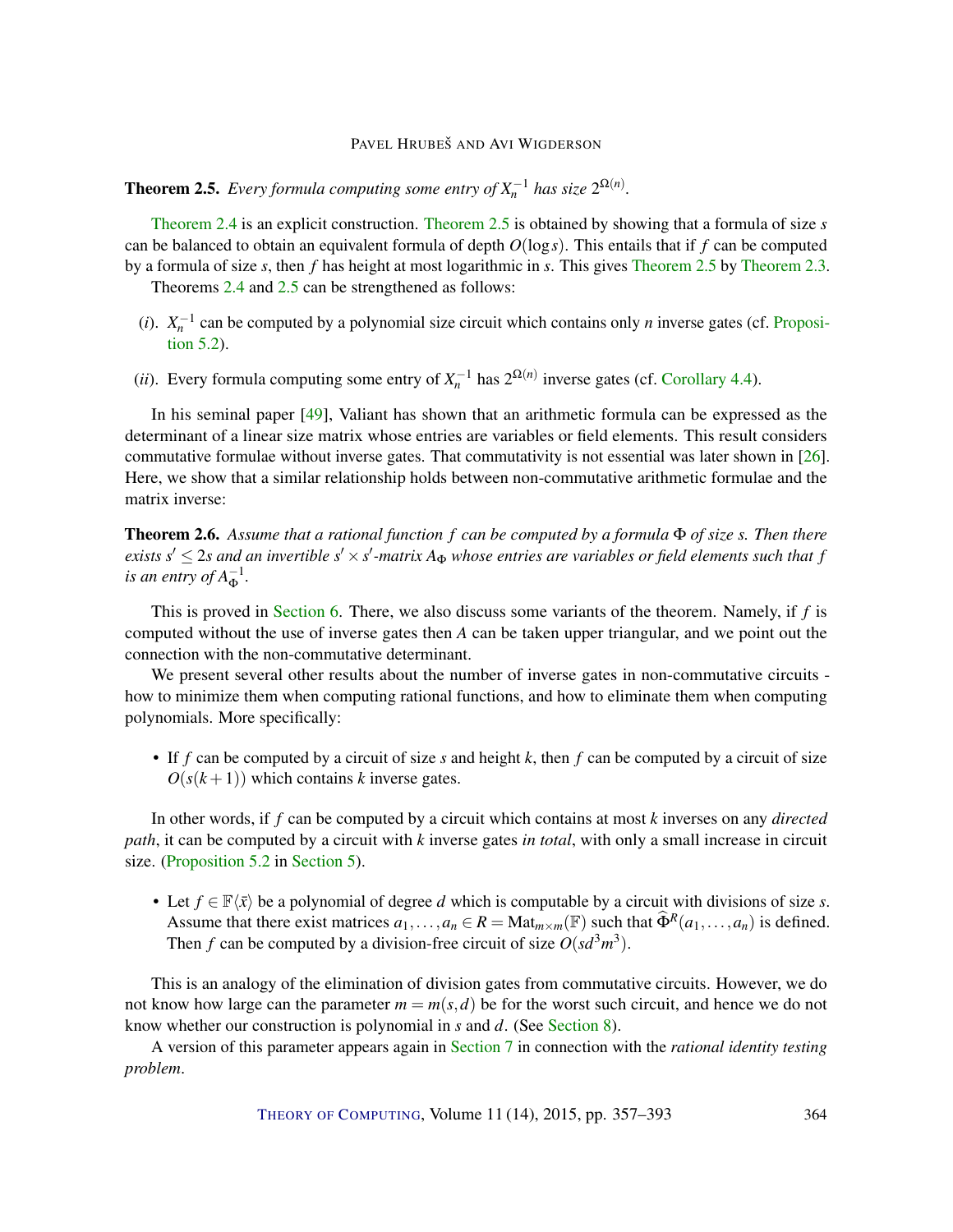**Theorem 2.5.** *Every formula computing some entry of $X_n^{-1}$ has size $2^{\Omega(n)}$.*

Theorem 2.4 is an explicit construction. Theorem 2.5 is obtained by showing that a formula of size $s$ can be balanced to obtain an equivalent formula of depth $O(\log s)$. This entails that if $f$ can be computed by a formula of size $s$, then $f$ has height at most logarithmic in $s$. This gives Theorem 2.5 by Theorem 2.3.

Theorems 2.4 and 2.5 can be strengthened as follows:

($i$). $X_n^{-1}$ can be computed by a polynomial size circuit which contains only $n$ inverse gates (cf. Proposition 5.2).

($ii$). Every formula computing some entry of $X_n^{-1}$ has $2^{\Omega(n)}$ inverse gates (cf. Corollary 4.4).

In his seminal paper [49], Valiant has shown that an arithmetic formula can be expressed as the determinant of a linear size matrix whose entries are variables or field elements. This result considers commutative formulae without inverse gates. That commutativity is not essential was later shown in [26]. Here, we show that a similar relationship holds between non-commutative arithmetic formulae and the matrix inverse:

**Theorem 2.6.** *Assume that a rational function $f$ can be computed by a formula $\Phi$ of size $s$. Then there exists $s' \leq 2s$ and an invertible $s' \times s'$-matrix $A_\Phi$ whose entries are variables or field elements such that $f$ is an entry of $A_\Phi^{-1}$.*

This is proved in Section 6. There, we also discuss some variants of the theorem. Namely, if $f$ is computed without the use of inverse gates then $A$ can be taken upper triangular, and we point out the connection with the non-commutative determinant.

We present several other results about the number of inverse gates in non-commutative circuits - how to minimize them when computing rational functions, and how to eliminate them when computing polynomials. More specifically:

- If $f$ can be computed by a circuit of size $s$ and height $k$, then $f$ can be computed by a circuit of size $O(s(k+1))$ which contains $k$ inverse gates.

In other words, if $f$ can be computed by a circuit which contains at most $k$ inverses on any *directed path*, it can be computed by a circuit with $k$ inverse gates *in total*, with only a small increase in circuit size. (Proposition 5.2 in Section 5).

- Let $f \in \mathbb{F}\langle \bar{x} \rangle$ be a polynomial of degree $d$ which is computable by a circuit with divisions of size $s$. Assume that there exist matrices $a_1, \dots, a_n \in R = \mathrm{Mat}_{m\times m}(\mathbb{F})$ such that $\widehat{\Phi}^R(a_1, \dots, a_n)$ is defined. Then $f$ can be computed by a division-free circuit of size $O(sd^3m^3)$.

This is an analogy of the elimination of division gates from commutative circuits. However, we do not know how large can the parameter $m = m(s,d)$ be for the worst such circuit, and hence we do not know whether our construction is polynomial in $s$ and $d$. (See Section 8).

A version of this parameter appears again in Section 7 in connection with the *rational identity testing problem*.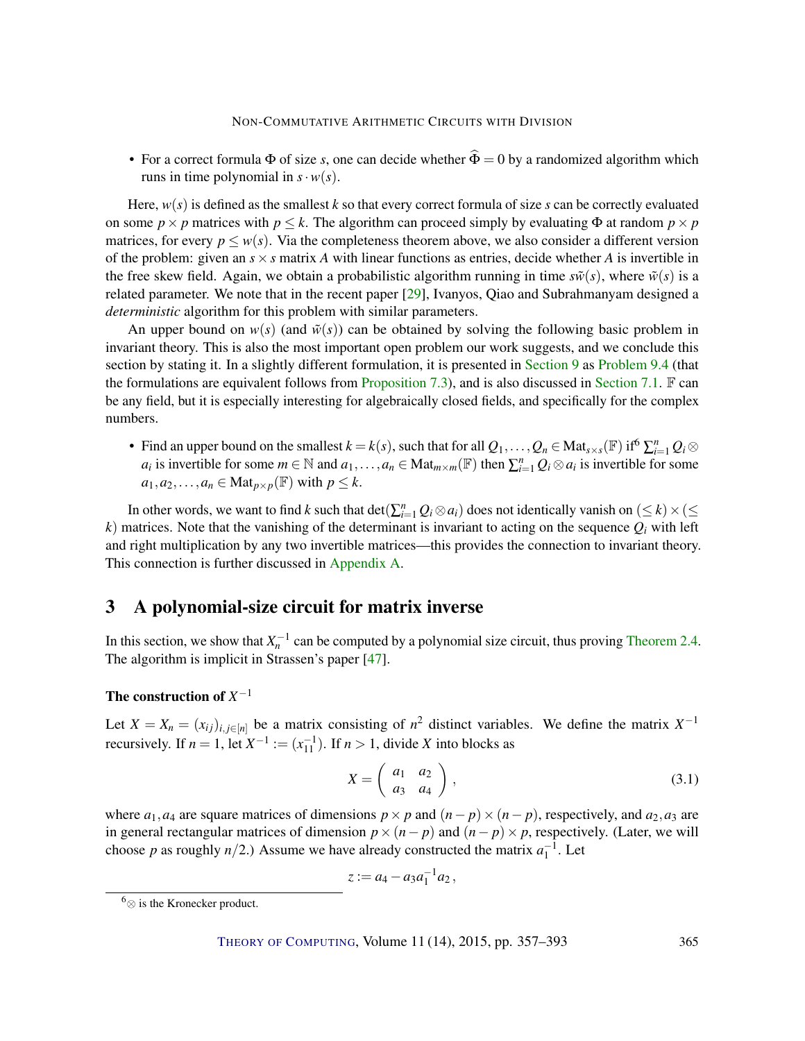- For a correct formula $\Phi$ of size $s$, one can decide whether $\widehat{\Phi} = 0$ by a randomized algorithm which runs in time polynomial in $s \cdot w(s)$.

Here, $w(s)$ is defined as the smallest $k$ so that every correct formula of size $s$ can be correctly evaluated on some $p \times p$ matrices with $p \leq k$. The algorithm can proceed simply by evaluating $\Phi$ at random $p \times p$ matrices, for every $p \leq w(s)$. Via the completeness theorem above, we also consider a different version of the problem: given an $s \times s$ matrix $A$ with linear functions as entries, decide whether $A$ is invertible in the free skew field. Again, we obtain a probabilistic algorithm running in time $s\tilde{w}(s)$, where $\tilde{w}(s)$ is a related parameter. We note that in the recent paper [29], Ivanyos, Qiao and Subrahmanyam designed a *deterministic* algorithm for this problem with similar parameters.

An upper bound on $w(s)$ (and $\tilde{w}(s)$) can be obtained by solving the following basic problem in invariant theory. This is also the most important open problem our work suggests, and we conclude this section by stating it. In a slightly different formulation, it is presented in Section 9 as Problem 9.4 (that the formulations are equivalent follows from Proposition 7.3), and is also discussed in Section 7.1. $\mathbb{F}$ can be any field, but it is especially interesting for algebraically closed fields, and specifically for the complex numbers.

- Find an upper bound on the smallest $k = k(s)$, such that for all $Q_1, \dots, Q_n \in \mathrm{Mat}_{s\times s}(\mathbb{F})$ if[6] $\sum_{i=1}^{n} Q_i \otimes a_i$ is invertible for some $m \in \mathbb{N}$ and $a_1, \dots, a_n \in \mathrm{Mat}_{m\times m}(\mathbb{F})$ then $\sum_{i=1}^{n} Q_i \otimes a_i$ is invertible for some $a_1, a_2, \dots, a_n \in \mathrm{Mat}_{p\times p}(\mathbb{F})$ with $p \leq k$.

In other words, we want to find $k$ such that $\det(\sum_{i=1}^{n} Q_i \otimes a_i)$ does not identically vanish on $(\leq k) \times (\leq k)$ matrices. Note that the vanishing of the determinant is invariant to acting on the sequence $Q_i$ with left and right multiplication by any two invertible matrices—this provides the connection to invariant theory. This connection is further discussed in Appendix A.

## 3 A polynomial-size circuit for matrix inverse

In this section, we show that $X_n^{-1}$ can be computed by a polynomial size circuit, thus proving Theorem 2.4. The algorithm is implicit in Strassen's paper [47].

### The construction of $X^{-1}$

Let $X = X_n = (x_{ij})_{i,j\in[n]}$ be a matrix consisting of $n^2$ distinct variables. We define the matrix $X^{-1}$ recursively. If $n = 1$, let $X^{-1} := (x_{11}^{-1})$. If $n > 1$, divide $X$ into blocks as

$$X = \begin{pmatrix} a_1 & a_2 \\ a_3 & a_4 \end{pmatrix}, \tag{3.1}$$

where $a_1, a_4$ are square matrices of dimensions $p \times p$ and $(n-p) \times (n-p)$, respectively, and $a_2, a_3$ are in general rectangular matrices of dimension $p \times (n-p)$ and $(n-p) \times p$, respectively. (Later, we will choose $p$ as roughly $n/2$.) Assume we have already constructed the matrix $a_1^{-1}$. Let

$$z := a_4 - a_3 a_1^{-1} a_2 \,,$$

[6] $\otimes$ is the Kronecker product.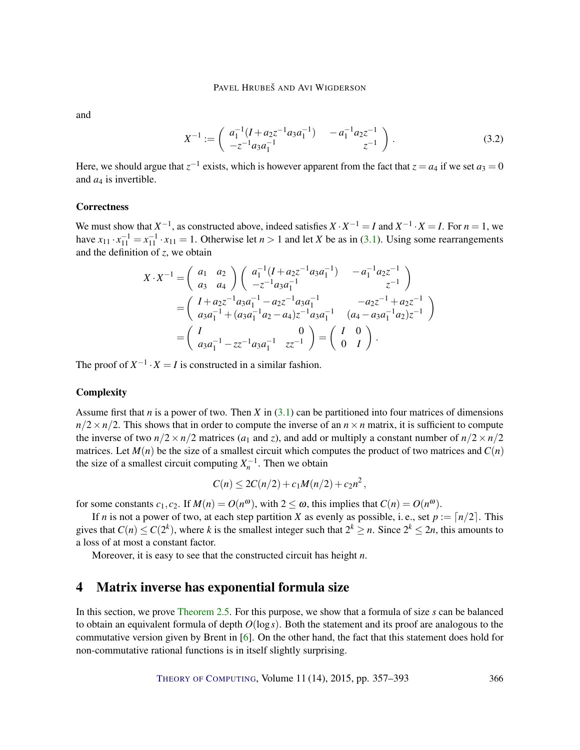and

$$X^{-1} := \begin{pmatrix} a_1^{-1}(I + a_2 z^{-1} a_3 a_1^{-1}) & -a_1^{-1} a_2 z^{-1} \\ -z^{-1} a_3 a_1^{-1} & z^{-1} \end{pmatrix}. \tag{3.2}$$

Here, we should argue that $z^{-1}$ exists, which is however apparent from the fact that $z = a_4$ if we set $a_3 = 0$ and $a_4$ is invertible.

### Correctness

We must show that $X^{-1}$, as constructed above, indeed satisfies $X \cdot X^{-1} = I$ and $X^{-1} \cdot X = I$. For $n = 1$, we have $x_{11} \cdot x_{11}^{-1} = x_{11}^{-1} \cdot x_{11} = 1$. Otherwise let $n > 1$ and let $X$ be as in (3.1). Using some rearrangements and the definition of $z$, we obtain

$$\begin{aligned} X \cdot X^{-1} &= \begin{pmatrix} a_1 & a_2 \\ a_3 & a_4 \end{pmatrix} \begin{pmatrix} a_1^{-1}(I + a_2 z^{-1} a_3 a_1^{-1}) & -a_1^{-1} a_2 z^{-1} \\ -z^{-1} a_3 a_1^{-1} & z^{-1} \end{pmatrix} \\ &= \begin{pmatrix} I + a_2 z^{-1} a_3 a_1^{-1} - a_2 z^{-1} a_3 a_1^{-1} & -a_2 z^{-1} + a_2 z^{-1} \\ a_3 a_1^{-1} + (a_3 a_1^{-1} a_2 - a_4) z^{-1} a_3 a_1^{-1} & (a_4 - a_3 a_1^{-1} a_2) z^{-1} \end{pmatrix} \\ &= \begin{pmatrix} I & 0 \\ a_3 a_1^{-1} - z z^{-1} a_3 a_1^{-1} & z z^{-1} \end{pmatrix} = \begin{pmatrix} I & 0 \\ 0 & I \end{pmatrix}. \end{aligned}$$

The proof of $X^{-1} \cdot X = I$ is constructed in a similar fashion.

### Complexity

Assume first that $n$ is a power of two. Then $X$ in (3.1) can be partitioned into four matrices of dimensions $n/2 \times n/2$. This shows that in order to compute the inverse of an $n \times n$ matrix, it is sufficient to compute the inverse of two $n/2 \times n/2$ matrices ($a_1$ and $z$), and add or multiply a constant number of $n/2 \times n/2$ matrices. Let $M(n)$ be the size of a smallest circuit which computes the product of two matrices and $C(n)$ the size of a smallest circuit computing $X_n^{-1}$. Then we obtain

$$C(n) \leq 2C(n/2) + c_1 M(n/2) + c_2 n^2,$$

for some constants $c_1, c_2$. If $M(n) = O(n^\omega)$, with $2 \leq \omega$, this implies that $C(n) = O(n^\omega)$.

If $n$ is not a power of two, at each step partition $X$ as evenly as possible, i. e., set $p := \lceil n/2 \rceil$. This gives that $C(n) \leq C(2^k)$, where $k$ is the smallest integer such that $2^k \geq n$. Since $2^k \leq 2n$, this amounts to a loss of at most a constant factor.

Moreover, it is easy to see that the constructed circuit has height $n$.

## 4 Matrix inverse has exponential formula size

In this section, we prove Theorem 2.5. For this purpose, we show that a formula of size $s$ can be balanced to obtain an equivalent formula of depth $O(\log s)$. Both the statement and its proof are analogous to the commutative version given by Brent in [6]. On the other hand, the fact that this statement does hold for non-commutative rational functions is in itself slightly surprising.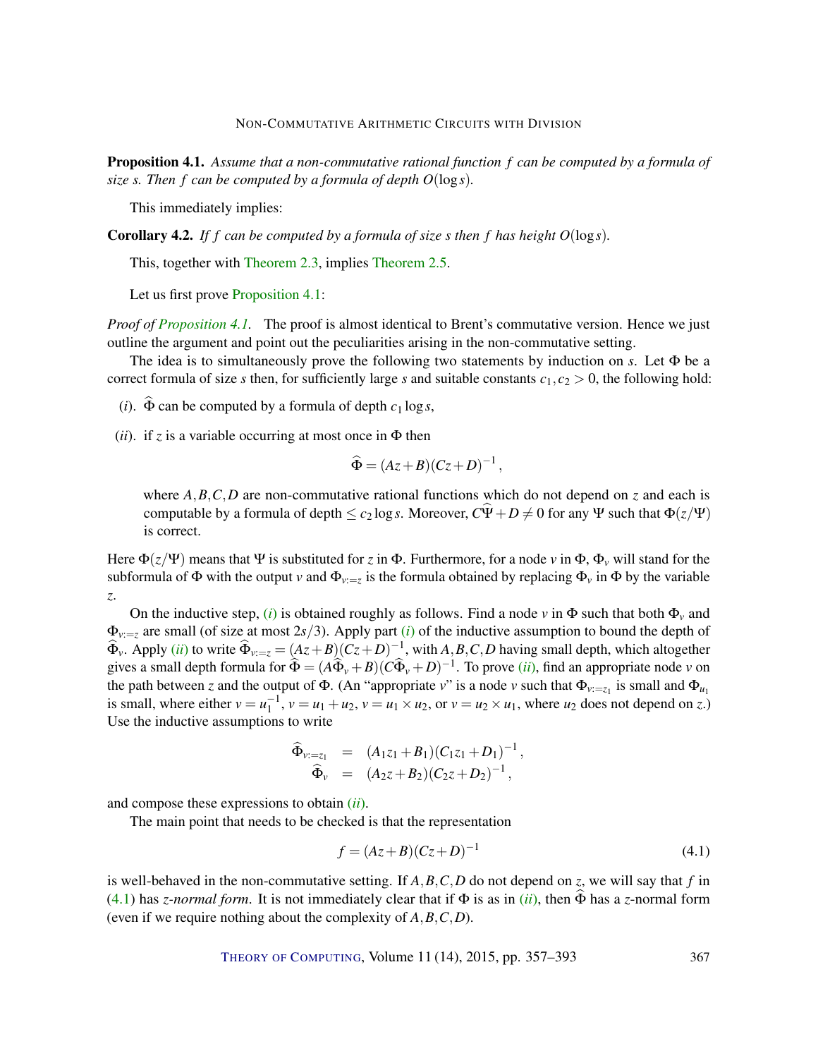**Proposition 4.1.** *Assume that a non-commutative rational function $f$ can be computed by a formula of size $s$. Then $f$ can be computed by a formula of depth $O(\log s)$.*

This immediately implies:

**Corollary 4.2.** *If $f$ can be computed by a formula of size $s$ then $f$ has height $O(\log s)$.*

This, together with Theorem 2.3, implies Theorem 2.5.

Let us first prove Proposition 4.1:

*Proof of Proposition 4.1.* The proof is almost identical to Brent's commutative version. Hence we just outline the argument and point out the peculiarities arising in the non-commutative setting.

The idea is to simultaneously prove the following two statements by induction on $s$. Let $\Phi$ be a correct formula of size $s$ then, for sufficiently large $s$ and suitable constants $c_1, c_2 > 0$, the following hold:

($i$). $\widehat{\Phi}$ can be computed by a formula of depth $c_1 \log s$,

($ii$). if $z$ is a variable occurring at most once in $\Phi$ then

$$\widehat{\Phi} = (Az+B)(Cz+D)^{-1},$$

where $A, B, C, D$ are non-commutative rational functions which do not depend on $z$ and each is computable by a formula of depth $\leq c_2 \log s$. Moreover, $C\widehat{\Psi} + D \neq 0$ for any $\Psi$ such that $\Phi(z/\Psi)$ is correct.

Here $\Phi(z/\Psi)$ means that $\Psi$ is substituted for $z$ in $\Phi$. Furthermore, for a node $v$ in $\Phi$, $\Phi_v$ will stand for the subformula of $\Phi$ with the output $v$ and $\Phi_{v:=z}$ is the formula obtained by replacing $\Phi_v$ in $\Phi$ by the variable $z$.

On the inductive step, ($i$) is obtained roughly as follows. Find a node $v$ in $\Phi$ such that both $\Phi_v$ and $\Phi_{v:=z}$ are small (of size at most $2s/3$). Apply part ($i$) of the inductive assumption to bound the depth of $\widehat{\Phi}_v$. Apply ($ii$) to write $\widehat{\Phi}_{v:=z} = (Az+B)(Cz+D)^{-1}$, with $A, B, C, D$ having small depth, which altogether gives a small depth formula for $\widehat{\Phi} = (A\widehat{\Phi}_v + B)(C\widehat{\Phi}_v + D)^{-1}$. To prove ($ii$), find an appropriate node $v$ on the path between $z$ and the output of $\Phi$. (An "appropriate $v$" is a node $v$ such that $\Phi_{v:=z_1}$ is small and $\Phi_{u_1}$ is small, where either $v = u_1^{-1}$, $v = u_1 + u_2$, $v = u_1 \times u_2$, or $v = u_2 \times u_1$, where $u_2$ does not depend on $z$.) Use the inductive assumptions to write

$$\begin{aligned}
\widehat{\Phi}_{v:=z_1} &= (A_1 z_1 + B_1)(C_1 z_1 + D_1)^{-1}, \\
\widehat{\Phi}_v &= (A_2 z + B_2)(C_2 z + D_2)^{-1},
\end{aligned}$$

and compose these expressions to obtain ($ii$).

The main point that needs to be checked is that the representation

$$f = (Az+B)(Cz+D)^{-1} \tag{4.1}$$

is well-behaved in the non-commutative setting. If $A, B, C, D$ do not depend on $z$, we will say that $f$ in (4.1) has *$z$-normal form*. It is not immediately clear that if $\Phi$ is as in ($ii$), then $\widehat{\Phi}$ has a $z$-normal form (even if we require nothing about the complexity of $A, B, C, D$).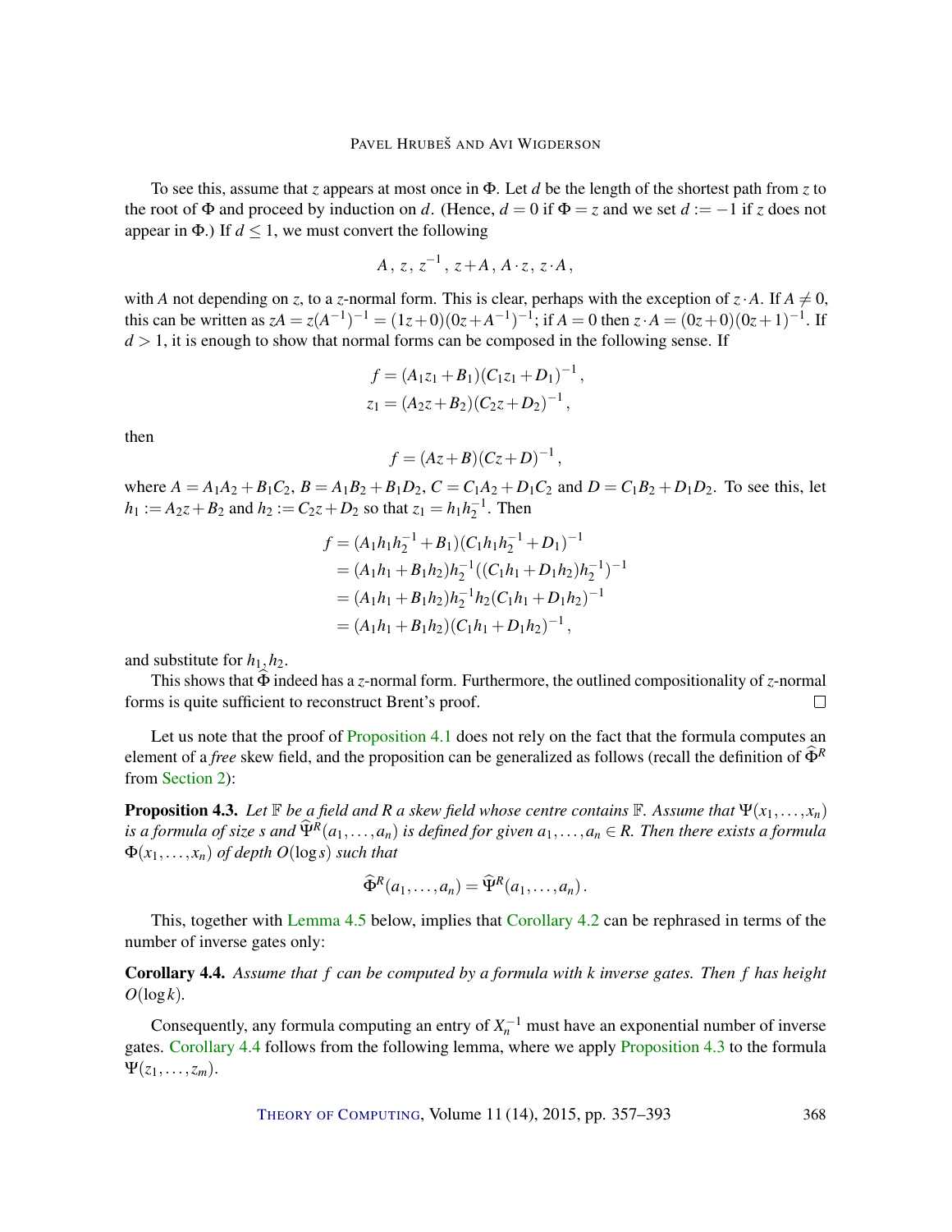To see this, assume that $z$ appears at most once in $\Phi$. Let $d$ be the length of the shortest path from $z$ to the root of $\Phi$ and proceed by induction on $d$. (Hence, $d = 0$ if $\Phi = z$ and we set $d := -1$ if $z$ does not appear in $\Phi$.) If $d \leq 1$, we must convert the following

$$A\,,\; z\,,\; z^{-1}\,,\; z+A\,,\; A\cdot z\,,\; z\cdot A\,,$$

with $A$ not depending on $z$, to a $z$-normal form. This is clear, perhaps with the exception of $z \cdot A$. If $A \neq 0$, this can be written as $zA = z(A^{-1})^{-1} = (1z+0)(0z+A^{-1})^{-1}$; if $A = 0$ then $z \cdot A = (0z+0)(0z+1)^{-1}$. If $d > 1$, it is enough to show that normal forms can be composed in the following sense. If

$$\begin{aligned}
f &= (A_1 z_1 + B_1)(C_1 z_1 + D_1)^{-1}\,,\\
z_1 &= (A_2 z + B_2)(C_2 z + D_2)^{-1}\,,
\end{aligned}$$

then

$$f = (Az+B)(Cz+D)^{-1}\,,$$

where $A = A_1A_2 + B_1C_2$, $B = A_1B_2 + B_1D_2$, $C = C_1A_2 + D_1C_2$ and $D = C_1B_2 + D_1D_2$. To see this, let $h_1 := A_2z + B_2$ and $h_2 := C_2z + D_2$ so that $z_1 = h_1h_2^{-1}$. Then

$$\begin{aligned}
f &= (A_1h_1h_2^{-1} + B_1)(C_1h_1h_2^{-1} + D_1)^{-1}\\
&= (A_1h_1 + B_1h_2)h_2^{-1}((C_1h_1 + D_1h_2)h_2^{-1})^{-1}\\
&= (A_1h_1 + B_1h_2)h_2^{-1}h_2(C_1h_1 + D_1h_2)^{-1}\\
&= (A_1h_1 + B_1h_2)(C_1h_1 + D_1h_2)^{-1}\,,
\end{aligned}$$

and substitute for $h_1, h_2$.

This shows that $\widehat{\Phi}$ indeed has a $z$-normal form. Furthermore, the outlined compositionality of $z$-normal forms is quite sufficient to reconstruct Brent's proof. □

Let us note that the proof of Proposition 4.1 does not rely on the fact that the formula computes an element of a *free* skew field, and the proposition can be generalized as follows (recall the definition of $\widehat{\Phi}^R$ from Section 2):

**Proposition 4.3.** *Let $\mathbb{F}$ be a field and $R$ a skew field whose centre contains $\mathbb{F}$. Assume that $\Psi(x_1,\dots,x_n)$ is a formula of size $s$ and $\widehat{\Psi}^R(a_1,\dots,a_n)$ is defined for given $a_1,\dots,a_n \in R$. Then there exists a formula $\Phi(x_1,\dots,x_n)$ of depth $O(\log s)$ such that*

$$\widehat{\Phi}^R(a_1,\dots,a_n) = \widehat{\Psi}^R(a_1,\dots,a_n)\,.$$

This, together with Lemma 4.5 below, implies that Corollary 4.2 can be rephrased in terms of the number of inverse gates only:

**Corollary 4.4.** *Assume that $f$ can be computed by a formula with $k$ inverse gates. Then $f$ has height $O(\log k)$.*

Consequently, any formula computing an entry of $X_n^{-1}$ must have an exponential number of inverse gates. Corollary 4.4 follows from the following lemma, where we apply Proposition 4.3 to the formula $\Psi(z_1,\dots,z_m)$.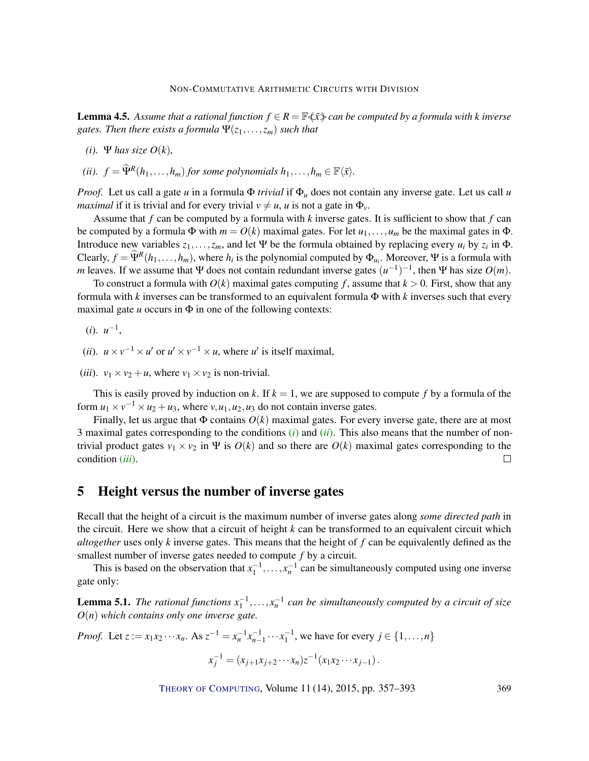**Lemma 4.5.** *Assume that a rational function $f \in R = \mathbb{F}\langle\!\langle \bar{x} \rangle\!\rangle$ can be computed by a formula with k inverse gates. Then there exists a formula $\Psi(z_1, \ldots, z_m)$ such that*

*(i).* $\Psi$ *has size* $O(k)$,

*(ii).* $f = \widehat{\Psi}^R(h_1, \ldots, h_m)$ *for some polynomials* $h_1, \ldots, h_m \in \mathbb{F}\langle \bar{x} \rangle$.

*Proof.* Let us call a gate $u$ in a formula $\Phi$ *trivial* if $\Phi_u$ does not contain any inverse gate. Let us call $u$ *maximal* if it is trivial and for every trivial $v \neq u$, $u$ is not a gate in $\Phi_v$.

Assume that $f$ can be computed by a formula with $k$ inverse gates. It is sufficient to show that $f$ can be computed by a formula $\Phi$ with $m = O(k)$ maximal gates. For let $u_1, \ldots, u_m$ be the maximal gates in $\Phi$. Introduce new variables $z_1, \ldots, z_m$, and let $\Psi$ be the formula obtained by replacing every $u_i$ by $z_i$ in $\Phi$. Clearly, $f = \widehat{\Psi}^R(h_1, \ldots, h_m)$, where $h_i$ is the polynomial computed by $\Phi_{u_i}$. Moreover, $\Psi$ is a formula with $m$ leaves. If we assume that $\Psi$ does not contain redundant inverse gates $(u^{-1})^{-1}$, then $\Psi$ has size $O(m)$.

To construct a formula with $O(k)$ maximal gates computing $f$, assume that $k > 0$. First, show that any formula with $k$ inverses can be transformed to an equivalent formula $\Phi$ with $k$ inverses such that every maximal gate $u$ occurs in $\Phi$ in one of the following contexts:

($i$). $u^{-1}$,

($ii$). $u \times v^{-1} \times u'$ or $u' \times v^{-1} \times u$, where $u'$ is itself maximal,

($iii$). $v_1 \times v_2 + u$, where $v_1 \times v_2$ is non-trivial.

This is easily proved by induction on $k$. If $k = 1$, we are supposed to compute $f$ by a formula of the form $u_1 \times v^{-1} \times u_2 + u_3$, where $v, u_1, u_2, u_3$ do not contain inverse gates.

Finally, let us argue that $\Phi$ contains $O(k)$ maximal gates. For every inverse gate, there are at most 3 maximal gates corresponding to the conditions ($i$) and ($ii$). This also means that the number of non-trivial product gates $v_1 \times v_2$ in $\Psi$ is $O(k)$ and so there are $O(k)$ maximal gates corresponding to the condition ($iii$). □

# 5 Height versus the number of inverse gates

Recall that the height of a circuit is the maximum number of inverse gates along *some directed path* in the circuit. Here we show that a circuit of height $k$ can be transformed to an equivalent circuit which *altogether* uses only $k$ inverse gates. This means that the height of $f$ can be equivalently defined as the smallest number of inverse gates needed to compute $f$ by a circuit.

This is based on the observation that $x_1^{-1}, \ldots, x_n^{-1}$ can be simultaneously computed using one inverse gate only:

**Lemma 5.1.** *The rational functions $x_1^{-1}, \ldots, x_n^{-1}$ can be simultaneously computed by a circuit of size $O(n)$ which contains only one inverse gate.*

*Proof.* Let $z := x_1 x_2 \cdots x_n$. As $z^{-1} = x_n^{-1} x_{n-1}^{-1} \cdots x_1^{-1}$, we have for every $j \in \{1, \ldots, n\}$

$$x_j^{-1} = (x_{j+1} x_{j+2} \cdots x_n) z^{-1} (x_1 x_2 \cdots x_{j-1}).$$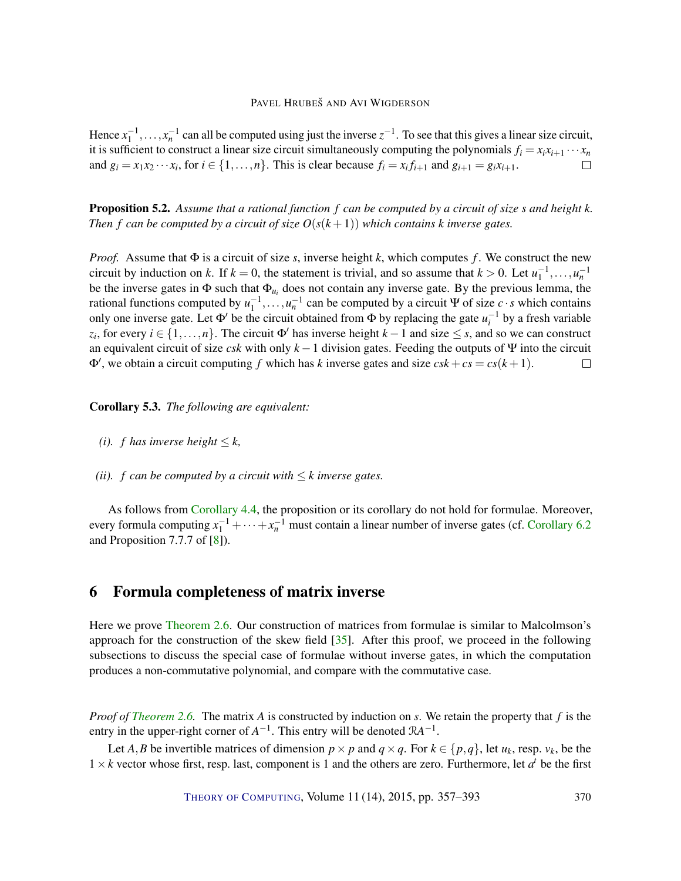Hence $x_1^{-1},\ldots,x_n^{-1}$ can all be computed using just the inverse $z^{-1}$. To see that this gives a linear size circuit, it is sufficient to construct a linear size circuit simultaneously computing the polynomials $f_i = x_i x_{i+1}\cdots x_n$ and $g_i = x_1 x_2 \cdots x_i$, for $i \in \{1,\ldots,n\}$. This is clear because $f_i = x_i f_{i+1}$ and $g_{i+1} = g_i x_{i+1}$. □

**Proposition 5.2.** *Assume that a rational function $f$ can be computed by a circuit of size $s$ and height $k$. Then $f$ can be computed by a circuit of size $O(s(k+1))$ which contains $k$ inverse gates.*

*Proof.* Assume that $\Phi$ is a circuit of size $s$, inverse height $k$, which computes $f$. We construct the new circuit by induction on $k$. If $k = 0$, the statement is trivial, and so assume that $k > 0$. Let $u_1^{-1},\ldots,u_n^{-1}$ be the inverse gates in $\Phi$ such that $\Phi_{u_i}$ does not contain any inverse gate. By the previous lemma, the rational functions computed by $u_1^{-1},\ldots,u_n^{-1}$ can be computed by a circuit $\Psi$ of size $c\cdot s$ which contains only one inverse gate. Let $\Phi'$ be the circuit obtained from $\Phi$ by replacing the gate $u_i^{-1}$ by a fresh variable $z_i$, for every $i \in \{1,\ldots,n\}$. The circuit $\Phi'$ has inverse height $k-1$ and size $\leq s$, and so we can construct an equivalent circuit of size $csk$ with only $k-1$ division gates. Feeding the outputs of $\Psi$ into the circuit $\Phi'$, we obtain a circuit computing $f$ which has $k$ inverse gates and size $csk + cs = cs(k+1)$. □

**Corollary 5.3.** *The following are equivalent:*

*(i). $f$ has inverse height $\leq k$,*

*(ii). $f$ can be computed by a circuit with $\leq k$ inverse gates.*

As follows from Corollary 4.4, the proposition or its corollary do not hold for formulae. Moreover, every formula computing $x_1^{-1}+\cdots+x_n^{-1}$ must contain a linear number of inverse gates (cf. Corollary 6.2 and Proposition 7.7.7 of [8]).

## 6 Formula completeness of matrix inverse

Here we prove Theorem 2.6. Our construction of matrices from formulae is similar to Malcolmson's approach for the construction of the skew field [35]. After this proof, we proceed in the following subsections to discuss the special case of formulae without inverse gates, in which the computation produces a non-commutative polynomial, and compare with the commutative case.

*Proof of Theorem 2.6.* The matrix $A$ is constructed by induction on $s$. We retain the property that $f$ is the entry in the upper-right corner of $A^{-1}$. This entry will be denoted $\mathcal{R}A^{-1}$.

Let $A, B$ be invertible matrices of dimension $p\times p$ and $q\times q$. For $k \in \{p,q\}$, let $u_k$, resp. $v_k$, be the $1\times k$ vector whose first, resp. last, component is 1 and the others are zero. Furthermore, let $a^t$ be the first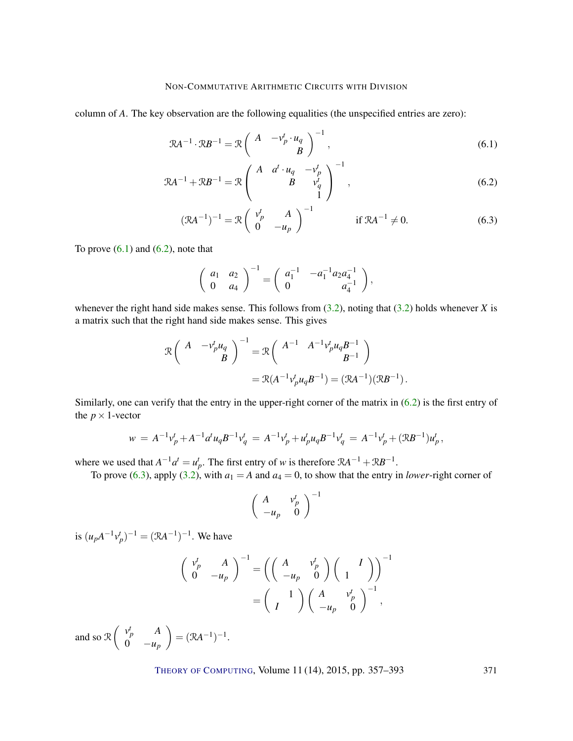column of $A$. The key observation are the following equalities (the unspecified entries are zero):

$$\mathcal{R}A^{-1} \cdot \mathcal{R}B^{-1} = \mathcal{R}\begin{pmatrix} A & -v_p^t \cdot u_q \\ & B \end{pmatrix}^{-1}, \tag{6.1}$$

$$\mathcal{R}A^{-1} + \mathcal{R}B^{-1} = \mathcal{R}\begin{pmatrix} A & a^t \cdot u_q & -v_p^t \\ & B & v_q^t \\ & & 1 \end{pmatrix}^{-1}, \tag{6.2}$$

$$(\mathcal{R}A^{-1})^{-1} = \mathcal{R}\begin{pmatrix} v_p^t & A \\ 0 & -u_p \end{pmatrix}^{-1} \qquad \text{if } \mathcal{R}A^{-1} \neq 0. \tag{6.3}$$

To prove (6.1) and (6.2), note that

$$\begin{pmatrix} a_1 & a_2 \\ 0 & a_4 \end{pmatrix}^{-1} = \begin{pmatrix} a_1^{-1} & -a_1^{-1}a_2a_4^{-1} \\ 0 & a_4^{-1} \end{pmatrix},$$

whenever the right hand side makes sense. This follows from (3.2), noting that (3.2) holds whenever $X$ is a matrix such that the right hand side makes sense. This gives

$$\begin{aligned}
\mathcal{R}\begin{pmatrix} A & -v_p^t u_q \\ & B \end{pmatrix}^{-1} &= \mathcal{R}\begin{pmatrix} A^{-1} & A^{-1}v_p^t u_q B^{-1} \\ & B^{-1} \end{pmatrix} \\
&= \mathcal{R}(A^{-1}v_p^t u_q B^{-1}) = (\mathcal{R}A^{-1})(\mathcal{R}B^{-1}).
\end{aligned}$$

Similarly, one can verify that the entry in the upper-right corner of the matrix in (6.2) is the first entry of the $p \times 1$-vector

$$w = A^{-1}v_p^t + A^{-1}a^t u_q B^{-1} v_q^t = A^{-1}v_p^t + u_p^t u_q B^{-1} v_q^t = A^{-1}v_p^t + (\mathcal{R}B^{-1})u_p^t,$$

where we used that $A^{-1}a^t = u_p^t$. The first entry of $w$ is therefore $\mathcal{R}A^{-1} + \mathcal{R}B^{-1}$.

To prove (6.3), apply (3.2), with $a_1 = A$ and $a_4 = 0$, to show that the entry in *lower*-right corner of

$$\begin{pmatrix} A & v_p^t \\ -u_p & 0 \end{pmatrix}^{-1}$$

is $(u_p A^{-1} v_p^t)^{-1} = (\mathcal{R}A^{-1})^{-1}$. We have

$$\begin{aligned}
\begin{pmatrix} v_p^t & A \\ 0 & -u_p \end{pmatrix}^{-1} &= \left( \begin{pmatrix} A & v_p^t \\ -u_p & 0 \end{pmatrix} \begin{pmatrix} & I \\ 1 & \end{pmatrix} \right)^{-1} \\
&= \begin{pmatrix} & 1 \\ I & \end{pmatrix} \begin{pmatrix} A & v_p^t \\ -u_p & 0 \end{pmatrix}^{-1},
\end{aligned}$$

and so $\mathcal{R}\begin{pmatrix} v_p^t & A \\ 0 & -u_p \end{pmatrix} = (\mathcal{R}A^{-1})^{-1}$.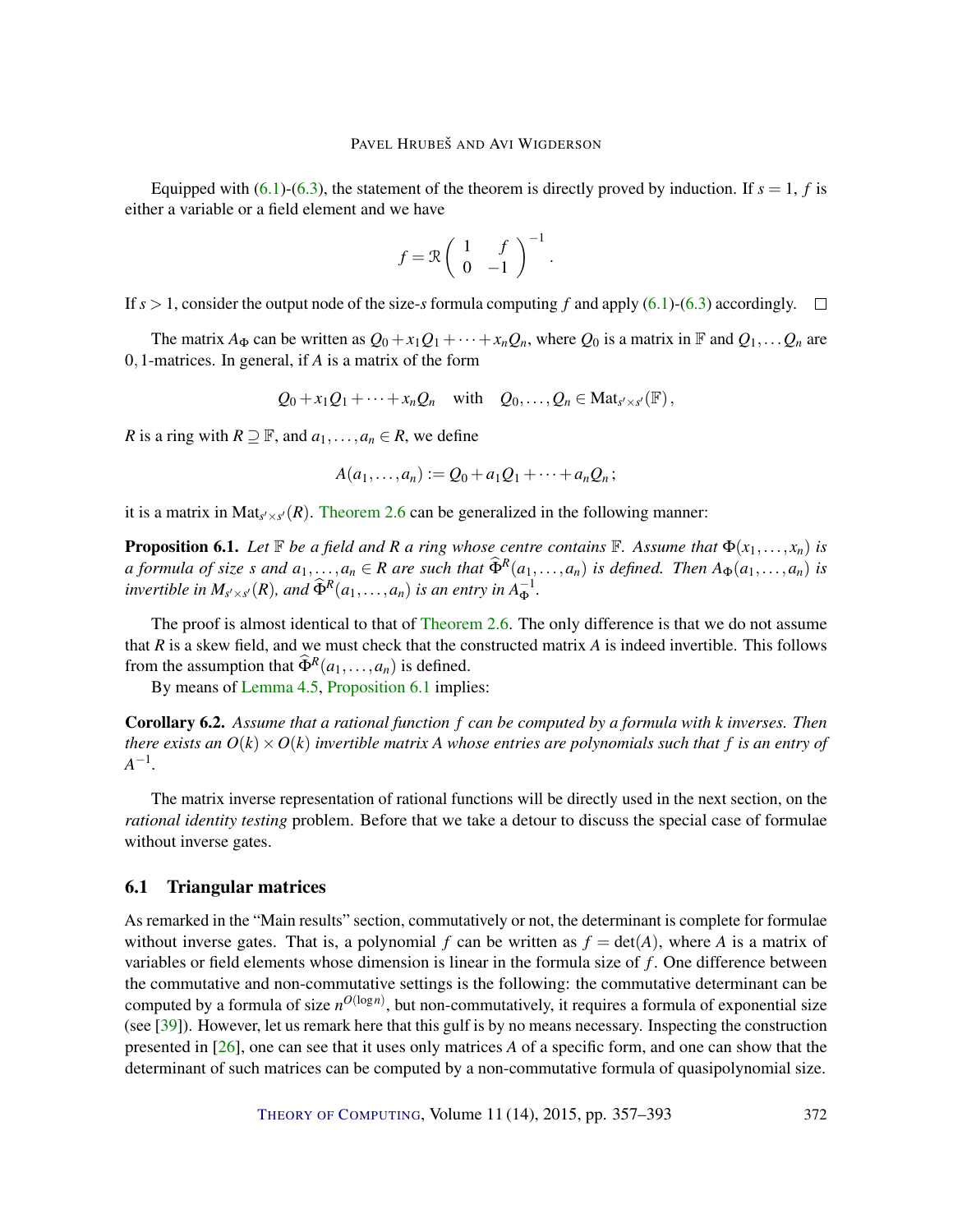Equipped with (6.1)-(6.3), the statement of the theorem is directly proved by induction. If $s = 1$, $f$ is either a variable or a field element and we have

$$f = \mathcal{R}\begin{pmatrix} 1 & f \\ 0 & -1 \end{pmatrix}^{-1}.$$

If $s > 1$, consider the output node of the size-$s$ formula computing $f$ and apply (6.1)-(6.3) accordingly. $\square$

The matrix $A_\Phi$ can be written as $Q_0 + x_1 Q_1 + \cdots + x_n Q_n$, where $Q_0$ is a matrix in $\mathbb{F}$ and $Q_1, \ldots Q_n$ are $0,1$-matrices. In general, if $A$ is a matrix of the form

$$Q_0 + x_1 Q_1 + \cdots + x_n Q_n \quad \text{with} \quad Q_0, \ldots, Q_n \in \mathrm{Mat}_{s' \times s'}(\mathbb{F}),$$

$R$ is a ring with $R \supseteq \mathbb{F}$, and $a_1, \ldots, a_n \in R$, we define

$$A(a_1, \ldots, a_n) := Q_0 + a_1 Q_1 + \cdots + a_n Q_n;$$

it is a matrix in $\mathrm{Mat}_{s' \times s'}(R)$. Theorem 2.6 can be generalized in the following manner:

**Proposition 6.1.** *Let $\mathbb{F}$ be a field and $R$ a ring whose centre contains $\mathbb{F}$. Assume that $\Phi(x_1, \ldots, x_n)$ is a formula of size $s$ and $a_1, \ldots, a_n \in R$ are such that $\widehat{\Phi}^R(a_1, \ldots, a_n)$ is defined. Then $A_\Phi(a_1, \ldots, a_n)$ is invertible in $M_{s' \times s'}(R)$, and $\widehat{\Phi}^R(a_1, \ldots, a_n)$ is an entry in $A_\Phi^{-1}$.*

The proof is almost identical to that of Theorem 2.6. The only difference is that we do not assume that $R$ is a skew field, and we must check that the constructed matrix $A$ is indeed invertible. This follows from the assumption that $\widehat{\Phi}^R(a_1, \ldots, a_n)$ is defined.

By means of Lemma 4.5, Proposition 6.1 implies:

**Corollary 6.2.** *Assume that a rational function $f$ can be computed by a formula with $k$ inverses. Then there exists an $O(k) \times O(k)$ invertible matrix $A$ whose entries are polynomials such that $f$ is an entry of $A^{-1}$.*

The matrix inverse representation of rational functions will be directly used in the next section, on the *rational identity testing* problem. Before that we take a detour to discuss the special case of formulae without inverse gates.

### 6.1 Triangular matrices

As remarked in the "Main results" section, commutatively or not, the determinant is complete for formulae without inverse gates. That is, a polynomial $f$ can be written as $f = \det(A)$, where $A$ is a matrix of variables or field elements whose dimension is linear in the formula size of $f$. One difference between the commutative and non-commutative settings is the following: the commutative determinant can be computed by a formula of size $n^{O(\log n)}$, but non-commutatively, it requires a formula of exponential size (see [39]). However, let us remark here that this gulf is by no means necessary. Inspecting the construction presented in [26], one can see that it uses only matrices $A$ of a specific form, and one can show that the determinant of such matrices can be computed by a non-commutative formula of quasipolynomial size.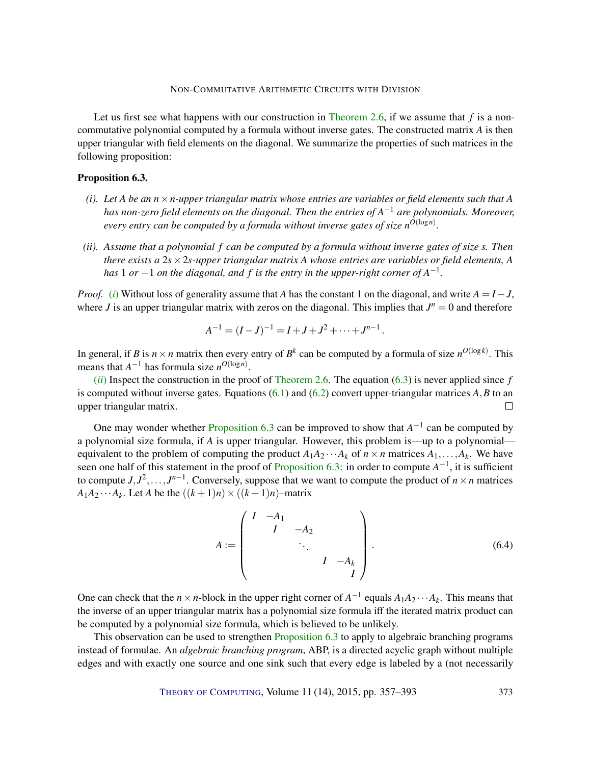Let us first see what happens with our construction in Theorem 2.6, if we assume that $f$ is a non-commutative polynomial computed by a formula without inverse gates. The constructed matrix $A$ is then upper triangular with field elements on the diagonal. We summarize the properties of such matrices in the following proposition:

**Proposition 6.3.**

*(i). Let $A$ be an $n \times n$-upper triangular matrix whose entries are variables or field elements such that $A$ has non-zero field elements on the diagonal. Then the entries of $A^{-1}$ are polynomials. Moreover, every entry can be computed by a formula without inverse gates of size $n^{O(\log n)}$.*

*(ii). Assume that a polynomial $f$ can be computed by a formula without inverse gates of size $s$. Then there exists a $2s \times 2s$-upper triangular matrix $A$ whose entries are variables or field elements, $A$ has $1$ or $-1$ on the diagonal, and $f$ is the entry in the upper-right corner of $A^{-1}$.*

*Proof.* (*i*) Without loss of generality assume that $A$ has the constant 1 on the diagonal, and write $A = I - J$, where $J$ is an upper triangular matrix with zeros on the diagonal. This implies that $J^n = 0$ and therefore

$$A^{-1} = (I - J)^{-1} = I + J + J^2 + \cdots + J^{n-1}\,.$$

In general, if $B$ is $n \times n$ matrix then every entry of $B^k$ can be computed by a formula of size $n^{O(\log k)}$. This means that $A^{-1}$ has formula size $n^{O(\log n)}$.

(*ii*) Inspect the construction in the proof of Theorem 2.6. The equation (6.3) is never applied since $f$ is computed without inverse gates. Equations (6.1) and (6.2) convert upper-triangular matrices $A, B$ to an upper triangular matrix. ◻

One may wonder whether Proposition 6.3 can be improved to show that $A^{-1}$ can be computed by a polynomial size formula, if $A$ is upper triangular. However, this problem is—up to a polynomial—equivalent to the problem of computing the product $A_1 A_2 \cdots A_k$ of $n \times n$ matrices $A_1, \dots, A_k$. We have seen one half of this statement in the proof of Proposition 6.3: in order to compute $A^{-1}$, it is sufficient to compute $J, J^2, \dots, J^{n-1}$. Conversely, suppose that we want to compute the product of $n \times n$ matrices $A_1 A_2 \cdots A_k$. Let $A$ be the $((k+1)n) \times ((k+1)n)$–matrix

$$A := \begin{pmatrix} I & -A_1 & & & \\ & I & -A_2 & & \\ & & \ddots & & \\ & & & I & -A_k \\ & & & & I \end{pmatrix}. \tag{6.4}$$

One can check that the $n \times n$-block in the upper right corner of $A^{-1}$ equals $A_1 A_2 \cdots A_k$. This means that the inverse of an upper triangular matrix has a polynomial size formula iff the iterated matrix product can be computed by a polynomial size formula, which is believed to be unlikely.

This observation can be used to strengthen Proposition 6.3 to apply to algebraic branching programs instead of formulae. An *algebraic branching program*, ABP, is a directed acyclic graph without multiple edges and with exactly one source and one sink such that every edge is labeled by a (not necessarily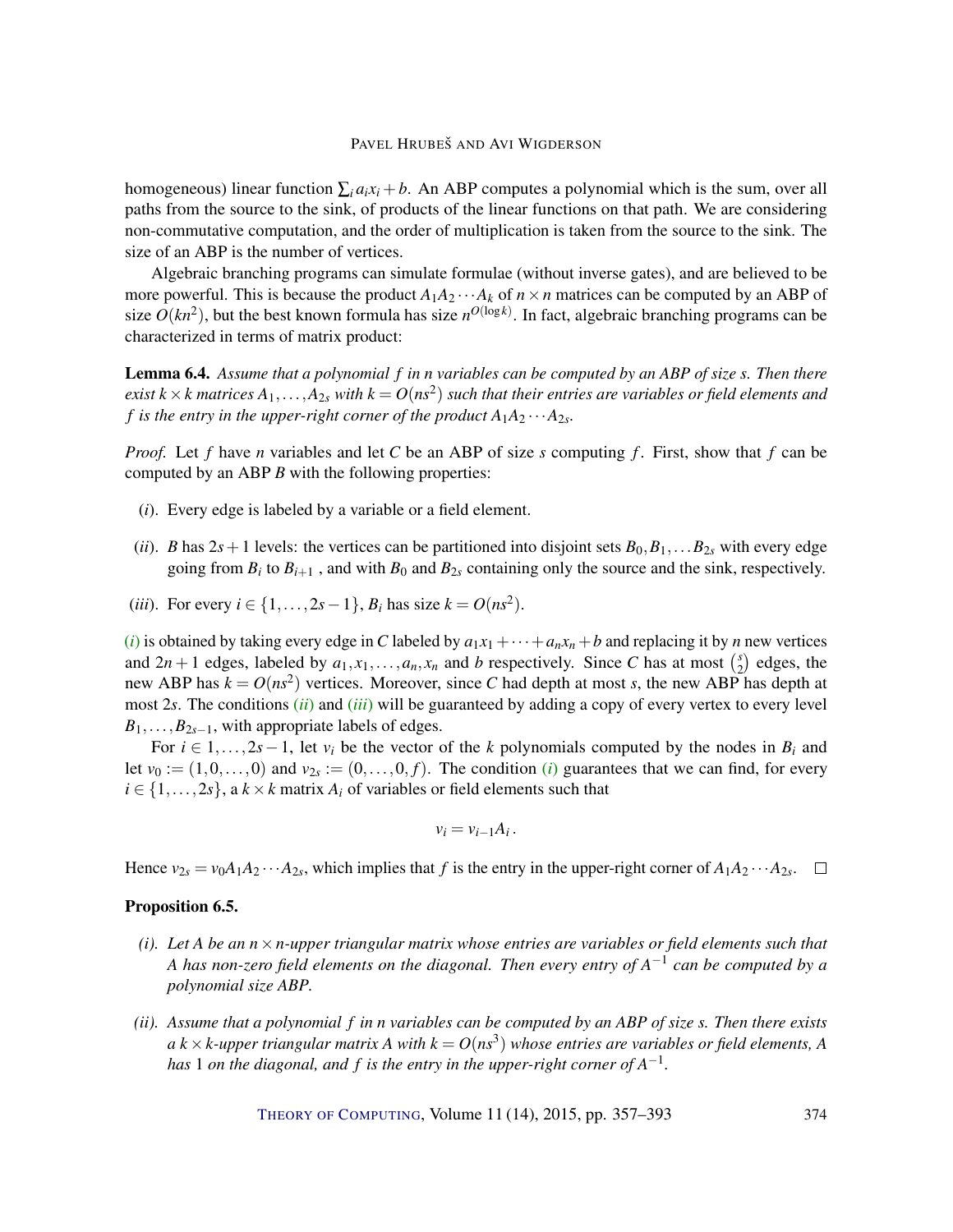homogeneous) linear function $\sum_i a_i x_i + b$. An ABP computes a polynomial which is the sum, over all paths from the source to the sink, of products of the linear functions on that path. We are considering non-commutative computation, and the order of multiplication is taken from the source to the sink. The size of an ABP is the number of vertices.

Algebraic branching programs can simulate formulae (without inverse gates), and are believed to be more powerful. This is because the product $A_1 A_2 \cdots A_k$ of $n \times n$ matrices can be computed by an ABP of size $O(kn^2)$, but the best known formula has size $n^{O(\log k)}$. In fact, algebraic branching programs can be characterized in terms of matrix product:

**Lemma 6.4.** *Assume that a polynomial $f$ in $n$ variables can be computed by an ABP of size $s$. Then there exist $k \times k$ matrices $A_1, \dots, A_{2s}$ with $k = O(ns^2)$ such that their entries are variables or field elements and $f$ is the entry in the upper-right corner of the product $A_1 A_2 \cdots A_{2s}$.*

*Proof.* Let $f$ have $n$ variables and let $C$ be an ABP of size $s$ computing $f$. First, show that $f$ can be computed by an ABP $B$ with the following properties:

- $(i)$. Every edge is labeled by a variable or a field element.
- $(ii)$. $B$ has $2s+1$ levels: the vertices can be partitioned into disjoint sets $B_0, B_1, \dots B_{2s}$ with every edge going from $B_i$ to $B_{i+1}$ , and with $B_0$ and $B_{2s}$ containing only the source and the sink, respectively.
- $(iii)$. For every $i \in \{1, \dots, 2s-1\}$, $B_i$ has size $k = O(ns^2)$.

$(i)$ is obtained by taking every edge in $C$ labeled by $a_1 x_1 + \cdots + a_n x_n + b$ and replacing it by $n$ new vertices and $2n+1$ edges, labeled by $a_1, x_1, \dots, a_n, x_n$ and $b$ respectively. Since $C$ has at most $\binom{s}{2}$ edges, the new ABP has $k = O(ns^2)$ vertices. Moreover, since $C$ had depth at most $s$, the new ABP has depth at most $2s$. The conditions $(ii)$ and $(iii)$ will be guaranteed by adding a copy of every vertex to every level $B_1, \dots, B_{2s-1}$, with appropriate labels of edges.

For $i \in 1, \dots, 2s-1$, let $v_i$ be the vector of the $k$ polynomials computed by the nodes in $B_i$ and let $v_0 := (1, 0, \dots, 0)$ and $v_{2s} := (0, \dots, 0, f)$. The condition $(i)$ guarantees that we can find, for every $i \in \{1, \dots, 2s\}$, a $k \times k$ matrix $A_i$ of variables or field elements such that

$$v_i = v_{i-1} A_i \, .$$

Hence $v_{2s} = v_0 A_1 A_2 \cdots A_{2s}$, which implies that $f$ is the entry in the upper-right corner of $A_1 A_2 \cdots A_{2s}$. $\square$

**Proposition 6.5.**

- *(i). Let $A$ be an $n \times n$-upper triangular matrix whose entries are variables or field elements such that $A$ has non-zero field elements on the diagonal. Then every entry of $A^{-1}$ can be computed by a polynomial size ABP.*
- *(ii). Assume that a polynomial $f$ in $n$ variables can be computed by an ABP of size $s$. Then there exists a $k \times k$-upper triangular matrix $A$ with $k = O(ns^3)$ whose entries are variables or field elements, $A$ has $1$ on the diagonal, and $f$ is the entry in the upper-right corner of $A^{-1}$.*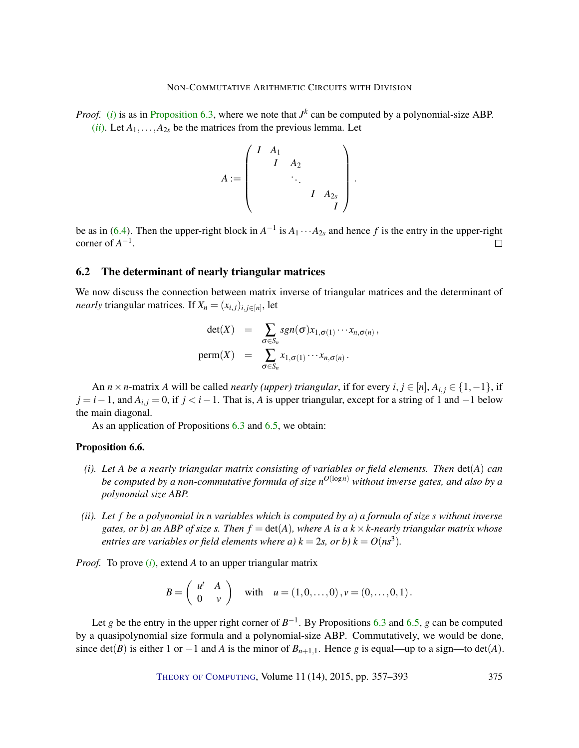*Proof.* (*i*) is as in Proposition 6.3, where we note that $J^k$ can be computed by a polynomial-size ABP.

(*ii*). Let $A_1, \ldots, A_{2s}$ be the matrices from the previous lemma. Let

$$A := \begin{pmatrix} I & A_1 & & & & \\ & I & A_2 & & & \\ & & \ddots & & & \\ & & & I & A_{2s} & \\ & & & & I \end{pmatrix}.$$

be as in (6.4). Then the upper-right block in $A^{-1}$ is $A_1 \cdots A_{2s}$ and hence $f$ is the entry in the upper-right corner of $A^{-1}$. □

## 6.2 The determinant of nearly triangular matrices

We now discuss the connection between matrix inverse of triangular matrices and the determinant of *nearly* triangular matrices. If $X_n = (x_{i,j})_{i,j\in[n]}$, let

$$\begin{aligned} \det(X) &= \sum_{\sigma \in S_n} sgn(\sigma) x_{1,\sigma(1)} \cdots x_{n,\sigma(n)}, \\ \mathrm{perm}(X) &= \sum_{\sigma \in S_n} x_{1,\sigma(1)} \cdots x_{n,\sigma(n)}. \end{aligned}$$

An $n \times n$-matrix $A$ will be called *nearly (upper) triangular*, if for every $i, j \in [n]$, $A_{i,j} \in \{1, -1\}$, if $j = i-1$, and $A_{i,j} = 0$, if $j < i-1$. That is, $A$ is upper triangular, except for a string of 1 and $-1$ below the main diagonal.

As an application of Propositions 6.3 and 6.5, we obtain:

**Proposition 6.6.**

*(i). Let $A$ be a nearly triangular matrix consisting of variables or field elements. Then $\det(A)$ can be computed by a non-commutative formula of size $n^{O(\log n)}$ without inverse gates, and also by a polynomial size ABP.*

*(ii). Let $f$ be a polynomial in $n$ variables which is computed by a) a formula of size $s$ without inverse gates, or b) an ABP of size $s$. Then $f = \det(A)$, where $A$ is a $k \times k$-nearly triangular matrix whose entries are variables or field elements where a) $k = 2s$, or b) $k = O(ns^3)$.*

*Proof.* To prove (*i*), extend $A$ to an upper triangular matrix

$$B = \begin{pmatrix} u^t & A \\ 0 & v \end{pmatrix} \quad \text{with} \quad u = (1, 0, \ldots, 0), v = (0, \ldots, 0, 1).$$

Let $g$ be the entry in the upper right corner of $B^{-1}$. By Propositions 6.3 and 6.5, $g$ can be computed by a quasipolynomial size formula and a polynomial-size ABP. Commutatively, we would be done, since $\det(B)$ is either 1 or $-1$ and $A$ is the minor of $B_{n+1,1}$. Hence $g$ is equal—up to a sign—to $\det(A)$.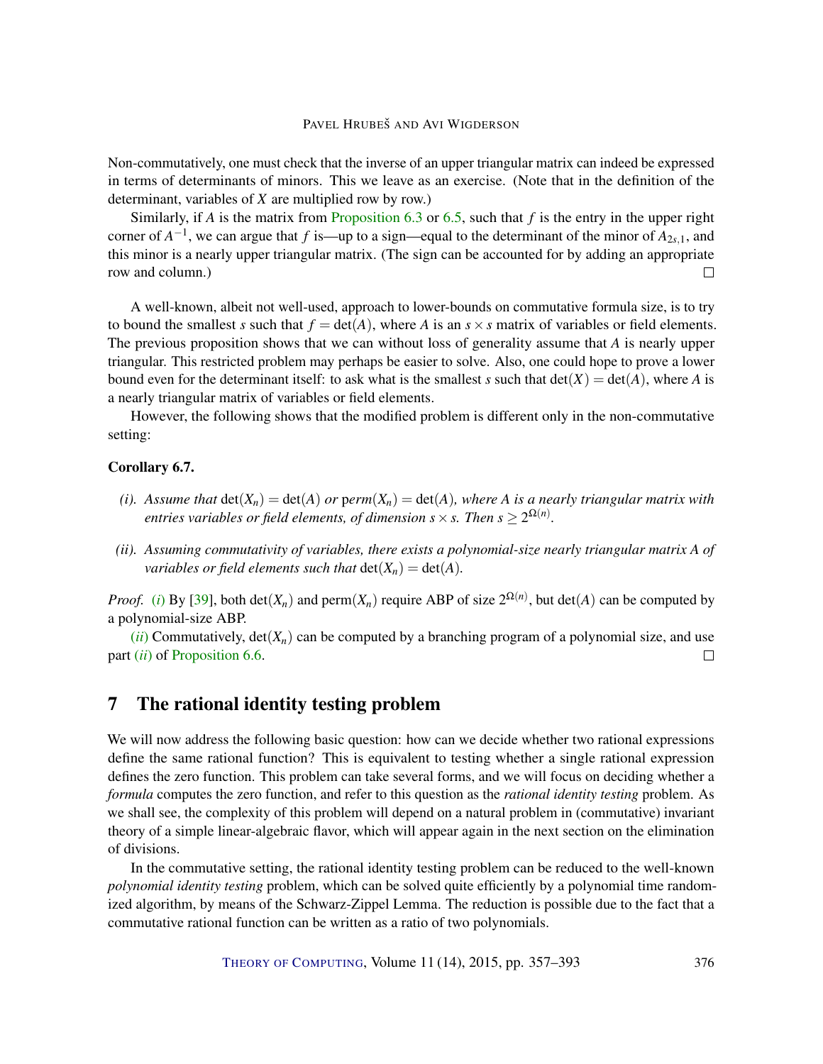Non-commutatively, one must check that the inverse of an upper triangular matrix can indeed be expressed in terms of determinants of minors. This we leave as an exercise. (Note that in the definition of the determinant, variables of $X$ are multiplied row by row.)

Similarly, if $A$ is the matrix from Proposition 6.3 or 6.5, such that $f$ is the entry in the upper right corner of $A^{-1}$, we can argue that $f$ is—up to a sign—equal to the determinant of the minor of $A_{2s,1}$, and this minor is a nearly upper triangular matrix. (The sign can be accounted for by adding an appropriate row and column.) □

A well-known, albeit not well-used, approach to lower-bounds on commutative formula size, is to try to bound the smallest $s$ such that $f = \det(A)$, where $A$ is an $s \times s$ matrix of variables or field elements. The previous proposition shows that we can without loss of generality assume that $A$ is nearly upper triangular. This restricted problem may perhaps be easier to solve. Also, one could hope to prove a lower bound even for the determinant itself: to ask what is the smallest $s$ such that $\det(X) = \det(A)$, where $A$ is a nearly triangular matrix of variables or field elements.

However, the following shows that the modified problem is different only in the non-commutative setting:

**Corollary 6.7.**

*(i). Assume that* $\det(X_n) = \det(A)$ *or* $\mathrm{perm}(X_n) = \det(A)$*, where A is a nearly triangular matrix with entries variables or field elements, of dimension* $s \times s$*. Then* $s \geq 2^{\Omega(n)}$*.*

*(ii). Assuming commutativity of variables, there exists a polynomial-size nearly triangular matrix A of variables or field elements such that* $\det(X_n) = \det(A)$*.*

*Proof.* *(i)* By [39], both $\det(X_n)$ and $\mathrm{perm}(X_n)$ require ABP of size $2^{\Omega(n)}$, but $\det(A)$ can be computed by a polynomial-size ABP.

*(ii)* Commutatively, $\det(X_n)$ can be computed by a branching program of a polynomial size, and use part *(ii)* of Proposition 6.6. □

## 7 The rational identity testing problem

We will now address the following basic question: how can we decide whether two rational expressions define the same rational function? This is equivalent to testing whether a single rational expression defines the zero function. This problem can take several forms, and we will focus on deciding whether a *formula* computes the zero function, and refer to this question as the *rational identity testing* problem. As we shall see, the complexity of this problem will depend on a natural problem in (commutative) invariant theory of a simple linear-algebraic flavor, which will appear again in the next section on the elimination of divisions.

In the commutative setting, the rational identity testing problem can be reduced to the well-known *polynomial identity testing* problem, which can be solved quite efficiently by a polynomial time randomized algorithm, by means of the Schwarz-Zippel Lemma. The reduction is possible due to the fact that a commutative rational function can be written as a ratio of two polynomials.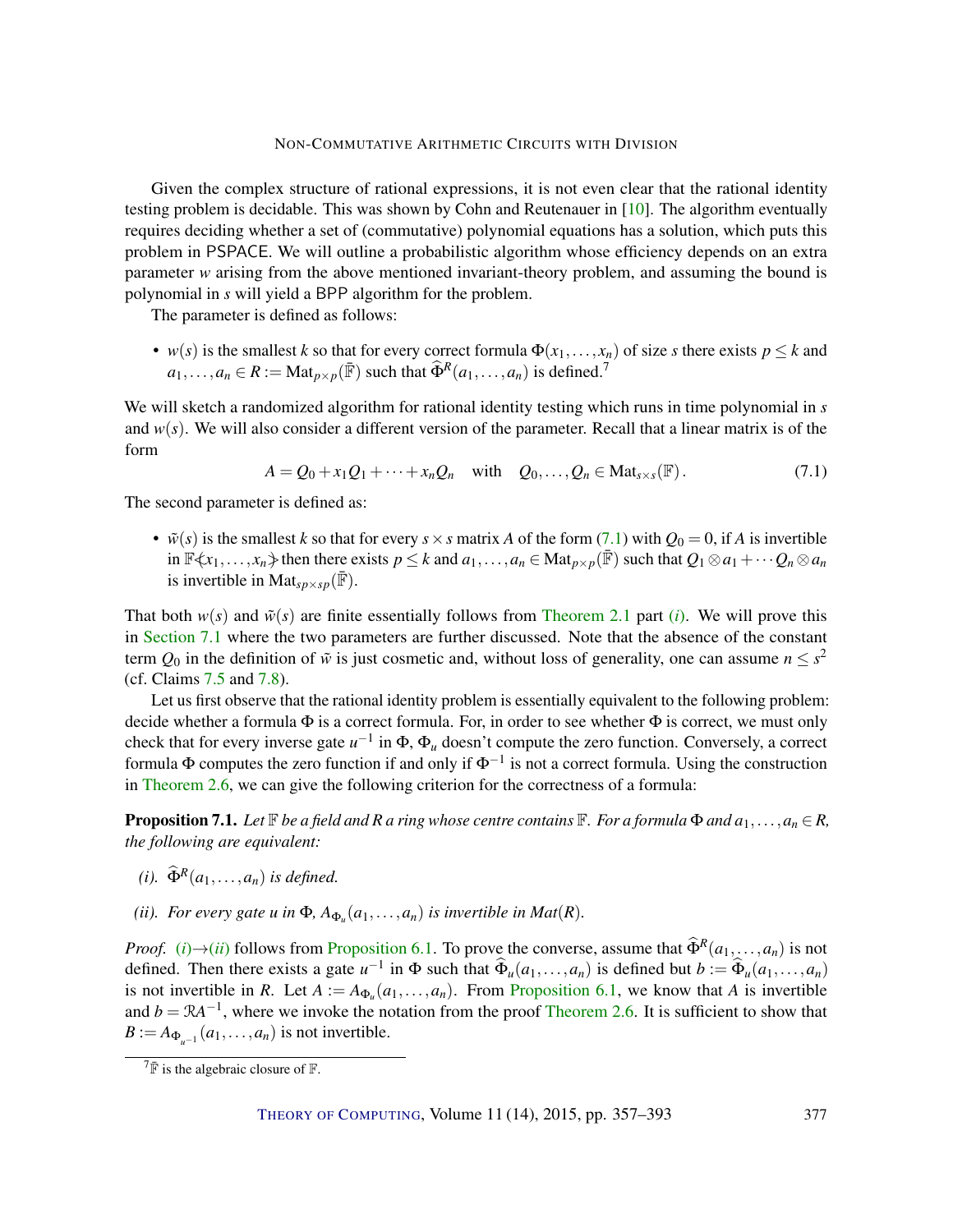Given the complex structure of rational expressions, it is not even clear that the rational identity testing problem is decidable. This was shown by Cohn and Reutenauer in [10]. The algorithm eventually requires deciding whether a set of (commutative) polynomial equations has a solution, which puts this problem in PSPACE. We will outline a probabilistic algorithm whose efficiency depends on an extra parameter $w$ arising from the above mentioned invariant-theory problem, and assuming the bound is polynomial in $s$ will yield a BPP algorithm for the problem.

The parameter is defined as follows:

- $w(s)$ is the smallest $k$ so that for every correct formula $\Phi(x_1,\dots,x_n)$ of size $s$ there exists $p \le k$ and $a_1,\dots,a_n \in R := \mathrm{Mat}_{p\times p}(\bar{\mathbb{F}})$ such that $\widehat{\Phi}^R(a_1,\dots,a_n)$ is defined.[7]

We will sketch a randomized algorithm for rational identity testing which runs in time polynomial in $s$ and $w(s)$. We will also consider a different version of the parameter. Recall that a linear matrix is of the form

$$A = Q_0 + x_1 Q_1 + \cdots + x_n Q_n \quad \text{with} \quad Q_0,\dots,Q_n \in \mathrm{Mat}_{s\times s}(\mathbb{F})\,. \tag{7.1}$$

The second parameter is defined as:

- $\tilde{w}(s)$ is the smallest $k$ so that for every $s\times s$ matrix $A$ of the form (7.1) with $Q_0 = 0$, if $A$ is invertible in $\mathbb{F}\langle\!\langle x_1,\dots,x_n\rangle\!\rangle$ then there exists $p \le k$ and $a_1,\dots,a_n \in \mathrm{Mat}_{p\times p}(\bar{\mathbb{F}})$ such that $Q_1 \otimes a_1 + \cdots Q_n \otimes a_n$ is invertible in $\mathrm{Mat}_{sp\times sp}(\bar{\mathbb{F}})$.

That both $w(s)$ and $\tilde{w}(s)$ are finite essentially follows from Theorem 2.1 part (*i*). We will prove this in Section 7.1 where the two parameters are further discussed. Note that the absence of the constant term $Q_0$ in the definition of $\tilde{w}$ is just cosmetic and, without loss of generality, one can assume $n \le s^2$ (cf. Claims 7.5 and 7.8).

Let us first observe that the rational identity problem is essentially equivalent to the following problem: decide whether a formula $\Phi$ is a correct formula. For, in order to see whether $\Phi$ is correct, we must only check that for every inverse gate $u^{-1}$ in $\Phi$, $\Phi_u$ doesn't compute the zero function. Conversely, a correct formula $\Phi$ computes the zero function if and only if $\Phi^{-1}$ is not a correct formula. Using the construction in Theorem 2.6, we can give the following criterion for the correctness of a formula:

**Proposition 7.1.** *Let $\mathbb{F}$ be a field and $R$ a ring whose centre contains $\mathbb{F}$. For a formula $\Phi$ and $a_1,\dots,a_n \in R$, the following are equivalent:*

*(i). $\widehat{\Phi}^R(a_1,\dots,a_n)$ is defined.*

*(ii). For every gate $u$ in $\Phi$, $A_{\Phi_u}(a_1,\dots,a_n)$ is invertible in $Mat(R)$.*

*Proof.* (*i*)→(*ii*) follows from Proposition 6.1. To prove the converse, assume that $\widehat{\Phi}^R(a_1,\dots,a_n)$ is not defined. Then there exists a gate $u^{-1}$ in $\Phi$ such that $\widehat{\Phi}_u(a_1,\dots,a_n)$ is defined but $b := \widehat{\Phi}_u(a_1,\dots,a_n)$ is not invertible in $R$. Let $A := A_{\Phi_u}(a_1,\dots,a_n)$. From Proposition 6.1, we know that $A$ is invertible and $b = \mathcal{R}A^{-1}$, where we invoke the notation from the proof Theorem 2.6. It is sufficient to show that $B := A_{\Phi_{u^{-1}}}(a_1,\dots,a_n)$ is not invertible.

[7] $\bar{\mathbb{F}}$ is the algebraic closure of $\mathbb{F}$.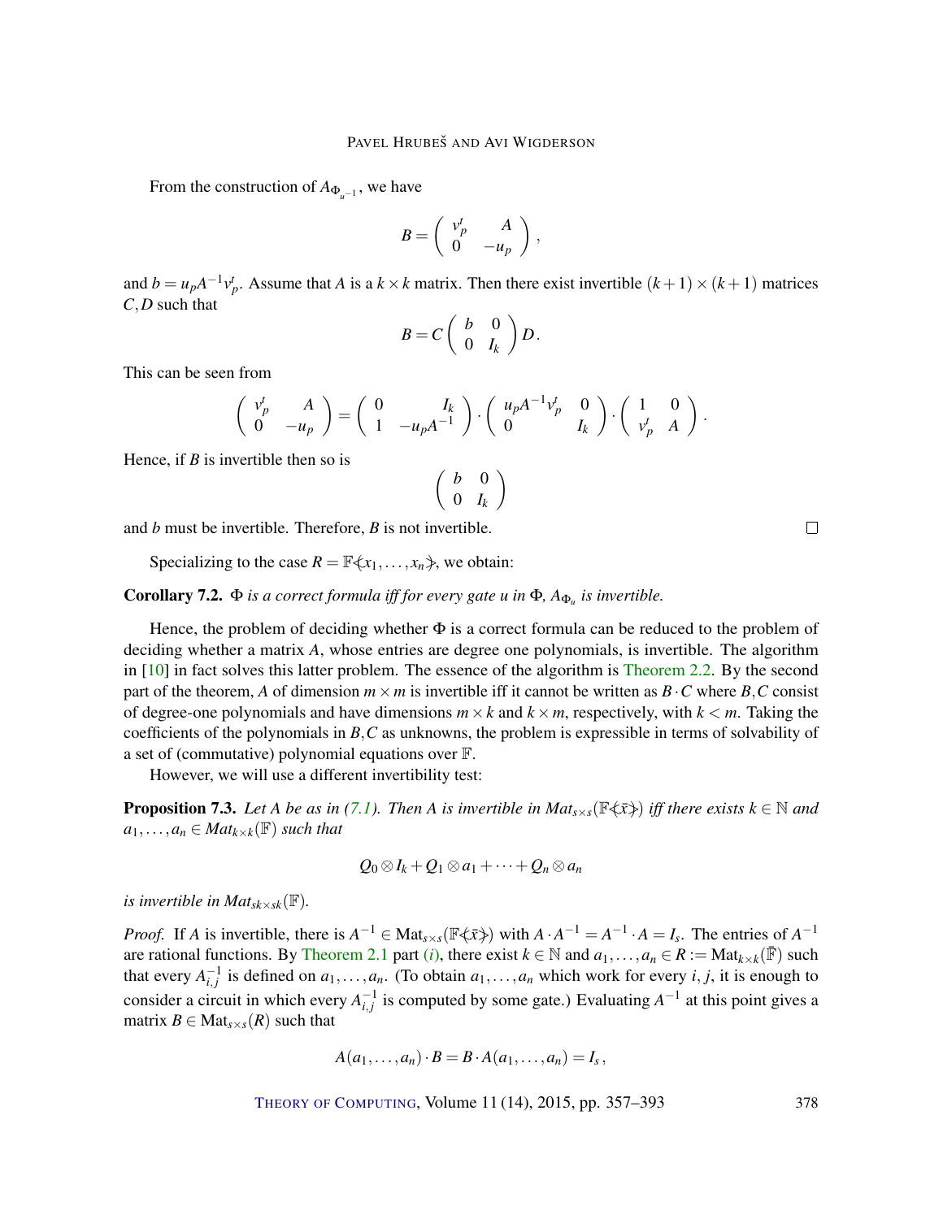From the construction of $A_{\Phi_{u^{-1}}}$, we have

$$B = \begin{pmatrix} v_p^t & A \\ 0 & -u_p \end{pmatrix},$$

and $b = u_p A^{-1} v_p^t$. Assume that $A$ is a $k \times k$ matrix. Then there exist invertible $(k+1) \times (k+1)$ matrices $C, D$ such that

$$B = C \begin{pmatrix} b & 0 \\ 0 & I_k \end{pmatrix} D.$$

This can be seen from

$$\begin{pmatrix} v_p^t & A \\ 0 & -u_p \end{pmatrix} = \begin{pmatrix} 0 & I_k \\ 1 & -u_p A^{-1} \end{pmatrix} \cdot \begin{pmatrix} u_p A^{-1} v_p^t & 0 \\ 0 & I_k \end{pmatrix} \cdot \begin{pmatrix} 1 & 0 \\ v_p^t & A \end{pmatrix}.$$

Hence, if $B$ is invertible then so is

$$\begin{pmatrix} b & 0 \\ 0 & I_k \end{pmatrix}$$

and $b$ must be invertible. Therefore, $B$ is not invertible. □

Specializing to the case $R = \mathbb{F}\langle\!\langle x_1, \ldots, x_n \rangle\!\rangle$, we obtain:

**Corollary 7.2.** *$\Phi$ is a correct formula iff for every gate $u$ in $\Phi$, $A_{\Phi_u}$ is invertible.*

Hence, the problem of deciding whether $\Phi$ is a correct formula can be reduced to the problem of deciding whether a matrix $A$, whose entries are degree one polynomials, is invertible. The algorithm in [10] in fact solves this latter problem. The essence of the algorithm is Theorem 2.2. By the second part of the theorem, $A$ of dimension $m \times m$ is invertible iff it cannot be written as $B \cdot C$ where $B, C$ consist of degree-one polynomials and have dimensions $m \times k$ and $k \times m$, respectively, with $k < m$. Taking the coefficients of the polynomials in $B, C$ as unknowns, the problem is expressible in terms of solvability of a set of (commutative) polynomial equations over $\mathbb{F}$.

However, we will use a different invertibility test:

**Proposition 7.3.** *Let $A$ be as in (7.1). Then $A$ is invertible in $\mathrm{Mat}_{s\times s}(\mathbb{F}\langle\!\langle \bar{x} \rangle\!\rangle)$ iff there exists $k \in \mathbb{N}$ and $a_1, \ldots, a_n \in \mathrm{Mat}_{k\times k}(\mathbb{F})$ such that*

$$Q_0 \otimes I_k + Q_1 \otimes a_1 + \cdots + Q_n \otimes a_n$$

*is invertible in $\mathrm{Mat}_{sk\times sk}(\mathbb{F})$.*

*Proof.* If $A$ is invertible, there is $A^{-1} \in \mathrm{Mat}_{s\times s}(\mathbb{F}\langle\!\langle \bar{x} \rangle\!\rangle)$ with $A \cdot A^{-1} = A^{-1} \cdot A = I_s$. The entries of $A^{-1}$ are rational functions. By Theorem 2.1 part (*i*), there exist $k \in \mathbb{N}$ and $a_1, \ldots, a_n \in R := \mathrm{Mat}_{k\times k}(\bar{\mathbb{F}})$ such that every $A^{-1}_{i,j}$ is defined on $a_1, \ldots, a_n$. (To obtain $a_1, \ldots, a_n$ which work for every $i, j$, it is enough to consider a circuit in which every $A^{-1}_{i,j}$ is computed by some gate.) Evaluating $A^{-1}$ at this point gives a matrix $B \in \mathrm{Mat}_{s\times s}(R)$ such that

$$A(a_1, \ldots, a_n) \cdot B = B \cdot A(a_1, \ldots, a_n) = I_s,$$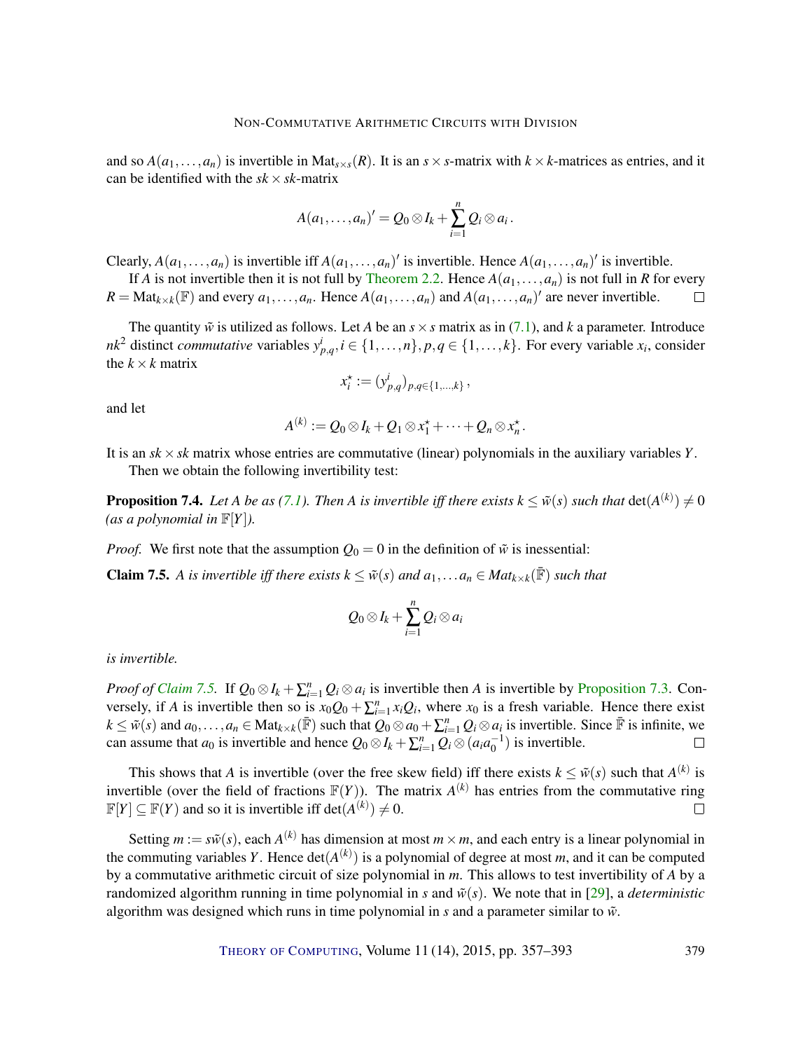and so $A(a_1,\dots,a_n)$ is invertible in $\mathrm{Mat}_{s\times s}(R)$. It is an $s\times s$-matrix with $k\times k$-matrices as entries, and it can be identified with the $sk\times sk$-matrix

$$A(a_1,\dots,a_n)' = Q_0\otimes I_k + \sum_{i=1}^{n} Q_i\otimes a_i\,.$$

Clearly, $A(a_1,\dots,a_n)$ is invertible iff $A(a_1,\dots,a_n)'$ is invertible. Hence $A(a_1,\dots,a_n)'$ is invertible.

If $A$ is not invertible then it is not full by Theorem 2.2. Hence $A(a_1,\dots,a_n)$ is not full in $R$ for every $R=\mathrm{Mat}_{k\times k}(\mathbb{F})$ and every $a_1,\dots,a_n$. Hence $A(a_1,\dots,a_n)$ and $A(a_1,\dots,a_n)'$ are never invertible. □

The quantity $\tilde{w}$ is utilized as follows. Let $A$ be an $s\times s$ matrix as in (7.1), and $k$ a parameter. Introduce $nk^2$ distinct *commutative* variables $y^i_{p,q}, i\in\{1,\dots,n\}, p,q\in\{1,\dots,k\}$. For every variable $x_i$, consider the $k\times k$ matrix

$$x_i^\star := (y^i_{p,q})_{p,q\in\{1,\dots,k\}}\,,$$

and let

$$A^{(k)} := Q_0\otimes I_k + Q_1\otimes x_1^\star + \cdots + Q_n\otimes x_n^\star\,.$$

It is an $sk\times sk$ matrix whose entries are commutative (linear) polynomials in the auxiliary variables $Y$.

Then we obtain the following invertibility test:

**Proposition 7.4.** *Let $A$ be as (7.1). Then $A$ is invertible iff there exists $k\le \tilde{w}(s)$ such that $\det(A^{(k)})\neq 0$ (as a polynomial in $\mathbb{F}[Y]$).*

*Proof.* We first note that the assumption $Q_0=0$ in the definition of $\tilde{w}$ is inessential:

**Claim 7.5.** *$A$ is invertible iff there exists $k\le\tilde{w}(s)$ and $a_1,\dots a_n\in Mat_{k\times k}(\bar{\mathbb{F}})$ such that*

$$Q_0\otimes I_k + \sum_{i=1}^{n} Q_i\otimes a_i$$

*is invertible.*

*Proof of Claim 7.5.* If $Q_0\otimes I_k+\sum_{i=1}^n Q_i\otimes a_i$ is invertible then $A$ is invertible by Proposition 7.3. Conversely, if $A$ is invertible then so is $x_0Q_0+\sum_{i=1}^n x_iQ_i$, where $x_0$ is a fresh variable. Hence there exist $k\le\tilde{w}(s)$ and $a_0,\dots,a_n\in\mathrm{Mat}_{k\times k}(\bar{\mathbb{F}})$ such that $Q_0\otimes a_0+\sum_{i=1}^n Q_i\otimes a_i$ is invertible. Since $\bar{\mathbb{F}}$ is infinite, we can assume that $a_0$ is invertible and hence $Q_0\otimes I_k+\sum_{i=1}^n Q_i\otimes(a_ia_0^{-1})$ is invertible. □

This shows that $A$ is invertible (over the free skew field) iff there exists $k\le\tilde{w}(s)$ such that $A^{(k)}$ is invertible (over the field of fractions $\mathbb{F}(Y)$). The matrix $A^{(k)}$ has entries from the commutative ring $\mathbb{F}[Y]\subseteq\mathbb{F}(Y)$ and so it is invertible iff $\det(A^{(k)})\neq 0$. □

Setting $m:=s\tilde{w}(s)$, each $A^{(k)}$ has dimension at most $m\times m$, and each entry is a linear polynomial in the commuting variables $Y$. Hence $\det(A^{(k)})$ is a polynomial of degree at most $m$, and it can be computed by a commutative arithmetic circuit of size polynomial in $m$. This allows to test invertibility of $A$ by a randomized algorithm running in time polynomial in $s$ and $\tilde{w}(s)$. We note that in [29], a *deterministic* algorithm was designed which runs in time polynomial in $s$ and a parameter similar to $\tilde{w}$.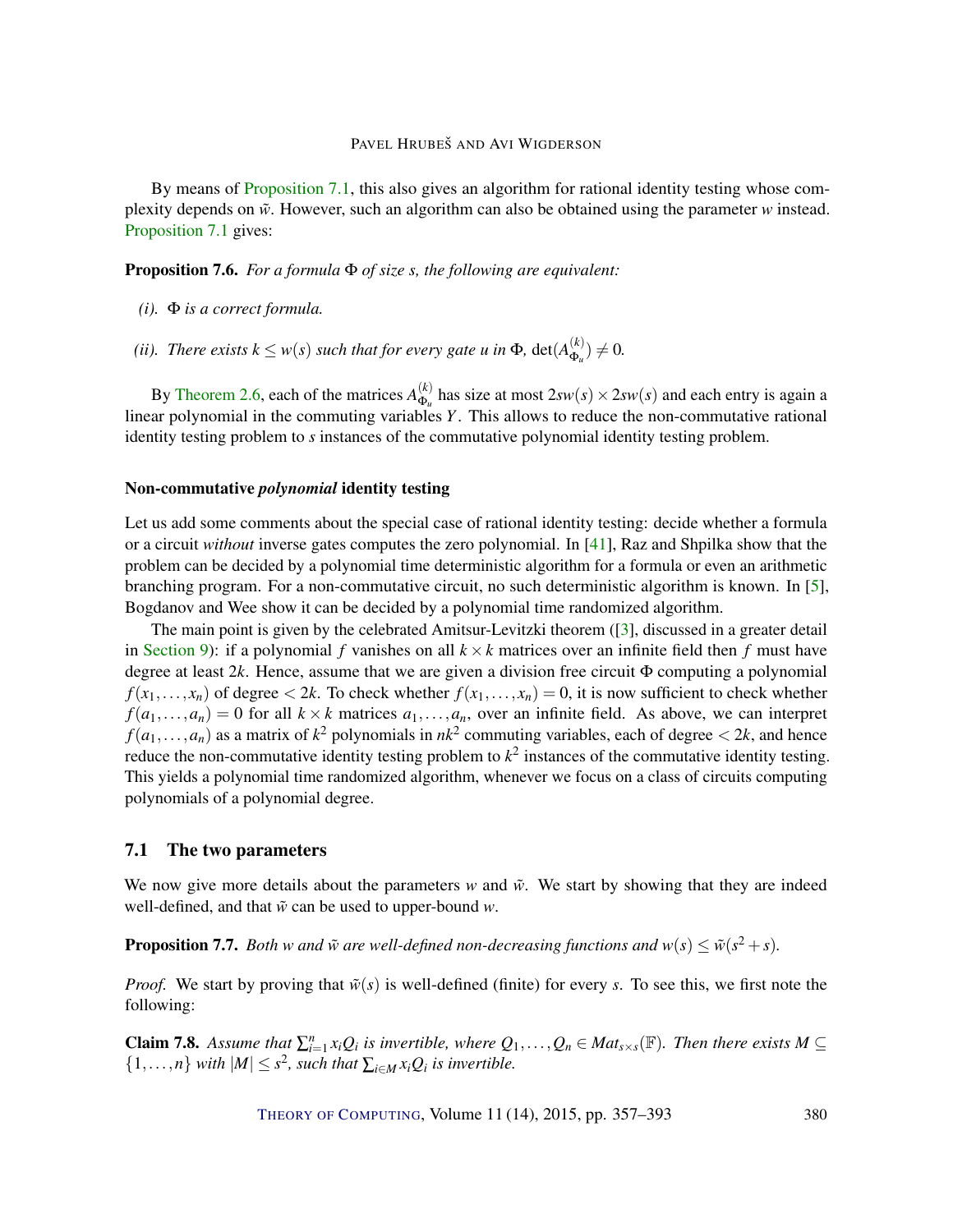By means of Proposition 7.1, this also gives an algorithm for rational identity testing whose complexity depends on $\tilde{w}$. However, such an algorithm can also be obtained using the parameter $w$ instead. Proposition 7.1 gives:

**Proposition 7.6.** *For a formula $\Phi$ of size $s$, the following are equivalent:*

*(i). $\Phi$ is a correct formula.*

*(ii). There exists $k \leq w(s)$ such that for every gate $u$ in $\Phi$, $\det(A^{(k)}_{\Phi_u}) \neq 0$.*

By Theorem 2.6, each of the matrices $A^{(k)}_{\Phi_u}$ has size at most $2sw(s) \times 2sw(s)$ and each entry is again a linear polynomial in the commuting variables $Y$. This allows to reduce the non-commutative rational identity testing problem to $s$ instances of the commutative polynomial identity testing problem.

#### Non-commutative *polynomial* identity testing

Let us add some comments about the special case of rational identity testing: decide whether a formula or a circuit *without* inverse gates computes the zero polynomial. In [41], Raz and Shpilka show that the problem can be decided by a polynomial time deterministic algorithm for a formula or even an arithmetic branching program. For a non-commutative circuit, no such deterministic algorithm is known. In [5], Bogdanov and Wee show it can be decided by a polynomial time randomized algorithm.

The main point is given by the celebrated Amitsur-Levitzki theorem ([3], discussed in a greater detail in Section 9): if a polynomial $f$ vanishes on all $k \times k$ matrices over an infinite field then $f$ must have degree at least $2k$. Hence, assume that we are given a division free circuit $\Phi$ computing a polynomial $f(x_1, \dots, x_n)$ of degree $< 2k$. To check whether $f(x_1, \dots, x_n) = 0$, it is now sufficient to check whether $f(a_1, \dots, a_n) = 0$ for all $k \times k$ matrices $a_1, \dots, a_n$, over an infinite field. As above, we can interpret $f(a_1, \dots, a_n)$ as a matrix of $k^2$ polynomials in $nk^2$ commuting variables, each of degree $< 2k$, and hence reduce the non-commutative identity testing problem to $k^2$ instances of the commutative identity testing. This yields a polynomial time randomized algorithm, whenever we focus on a class of circuits computing polynomials of a polynomial degree.

## 7.1 The two parameters

We now give more details about the parameters $w$ and $\tilde{w}$. We start by showing that they are indeed well-defined, and that $\tilde{w}$ can be used to upper-bound $w$.

**Proposition 7.7.** *Both $w$ and $\tilde{w}$ are well-defined non-decreasing functions and $w(s) \leq \tilde{w}(s^2 + s)$.*

*Proof.* We start by proving that $\tilde{w}(s)$ is well-defined (finite) for every $s$. To see this, we first note the following:

**Claim 7.8.** *Assume that $\sum_{i=1}^{n} x_i Q_i$ is invertible, where $Q_1, \dots, Q_n \in Mat_{s \times s}(\mathbb{F})$. Then there exists $M \subseteq \{1, \dots, n\}$ with $|M| \leq s^2$, such that $\sum_{i \in M} x_i Q_i$ is invertible.*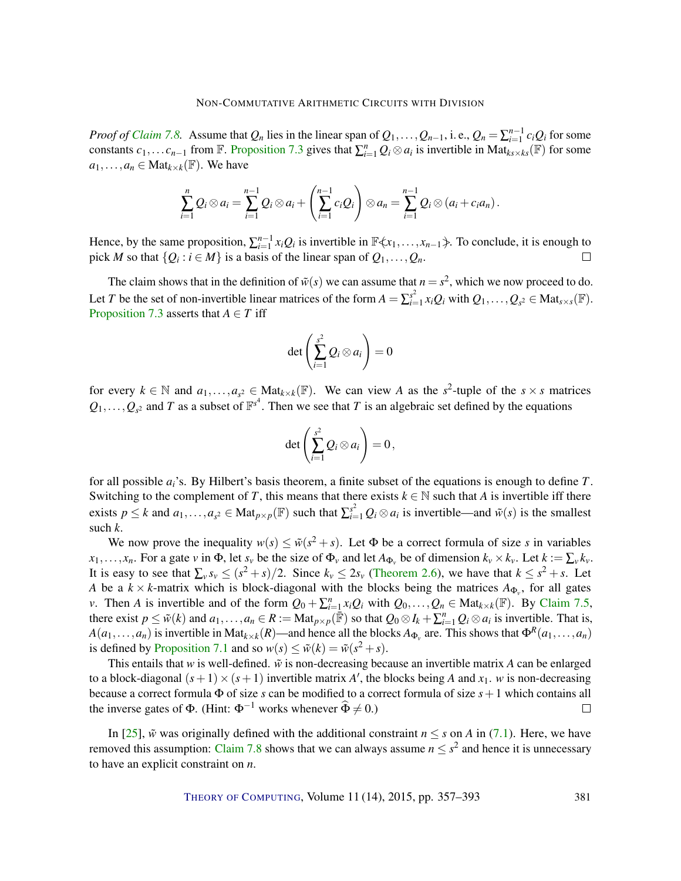*Proof of Claim 7.8.* Assume that $Q_n$ lies in the linear span of $Q_1,\dots,Q_{n-1}$, i. e., $Q_n = \sum_{i=1}^{n-1} c_i Q_i$ for some constants $c_1,\dots c_{n-1}$ from $\mathbb{F}$. Proposition 7.3 gives that $\sum_{i=1}^{n} Q_i \otimes a_i$ is invertible in $\mathrm{Mat}_{ks\times ks}(\mathbb{F})$ for some $a_1,\dots,a_n \in \mathrm{Mat}_{k\times k}(\mathbb{F})$. We have

$$\sum_{i=1}^{n} Q_i \otimes a_i = \sum_{i=1}^{n-1} Q_i \otimes a_i + \left(\sum_{i=1}^{n-1} c_i Q_i\right) \otimes a_n = \sum_{i=1}^{n-1} Q_i \otimes (a_i + c_i a_n)\,.$$

Hence, by the same proposition, $\sum_{i=1}^{n-1} x_i Q_i$ is invertible in $\mathbb{F}\not<x_1,\dots,x_{n-1}\not>$. To conclude, it is enough to pick $M$ so that $\{Q_i : i \in M\}$ is a basis of the linear span of $Q_1,\dots,Q_n$. □

The claim shows that in the definition of $\tilde{w}(s)$ we can assume that $n = s^2$, which we now proceed to do. Let $T$ be the set of non-invertible linear matrices of the form $A = \sum_{i=1}^{s^2} x_i Q_i$ with $Q_1,\dots,Q_{s^2} \in \mathrm{Mat}_{s\times s}(\mathbb{F})$. Proposition 7.3 asserts that $A \in T$ iff

$$\det\left(\sum_{i=1}^{s^2} Q_i \otimes a_i\right) = 0$$

for every $k \in \mathbb{N}$ and $a_1,\dots,a_{s^2} \in \mathrm{Mat}_{k\times k}(\mathbb{F})$. We can view $A$ as the $s^2$-tuple of the $s\times s$ matrices $Q_1,\dots,Q_{s^2}$ and $T$ as a subset of $\mathbb{F}^{s^4}$. Then we see that $T$ is an algebraic set defined by the equations

$$\det\left(\sum_{i=1}^{s^2} Q_i \otimes a_i\right) = 0\,,$$

for all possible $a_i$'s. By Hilbert's basis theorem, a finite subset of the equations is enough to define $T$. Switching to the complement of $T$, this means that there exists $k \in \mathbb{N}$ such that $A$ is invertible iff there exists $p \le k$ and $a_1,\dots,a_{s^2} \in \mathrm{Mat}_{p\times p}(\mathbb{F})$ such that $\sum_{i=1}^{s^2} Q_i \otimes a_i$ is invertible—and $\tilde{w}(s)$ is the smallest such $k$.

We now prove the inequality $w(s) \le \tilde{w}(s^2+s)$. Let $\Phi$ be a correct formula of size $s$ in variables $x_1,\dots,x_n$. For a gate $v$ in $\Phi$, let $s_v$ be the size of $\Phi_v$ and let $A_{\Phi_v}$ be of dimension $k_v \times k_v$. Let $k := \sum_v k_v$. It is easy to see that $\sum_v s_v \le (s^2+s)/2$. Since $k_v \le 2s_v$ (Theorem 2.6), we have that $k \le s^2+s$. Let $A$ be a $k\times k$-matrix which is block-diagonal with the blocks being the matrices $A_{\Phi_v}$, for all gates $v$. Then $A$ is invertible and of the form $Q_0 + \sum_{i=1}^{n} x_i Q_i$ with $Q_0,\dots,Q_n \in \mathrm{Mat}_{k\times k}(\mathbb{F})$. By Claim 7.5, there exist $p \le \tilde{w}(k)$ and $a_1,\dots,a_n \in R := \mathrm{Mat}_{p\times p}(\bar{\mathbb{F}})$ so that $Q_0 \otimes I_k + \sum_{i=1}^{n} Q_i \otimes a_i$ is invertible. That is, $A(a_1,\dots,a_n)$ is invertible in $\mathrm{Mat}_{k\times k}(R)$—and hence all the blocks $A_{\Phi_v}$ are. This shows that $\Phi^R(a_1,\dots,a_n)$ is defined by Proposition 7.1 and so $w(s) \le \tilde{w}(k) = \tilde{w}(s^2+s)$.

This entails that $w$ is well-defined. $\tilde{w}$ is non-decreasing because an invertible matrix $A$ can be enlarged to a block-diagonal $(s+1)\times(s+1)$ invertible matrix $A'$, the blocks being $A$ and $x_1$. $w$ is non-decreasing because a correct formula $\Phi$ of size $s$ can be modified to a correct formula of size $s+1$ which contains all the inverse gates of $\Phi$. (Hint: $\Phi^{-1}$ works whenever $\widehat{\Phi} \ne 0$.) □

In [25], $\tilde{w}$ was originally defined with the additional constraint $n \le s$ on $A$ in (7.1). Here, we have removed this assumption: Claim 7.8 shows that we can always assume $n \le s^2$ and hence it is unnecessary to have an explicit constraint on $n$.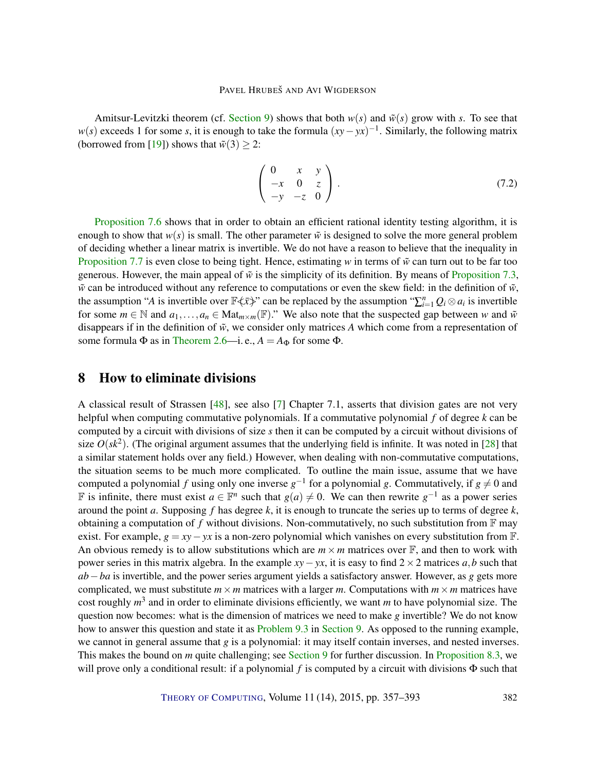Amitsur-Levitzki theorem (cf. Section 9) shows that both $w(s)$ and $\tilde{w}(s)$ grow with $s$. To see that $w(s)$ exceeds 1 for some $s$, it is enough to take the formula $(xy-yx)^{-1}$. Similarly, the following matrix (borrowed from [19]) shows that $\tilde{w}(3) \geq 2$:

$$\begin{pmatrix} 0 & x & y \\ -x & 0 & z \\ -y & -z & 0 \end{pmatrix}. \tag{7.2}$$

Proposition 7.6 shows that in order to obtain an efficient rational identity testing algorithm, it is enough to show that $w(s)$ is small. The other parameter $\tilde{w}$ is designed to solve the more general problem of deciding whether a linear matrix is invertible. We do not have a reason to believe that the inequality in Proposition 7.7 is even close to being tight. Hence, estimating $w$ in terms of $\tilde{w}$ can turn out to be far too generous. However, the main appeal of $\tilde{w}$ is the simplicity of its definition. By means of Proposition 7.3, $\tilde{w}$ can be introduced without any reference to computations or even the skew field: in the definition of $\tilde{w}$, the assumption "$A$ is invertible over $\mathbb{F}\langle\!\langle \bar{x} \rangle\!\rangle$" can be replaced by the assumption "$\sum_{i=1}^{n} Q_i \otimes a_i$ is invertible for some $m \in \mathbb{N}$ and $a_1, \dots, a_n \in \mathrm{Mat}_{m\times m}(\mathbb{F})$." We also note that the suspected gap between $w$ and $\tilde{w}$ disappears if in the definition of $\tilde{w}$, we consider only matrices $A$ which come from a representation of some formula $\Phi$ as in Theorem 2.6—i. e., $A = A_\Phi$ for some $\Phi$.

## 8 How to eliminate divisions

A classical result of Strassen [48], see also [7] Chapter 7.1, asserts that division gates are not very helpful when computing commutative polynomials. If a commutative polynomial $f$ of degree $k$ can be computed by a circuit with divisions of size $s$ then it can be computed by a circuit without divisions of size $O(sk^2)$. (The original argument assumes that the underlying field is infinite. It was noted in [28] that a similar statement holds over any field.) However, when dealing with non-commutative computations, the situation seems to be much more complicated. To outline the main issue, assume that we have computed a polynomial $f$ using only one inverse $g^{-1}$ for a polynomial $g$. Commutatively, if $g \neq 0$ and $\mathbb{F}$ is infinite, there must exist $a \in \mathbb{F}^n$ such that $g(a) \neq 0$. We can then rewrite $g^{-1}$ as a power series around the point $a$. Supposing $f$ has degree $k$, it is enough to truncate the series up to terms of degree $k$, obtaining a computation of $f$ without divisions. Non-commutatively, no such substitution from $\mathbb{F}$ may exist. For example, $g = xy - yx$ is a non-zero polynomial which vanishes on every substitution from $\mathbb{F}$. An obvious remedy is to allow substitutions which are $m \times m$ matrices over $\mathbb{F}$, and then to work with power series in this matrix algebra. In the example $xy - yx$, it is easy to find $2 \times 2$ matrices $a, b$ such that $ab - ba$ is invertible, and the power series argument yields a satisfactory answer. However, as $g$ gets more complicated, we must substitute $m \times m$ matrices with a larger $m$. Computations with $m \times m$ matrices have cost roughly $m^3$ and in order to eliminate divisions efficiently, we want $m$ to have polynomial size. The question now becomes: what is the dimension of matrices we need to make $g$ invertible? We do not know how to answer this question and state it as Problem 9.3 in Section 9. As opposed to the running example, we cannot in general assume that $g$ is a polynomial: it may itself contain inverses, and nested inverses. This makes the bound on $m$ quite challenging; see Section 9 for further discussion. In Proposition 8.3, we will prove only a conditional result: if a polynomial $f$ is computed by a circuit with divisions $\Phi$ such that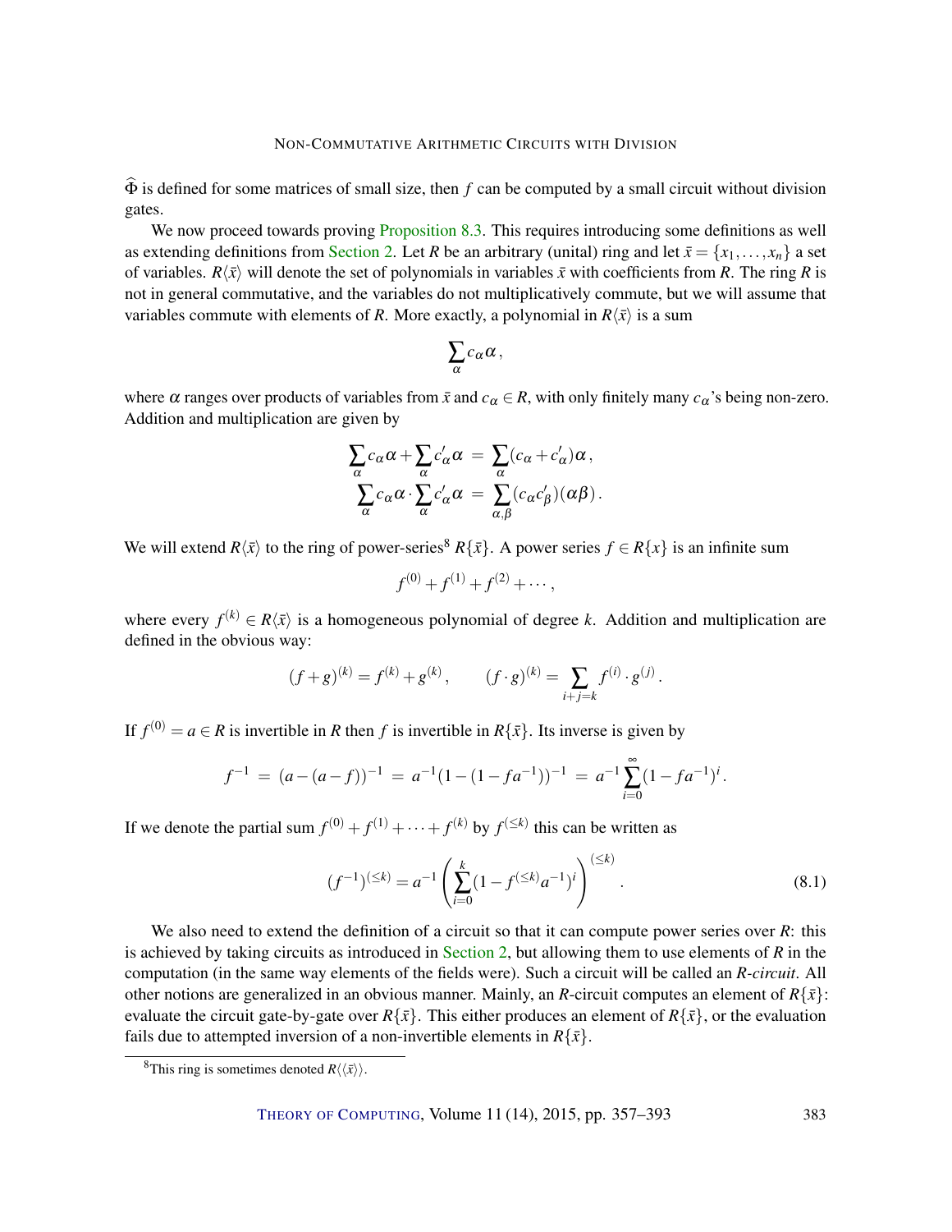$\widehat{\Phi}$ is defined for some matrices of small size, then $f$ can be computed by a small circuit without division gates.

We now proceed towards proving Proposition 8.3. This requires introducing some definitions as well as extending definitions from Section 2. Let $R$ be an arbitrary (unital) ring and let $\bar{x} = \{x_1, \dots, x_n\}$ a set of variables. $R\langle\bar{x}\rangle$ will denote the set of polynomials in variables $\bar{x}$ with coefficients from $R$. The ring $R$ is not in general commutative, and the variables do not multiplicatively commute, but we will assume that variables commute with elements of $R$. More exactly, a polynomial in $R\langle\bar{x}\rangle$ is a sum

$$\sum_{\alpha} c_\alpha \alpha ,$$

where $\alpha$ ranges over products of variables from $\bar{x}$ and $c_\alpha \in R$, with only finitely many $c_\alpha$'s being non-zero. Addition and multiplication are given by

$$\sum_{\alpha} c_\alpha \alpha + \sum_{\alpha} c'_\alpha \alpha \;=\; \sum_{\alpha} (c_\alpha + c'_\alpha)\alpha ,$$
$$\sum_{\alpha} c_\alpha \alpha \cdot \sum_{\alpha} c'_\alpha \alpha \;=\; \sum_{\alpha,\beta} (c_\alpha c'_\beta)(\alpha\beta) .$$

We will extend $R\langle\bar{x}\rangle$ to the ring of power-series[8] $R\{\bar{x}\}$. A power series $f \in R\{x\}$ is an infinite sum

$$f^{(0)} + f^{(1)} + f^{(2)} + \cdots ,$$

where every $f^{(k)} \in R\langle\bar{x}\rangle$ is a homogeneous polynomial of degree $k$. Addition and multiplication are defined in the obvious way:

$$(f+g)^{(k)} = f^{(k)} + g^{(k)} , \qquad (f \cdot g)^{(k)} = \sum_{i+j=k} f^{(i)} \cdot g^{(j)} .$$

If $f^{(0)} = a \in R$ is invertible in $R$ then $f$ is invertible in $R\{\bar{x}\}$. Its inverse is given by

$$f^{-1} \;=\; (a-(a-f))^{-1} \;=\; a^{-1}(1-(1-fa^{-1}))^{-1} \;=\; a^{-1}\sum_{i=0}^{\infty}(1-fa^{-1})^i .$$

If we denote the partial sum $f^{(0)} + f^{(1)} + \cdots + f^{(k)}$ by $f^{(\le k)}$ this can be written as

$$(f^{-1})^{(\le k)} = a^{-1}\left(\sum_{i=0}^{k}(1-f^{(\le k)}a^{-1})^i\right)^{(\le k)} . \tag{8.1}$$

We also need to extend the definition of a circuit so that it can compute power series over $R$: this is achieved by taking circuits as introduced in Section 2, but allowing them to use elements of $R$ in the computation (in the same way elements of the fields were). Such a circuit will be called an *$R$-circuit*. All other notions are generalized in an obvious manner. Mainly, an $R$-circuit computes an element of $R\{\bar{x}\}$: evaluate the circuit gate-by-gate over $R\{\bar{x}\}$. This either produces an element of $R\{\bar{x}\}$, or the evaluation fails due to attempted inversion of a non-invertible elements in $R\{\bar{x}\}$.

[8] This ring is sometimes denoted $R\langle\langle\bar{x}\rangle\rangle$.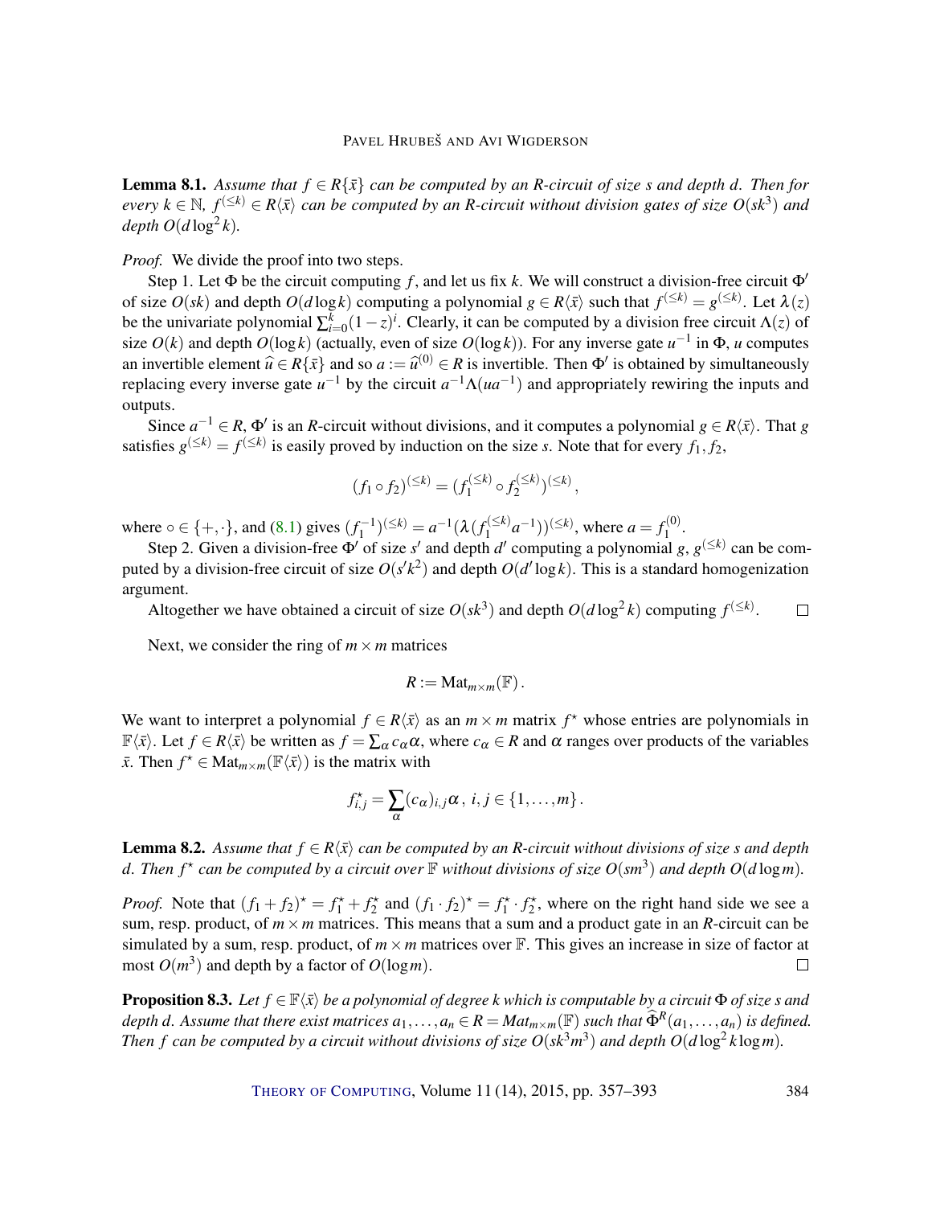**Lemma 8.1.** *Assume that $f \in R\{\bar{x}\}$ can be computed by an $R$-circuit of size $s$ and depth $d$. Then for every $k \in \mathbb{N}$, $f^{(\leq k)} \in R\langle \bar{x} \rangle$ can be computed by an $R$-circuit without division gates of size $O(sk^3)$ and depth $O(d \log^2 k)$.*

*Proof.* We divide the proof into two steps.

Step 1. Let $\Phi$ be the circuit computing $f$, and let us fix $k$. We will construct a division-free circuit $\Phi'$ of size $O(sk)$ and depth $O(d \log k)$ computing a polynomial $g \in R\langle \bar{x} \rangle$ such that $f^{(\leq k)} = g^{(\leq k)}$. Let $\lambda(z)$ be the univariate polynomial $\sum_{i=0}^{k} (1-z)^i$. Clearly, it can be computed by a division free circuit $\Lambda(z)$ of size $O(k)$ and depth $O(\log k)$ (actually, even of size $O(\log k)$). For any inverse gate $u^{-1}$ in $\Phi$, $u$ computes an invertible element $\widehat{u} \in R\{\bar{x}\}$ and so $a := \widehat{u}^{(0)} \in R$ is invertible. Then $\Phi'$ is obtained by simultaneously replacing every inverse gate $u^{-1}$ by the circuit $a^{-1}\Lambda(ua^{-1})$ and appropriately rewiring the inputs and outputs.

Since $a^{-1} \in R$, $\Phi'$ is an $R$-circuit without divisions, and it computes a polynomial $g \in R\langle \bar{x} \rangle$. That $g$ satisfies $g^{(\leq k)} = f^{(\leq k)}$ is easily proved by induction on the size $s$. Note that for every $f_1, f_2$,

$$(f_1 \circ f_2)^{(\leq k)} = (f_1^{(\leq k)} \circ f_2^{(\leq k)})^{(\leq k)},$$

where $\circ \in \{+, \cdot\}$, and (8.1) gives $(f_1^{-1})^{(\leq k)} = a^{-1}(\lambda(f_1^{(\leq k)} a^{-1}))^{(\leq k)}$, where $a = f_1^{(0)}$.

Step 2. Given a division-free $\Phi'$ of size $s'$ and depth $d'$ computing a polynomial $g$, $g^{(\leq k)}$ can be computed by a division-free circuit of size $O(s'k^2)$ and depth $O(d' \log k)$. This is a standard homogenization argument.

Altogether we have obtained a circuit of size $O(sk^3)$ and depth $O(d \log^2 k)$ computing $f^{(\leq k)}$. $\square$

Next, we consider the ring of $m \times m$ matrices

$$R := \mathrm{Mat}_{m \times m}(\mathbb{F}).$$

We want to interpret a polynomial $f \in R\langle \bar{x} \rangle$ as an $m \times m$ matrix $f^\star$ whose entries are polynomials in $\mathbb{F}\langle \bar{x} \rangle$. Let $f \in R\langle \bar{x} \rangle$ be written as $f = \sum_\alpha c_\alpha \alpha$, where $c_\alpha \in R$ and $\alpha$ ranges over products of the variables $\bar{x}$. Then $f^\star \in \mathrm{Mat}_{m \times m}(\mathbb{F}\langle \bar{x} \rangle)$ is the matrix with

$$f^\star_{i,j} = \sum_\alpha (c_\alpha)_{i,j} \alpha\,, \; i,j \in \{1, \dots, m\}.$$

**Lemma 8.2.** *Assume that $f \in R\langle \bar{x} \rangle$ can be computed by an $R$-circuit without divisions of size $s$ and depth $d$. Then $f^\star$ can be computed by a circuit over $\mathbb{F}$ without divisions of size $O(sm^3)$ and depth $O(d \log m)$.*

*Proof.* Note that $(f_1 + f_2)^\star = f_1^\star + f_2^\star$ and $(f_1 \cdot f_2)^\star = f_1^\star \cdot f_2^\star$, where on the right hand side we see a sum, resp. product, of $m \times m$ matrices. This means that a sum and a product gate in an $R$-circuit can be simulated by a sum, resp. product, of $m \times m$ matrices over $\mathbb{F}$. This gives an increase in size of factor at most $O(m^3)$ and depth by a factor of $O(\log m)$. $\square$

**Proposition 8.3.** *Let $f \in \mathbb{F}\langle \bar{x} \rangle$ be a polynomial of degree $k$ which is computable by a circuit $\Phi$ of size $s$ and depth $d$. Assume that there exist matrices $a_1, \dots, a_n \in R = Mat_{m \times m}(\mathbb{F})$ such that $\widehat{\Phi}^R(a_1, \dots, a_n)$ is defined. Then $f$ can be computed by a circuit without divisions of size $O(sk^3m^3)$ and depth $O(d \log^2 k \log m)$.*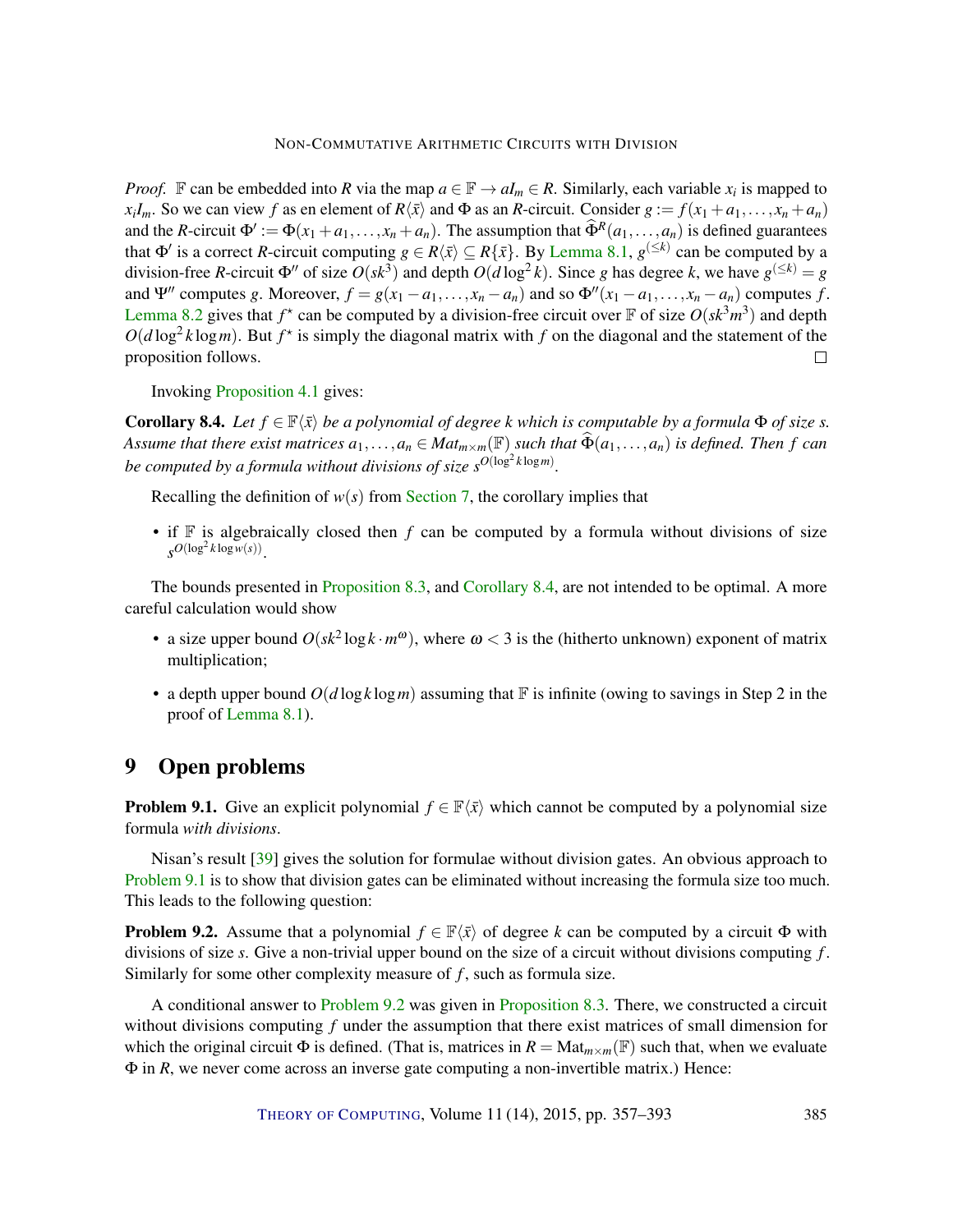*Proof.* $\mathbb{F}$ can be embedded into $R$ via the map $a \in \mathbb{F} \to aI_m \in R$. Similarly, each variable $x_i$ is mapped to $x_i I_m$. So we can view $f$ as en element of $R\langle\bar{x}\rangle$ and $\Phi$ as an $R$-circuit. Consider $g := f(x_1 + a_1, \ldots, x_n + a_n)$ and the $R$-circuit $\Phi' := \Phi(x_1 + a_1, \ldots, x_n + a_n)$. The assumption that $\widehat{\Phi}^R(a_1, \ldots, a_n)$ is defined guarantees that $\Phi'$ is a correct $R$-circuit computing $g \in R\langle\bar{x}\rangle \subseteq R\{\bar{x}\}$. By Lemma 8.1, $g^{(\leq k)}$ can be computed by a division-free $R$-circuit $\Phi''$ of size $O(sk^3)$ and depth $O(d \log^2 k)$. Since $g$ has degree $k$, we have $g^{(\leq k)} = g$ and $\Psi''$ computes $g$. Moreover, $f = g(x_1 - a_1, \ldots, x_n - a_n)$ and so $\Phi''(x_1 - a_1, \ldots, x_n - a_n)$ computes $f$. Lemma 8.2 gives that $f^\star$ can be computed by a division-free circuit over $\mathbb{F}$ of size $O(sk^3 m^3)$ and depth $O(d \log^2 k \log m)$. But $f^\star$ is simply the diagonal matrix with $f$ on the diagonal and the statement of the proposition follows. □

Invoking Proposition 4.1 gives:

**Corollary 8.4.** *Let $f \in \mathbb{F}\langle\bar{x}\rangle$ be a polynomial of degree $k$ which is computable by a formula $\Phi$ of size $s$. Assume that there exist matrices $a_1, \ldots, a_n \in Mat_{m\times m}(\mathbb{F})$ such that $\widehat{\Phi}(a_1, \ldots, a_n)$ is defined. Then $f$ can be computed by a formula without divisions of size $s^{O(\log^2 k \log m)}$.*

Recalling the definition of $w(s)$ from Section 7, the corollary implies that

- if $\mathbb{F}$ is algebraically closed then $f$ can be computed by a formula without divisions of size $s^{O(\log^2 k \log w(s))}$.

The bounds presented in Proposition 8.3, and Corollary 8.4, are not intended to be optimal. A more careful calculation would show

- a size upper bound $O(sk^2 \log k \cdot m^\omega)$, where $\omega < 3$ is the (hitherto unknown) exponent of matrix multiplication;
- a depth upper bound $O(d \log k \log m)$ assuming that $\mathbb{F}$ is infinite (owing to savings in Step 2 in the proof of Lemma 8.1).

# 9 Open problems

**Problem 9.1.** Give an explicit polynomial $f \in \mathbb{F}\langle\bar{x}\rangle$ which cannot be computed by a polynomial size formula *with divisions*.

Nisan's result [39] gives the solution for formulae without division gates. An obvious approach to Problem 9.1 is to show that division gates can be eliminated without increasing the formula size too much. This leads to the following question:

**Problem 9.2.** Assume that a polynomial $f \in \mathbb{F}\langle\bar{x}\rangle$ of degree $k$ can be computed by a circuit $\Phi$ with divisions of size $s$. Give a non-trivial upper bound on the size of a circuit without divisions computing $f$. Similarly for some other complexity measure of $f$, such as formula size.

A conditional answer to Problem 9.2 was given in Proposition 8.3. There, we constructed a circuit without divisions computing $f$ under the assumption that there exist matrices of small dimension for which the original circuit $\Phi$ is defined. (That is, matrices in $R = \mathrm{Mat}_{m\times m}(\mathbb{F})$ such that, when we evaluate $\Phi$ in $R$, we never come across an inverse gate computing a non-invertible matrix.) Hence: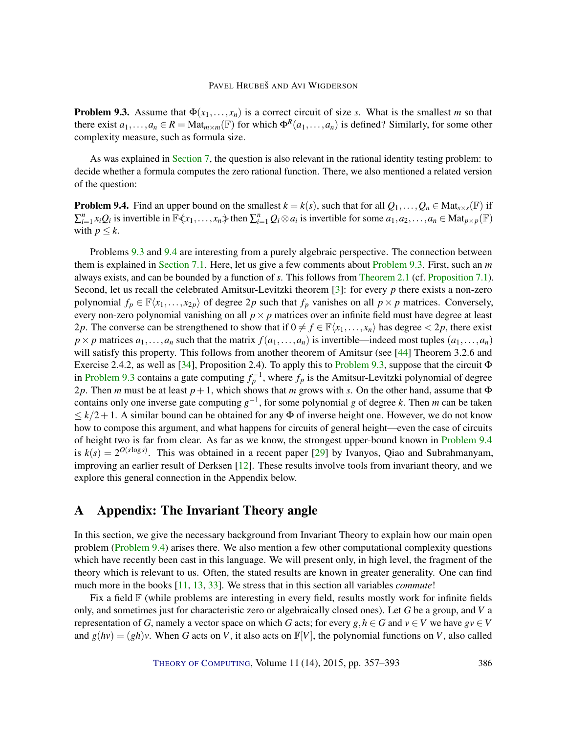**Problem 9.3.** Assume that $\Phi(x_1,\dots,x_n)$ is a correct circuit of size $s$. What is the smallest $m$ so that there exist $a_1,\dots,a_n \in R = \mathrm{Mat}_{m\times m}(\mathbb{F})$ for which $\Phi^R(a_1,\dots,a_n)$ is defined? Similarly, for some other complexity measure, such as formula size.

As was explained in Section 7, the question is also relevant in the rational identity testing problem: to decide whether a formula computes the zero rational function. There, we also mentioned a related version of the question:

**Problem 9.4.** Find an upper bound on the smallest $k = k(s)$, such that for all $Q_1,\dots,Q_n \in \mathrm{Mat}_{s\times s}(\mathbb{F})$ if $\sum_{i=1}^n x_i Q_i$ is invertible in $\mathbb{F}\langle\!\langle x_1,\dots,x_n \rangle\!\rangle$ then $\sum_{i=1}^n Q_i \otimes a_i$ is invertible for some $a_1,a_2,\dots,a_n \in \mathrm{Mat}_{p\times p}(\mathbb{F})$ with $p \le k$.

Problems 9.3 and 9.4 are interesting from a purely algebraic perspective. The connection between them is explained in Section 7.1. Here, let us give a few comments about Problem 9.3. First, such an $m$ always exists, and can be bounded by a function of $s$. This follows from Theorem 2.1 (cf. Proposition 7.1). Second, let us recall the celebrated Amitsur-Levitzki theorem [3]: for every $p$ there exists a non-zero polynomial $f_p \in \mathbb{F}\langle x_1,\dots,x_{2p}\rangle$ of degree $2p$ such that $f_p$ vanishes on all $p\times p$ matrices. Conversely, every non-zero polynomial vanishing on all $p\times p$ matrices over an infinite field must have degree at least $2p$. The converse can be strengthened to show that if $0 \ne f \in \mathbb{F}\langle x_1,\dots,x_n\rangle$ has degree $< 2p$, there exist $p\times p$ matrices $a_1,\dots,a_n$ such that the matrix $f(a_1,\dots,a_n)$ is invertible—indeed most tuples $(a_1,\dots,a_n)$ will satisfy this property. This follows from another theorem of Amitsur (see [44] Theorem 3.2.6 and Exercise 2.4.2, as well as [34], Proposition 2.4). To apply this to Problem 9.3, suppose that the circuit $\Phi$ in Problem 9.3 contains a gate computing $f_p^{-1}$, where $f_p$ is the Amitsur-Levitzki polynomial of degree $2p$. Then $m$ must be at least $p+1$, which shows that $m$ grows with $s$. On the other hand, assume that $\Phi$ contains only one inverse gate computing $g^{-1}$, for some polynomial $g$ of degree $k$. Then $m$ can be taken $\le k/2+1$. A similar bound can be obtained for any $\Phi$ of inverse height one. However, we do not know how to compose this argument, and what happens for circuits of general height—even the case of circuits of height two is far from clear. As far as we know, the strongest upper-bound known in Problem 9.4 is $k(s) = 2^{O(s\log s)}$. This was obtained in a recent paper [29] by Ivanyos, Qiao and Subrahmanyam, improving an earlier result of Derksen [12]. These results involve tools from invariant theory, and we explore this general connection in the Appendix below.

# A Appendix: The Invariant Theory angle

In this section, we give the necessary background from Invariant Theory to explain how our main open problem (Problem 9.4) arises there. We also mention a few other computational complexity questions which have recently been cast in this language. We will present only, in high level, the fragment of the theory which is relevant to us. Often, the stated results are known in greater generality. One can find much more in the books [11, 13, 33]. We stress that in this section all variables *commute*!

Fix a field $\mathbb{F}$ (while problems are interesting in every field, results mostly work for infinite fields only, and sometimes just for characteristic zero or algebraically closed ones). Let $G$ be a group, and $V$ a representation of $G$, namely a vector space on which $G$ acts; for every $g,h \in G$ and $v \in V$ we have $gv \in V$ and $g(hv) = (gh)v$. When $G$ acts on $V$, it also acts on $\mathbb{F}[V]$, the polynomial functions on $V$, also called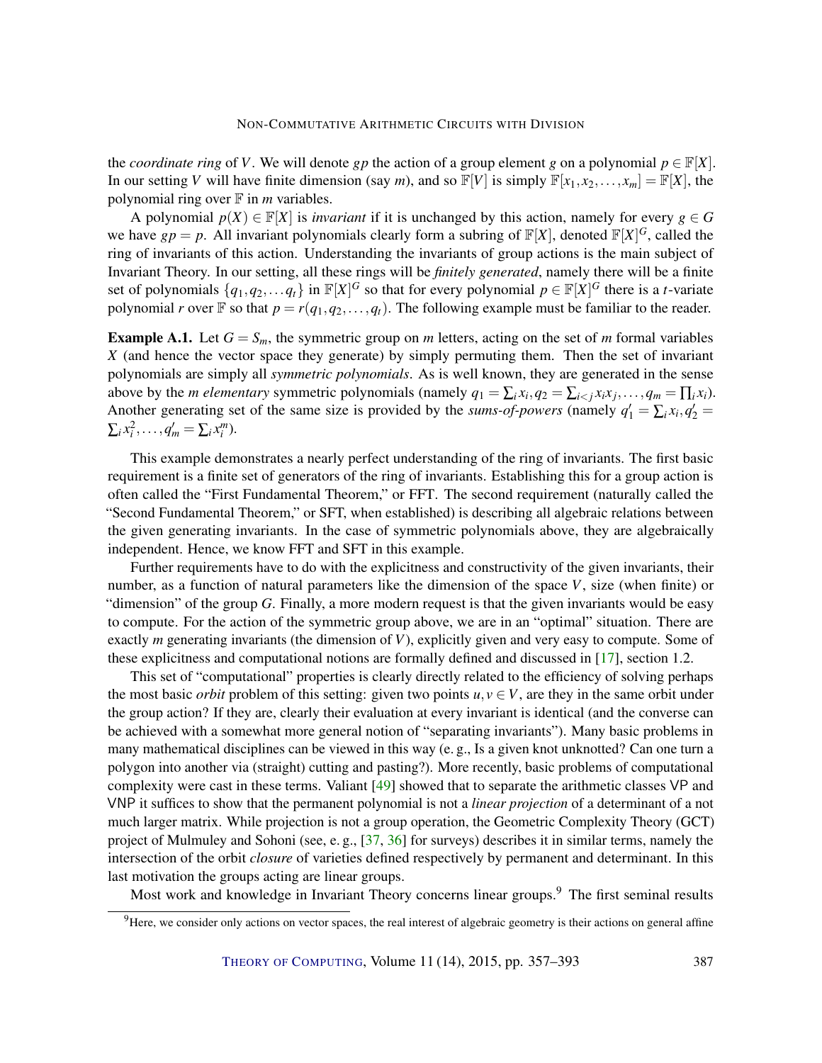the *coordinate ring* of $V$. We will denote $gp$ the action of a group element $g$ on a polynomial $p \in \mathbb{F}[X]$. In our setting $V$ will have finite dimension (say $m$), and so $\mathbb{F}[V]$ is simply $\mathbb{F}[x_1, x_2, \ldots, x_m] = \mathbb{F}[X]$, the polynomial ring over $\mathbb{F}$ in $m$ variables.

A polynomial $p(X) \in \mathbb{F}[X]$ is *invariant* if it is unchanged by this action, namely for every $g \in G$ we have $gp = p$. All invariant polynomials clearly form a subring of $\mathbb{F}[X]$, denoted $\mathbb{F}[X]^G$, called the ring of invariants of this action. Understanding the invariants of group actions is the main subject of Invariant Theory. In our setting, all these rings will be *finitely generated*, namely there will be a finite set of polynomials $\{q_1, q_2, \ldots q_t\}$ in $\mathbb{F}[X]^G$ so that for every polynomial $p \in \mathbb{F}[X]^G$ there is a $t$-variate polynomial $r$ over $\mathbb{F}$ so that $p = r(q_1, q_2, \ldots, q_t)$. The following example must be familiar to the reader.

**Example A.1.** Let $G = S_m$, the symmetric group on $m$ letters, acting on the set of $m$ formal variables $X$ (and hence the vector space they generate) by simply permuting them. Then the set of invariant polynomials are simply all *symmetric polynomials*. As is well known, they are generated in the sense above by the $m$ *elementary* symmetric polynomials (namely $q_1 = \sum_i x_i, q_2 = \sum_{i<j} x_i x_j, \ldots, q_m = \prod_i x_i$). Another generating set of the same size is provided by the *sums-of-powers* (namely $q'_1 = \sum_i x_i, q'_2 = \sum_i x_i^2, \ldots, q'_m = \sum_i x_i^m$).

This example demonstrates a nearly perfect understanding of the ring of invariants. The first basic requirement is a finite set of generators of the ring of invariants. Establishing this for a group action is often called the "First Fundamental Theorem," or FFT. The second requirement (naturally called the "Second Fundamental Theorem," or SFT, when established) is describing all algebraic relations between the given generating invariants. In the case of symmetric polynomials above, they are algebraically independent. Hence, we know FFT and SFT in this example.

Further requirements have to do with the explicitness and constructivity of the given invariants, their number, as a function of natural parameters like the dimension of the space $V$, size (when finite) or "dimension" of the group $G$. Finally, a more modern request is that the given invariants would be easy to compute. For the action of the symmetric group above, we are in an "optimal" situation. There are exactly $m$ generating invariants (the dimension of $V$), explicitly given and very easy to compute. Some of these explicitness and computational notions are formally defined and discussed in [17], section 1.2.

This set of "computational" properties is clearly directly related to the efficiency of solving perhaps the most basic *orbit* problem of this setting: given two points $u, v \in V$, are they in the same orbit under the group action? If they are, clearly their evaluation at every invariant is identical (and the converse can be achieved with a somewhat more general notion of "separating invariants"). Many basic problems in many mathematical disciplines can be viewed in this way (e. g., Is a given knot unknotted? Can one turn a polygon into another via (straight) cutting and pasting?). More recently, basic problems of computational complexity were cast in these terms. Valiant [49] showed that to separate the arithmetic classes VP and VNP it suffices to show that the permanent polynomial is not a *linear projection* of a determinant of a not much larger matrix. While projection is not a group operation, the Geometric Complexity Theory (GCT) project of Mulmuley and Sohoni (see, e. g., [37, 36] for surveys) describes it in similar terms, namely the intersection of the orbit *closure* of varieties defined respectively by permanent and determinant. In this last motivation the groups acting are linear groups.

Most work and knowledge in Invariant Theory concerns linear groups.[9] The first seminal results

[9]Here, we consider only actions on vector spaces, the real interest of algebraic geometry is their actions on general affine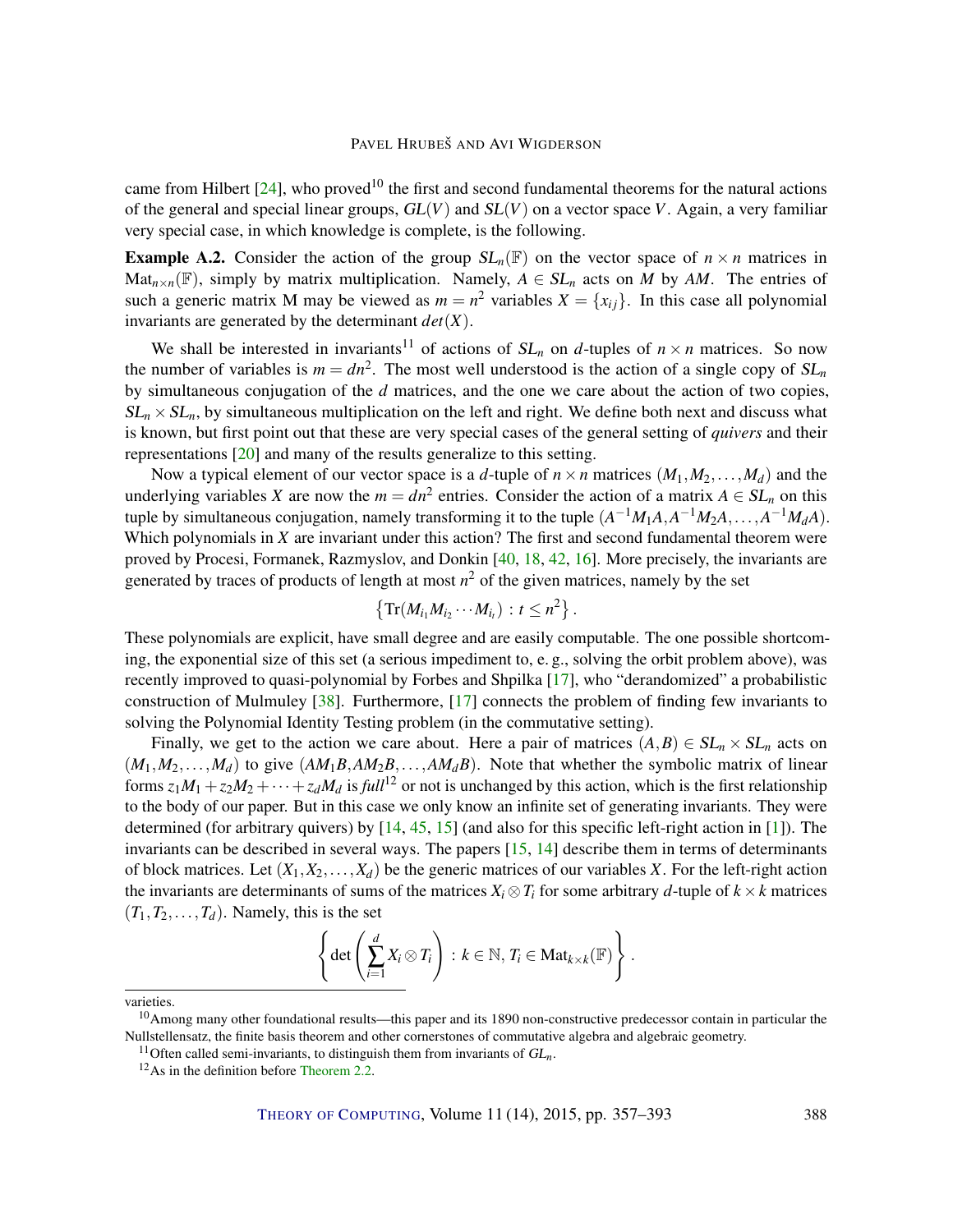came from Hilbert [24], who proved[10] the first and second fundamental theorems for the natural actions of the general and special linear groups, $GL(V)$ and $SL(V)$ on a vector space $V$. Again, a very familiar very special case, in which knowledge is complete, is the following.

**Example A.2.** Consider the action of the group $SL_n(\mathbb{F})$ on the vector space of $n \times n$ matrices in $\mathrm{Mat}_{n\times n}(\mathbb{F})$, simply by matrix multiplication. Namely, $A \in SL_n$ acts on $M$ by $AM$. The entries of such a generic matrix M may be viewed as $m = n^2$ variables $X = \{x_{ij}\}$. In this case all polynomial invariants are generated by the determinant $det(X)$.

We shall be interested in invariants[11] of actions of $SL_n$ on $d$-tuples of $n \times n$ matrices. So now the number of variables is $m = dn^2$. The most well understood is the action of a single copy of $SL_n$ by simultaneous conjugation of the $d$ matrices, and the one we care about the action of two copies, $SL_n \times SL_n$, by simultaneous multiplication on the left and right. We define both next and discuss what is known, but first point out that these are very special cases of the general setting of *quivers* and their representations [20] and many of the results generalize to this setting.

Now a typical element of our vector space is a $d$-tuple of $n \times n$ matrices $(M_1, M_2, \ldots, M_d)$ and the underlying variables $X$ are now the $m = dn^2$ entries. Consider the action of a matrix $A \in SL_n$ on this tuple by simultaneous conjugation, namely transforming it to the tuple $(A^{-1}M_1A, A^{-1}M_2A, \ldots, A^{-1}M_dA)$. Which polynomials in $X$ are invariant under this action? The first and second fundamental theorem were proved by Procesi, Formanek, Razmyslov, and Donkin [40, 18, 42, 16]. More precisely, the invariants are generated by traces of products of length at most $n^2$ of the given matrices, namely by the set

$$\left\{ \mathrm{Tr}(M_{i_1} M_{i_2} \cdots M_{i_t}) \,:\, t \le n^2 \right\}.$$

These polynomials are explicit, have small degree and are easily computable. The one possible shortcoming, the exponential size of this set (a serious impediment to, e. g., solving the orbit problem above), was recently improved to quasi-polynomial by Forbes and Shpilka [17], who "derandomized" a probabilistic construction of Mulmuley [38]. Furthermore, [17] connects the problem of finding few invariants to solving the Polynomial Identity Testing problem (in the commutative setting).

Finally, we get to the action we care about. Here a pair of matrices $(A, B) \in SL_n \times SL_n$ acts on $(M_1, M_2, \ldots, M_d)$ to give $(AM_1B, AM_2B, \ldots, AM_dB)$. Note that whether the symbolic matrix of linear forms $z_1M_1 + z_2M_2 + \cdots + z_dM_d$ is *full*[12] or not is unchanged by this action, which is the first relationship to the body of our paper. But in this case we only know an infinite set of generating invariants. They were determined (for arbitrary quivers) by [14, 45, 15] (and also for this specific left-right action in [1]). The invariants can be described in several ways. The papers [15, 14] describe them in terms of determinants of block matrices. Let $(X_1, X_2, \ldots, X_d)$ be the generic matrices of our variables $X$. For the left-right action the invariants are determinants of sums of the matrices $X_i \otimes T_i$ for some arbitrary $d$-tuple of $k \times k$ matrices $(T_1, T_2, \ldots, T_d)$. Namely, this is the set

$$\left\{ \det\left( \sum_{i=1}^{d} X_i \otimes T_i \right) \,:\, k \in \mathbb{N},\, T_i \in \mathrm{Mat}_{k\times k}(\mathbb{F}) \right\}.$$

---

varieties.

[10] Among many other foundational results—this paper and its 1890 non-constructive predecessor contain in particular the Nullstellensatz, the finite basis theorem and other cornerstones of commutative algebra and algebraic geometry.

[11] Often called semi-invariants, to distinguish them from invariants of $GL_n$.

[12] As in the definition before Theorem 2.2.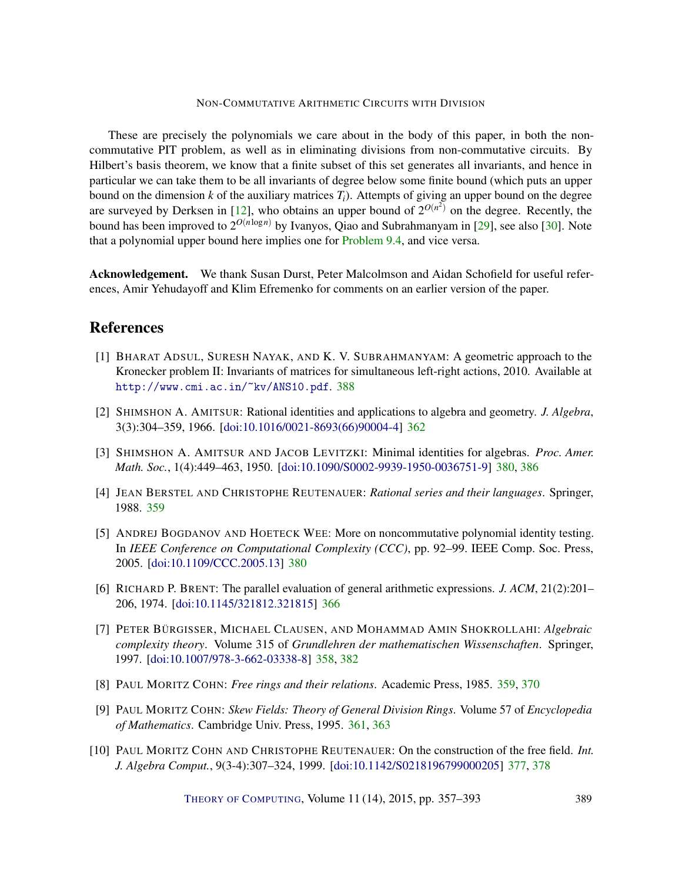These are precisely the polynomials we care about in the body of this paper, in both the non-commutative PIT problem, as well as in eliminating divisions from non-commutative circuits. By Hilbert's basis theorem, we know that a finite subset of this set generates all invariants, and hence in particular we can take them to be all invariants of degree below some finite bound (which puts an upper bound on the dimension $k$ of the auxiliary matrices $T_i$). Attempts of giving an upper bound on the degree are surveyed by Derksen in [12], who obtains an upper bound of $2^{O(n^2)}$ on the degree. Recently, the bound has been improved to $2^{O(n \log n)}$ by Ivanyos, Qiao and Subrahmanyam in [29], see also [30]. Note that a polynomial upper bound here implies one for Problem 9.4, and vice versa.

**Acknowledgement.** We thank Susan Durst, Peter Malcolmson and Aidan Schofield for useful references, Amir Yehudayoff and Klim Efremenko for comments on an earlier version of the paper.

## References

[1] Bharat Adsul, Suresh Nayak, and K. V. Subrahmanyam: A geometric approach to the Kronecker problem II: Invariants of matrices for simultaneous left-right actions, 2010. Available at http://www.cmi.ac.in/~kv/ANS10.pdf. 388

[2] Shimshon A. Amitsur: Rational identities and applications to algebra and geometry. *J. Algebra*, 3(3):304–359, 1966. [doi:10.1016/0021-8693(66)90004-4] 362

[3] Shimshon A. Amitsur and Jacob Levitzki: Minimal identities for algebras. *Proc. Amer. Math. Soc.*, 1(4):449–463, 1950. [doi:10.1090/S0002-9939-1950-0036751-9] 380, 386

[4] Jean Berstel and Christophe Reutenauer: *Rational series and their languages*. Springer, 1988. 359

[5] Andrej Bogdanov and Hoeteck Wee: More on noncommutative polynomial identity testing. In *IEEE Conference on Computational Complexity (CCC)*, pp. 92–99. IEEE Comp. Soc. Press, 2005. [doi:10.1109/CCC.2005.13] 380

[6] Richard P. Brent: The parallel evaluation of general arithmetic expressions. *J. ACM*, 21(2):201–206, 1974. [doi:10.1145/321812.321815] 366

[7] Peter Bürgisser, Michael Clausen, and Mohammad Amin Shokrollahi: *Algebraic complexity theory*. Volume 315 of *Grundlehren der mathematischen Wissenschaften*. Springer, 1997. [doi:10.1007/978-3-662-03338-8] 358, 382

[8] Paul Moritz Cohn: *Free rings and their relations*. Academic Press, 1985. 359, 370

[9] Paul Moritz Cohn: *Skew Fields: Theory of General Division Rings*. Volume 57 of *Encyclopedia of Mathematics*. Cambridge Univ. Press, 1995. 361, 363

[10] Paul Moritz Cohn and Christophe Reutenauer: On the construction of the free field. *Int. J. Algebra Comput.*, 9(3-4):307–324, 1999. [doi:10.1142/S0218196799000205] 377, 378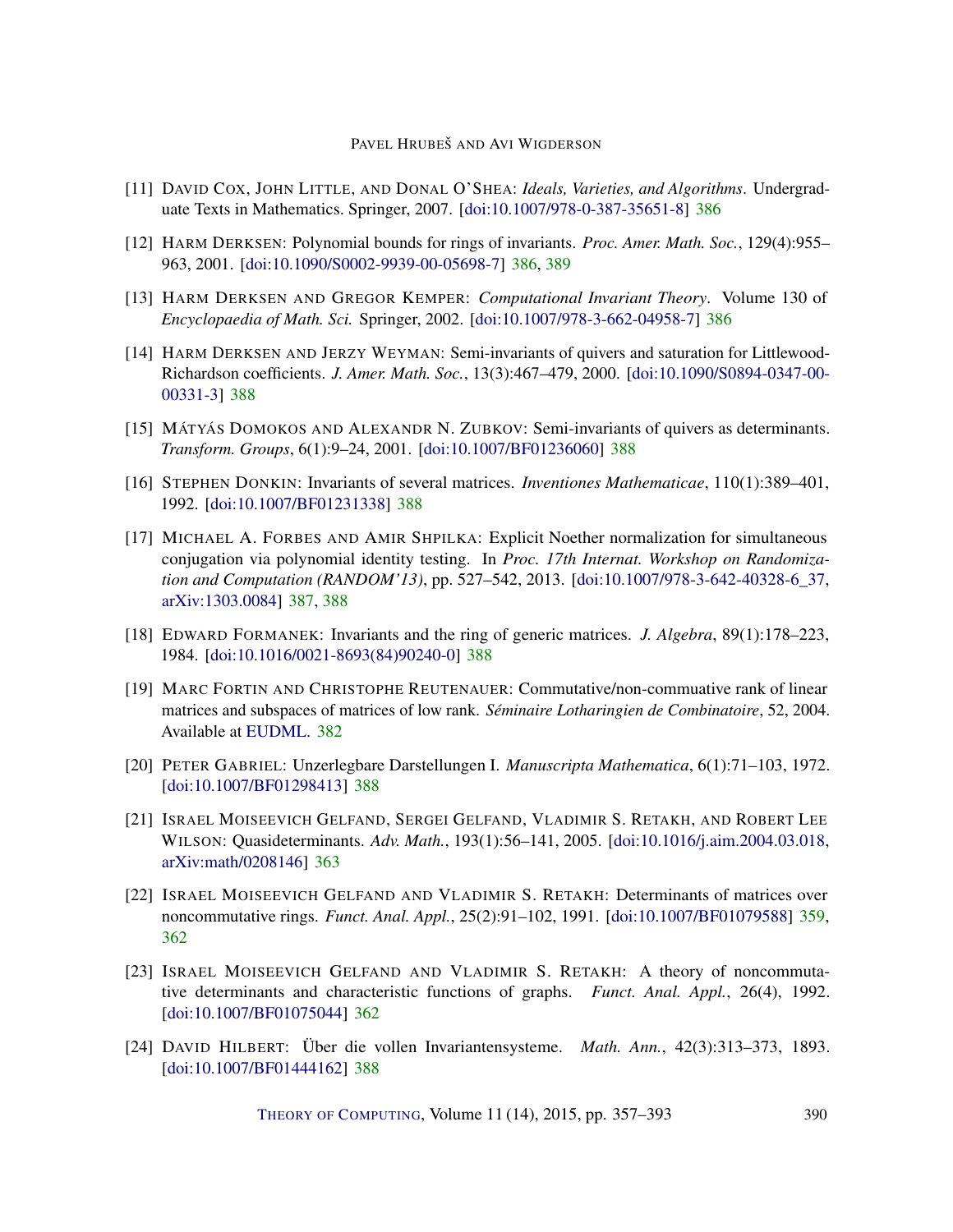[11] David Cox, John Little, and Donal O'Shea: *Ideals, Varieties, and Algorithms*. Undergraduate Texts in Mathematics. Springer, 2007. [doi:10.1007/978-0-387-35651-8] 386

[12] Harm Derksen: Polynomial bounds for rings of invariants. *Proc. Amer. Math. Soc.*, 129(4):955–963, 2001. [doi:10.1090/S0002-9939-00-05698-7] 386, 389

[13] Harm Derksen and Gregor Kemper: *Computational Invariant Theory*. Volume 130 of *Encyclopaedia of Math. Sci.* Springer, 2002. [doi:10.1007/978-3-662-04958-7] 386

[14] Harm Derksen and Jerzy Weyman: Semi-invariants of quivers and saturation for Littlewood-Richardson coefficients. *J. Amer. Math. Soc.*, 13(3):467–479, 2000. [doi:10.1090/S0894-0347-00-00331-3] 388

[15] Mátyás Domokos and Alexandr N. Zubkov: Semi-invariants of quivers as determinants. *Transform. Groups*, 6(1):9–24, 2001. [doi:10.1007/BF01236060] 388

[16] Stephen Donkin: Invariants of several matrices. *Inventiones Mathematicae*, 110(1):389–401, 1992. [doi:10.1007/BF01231338] 388

[17] Michael A. Forbes and Amir Shpilka: Explicit Noether normalization for simultaneous conjugation via polynomial identity testing. In *Proc. 17th Internat. Workshop on Randomization and Computation (RANDOM'13)*, pp. 527–542, 2013. [doi:10.1007/978-3-642-40328-6_37, arXiv:1303.0084] 387, 388

[18] Edward Formanek: Invariants and the ring of generic matrices. *J. Algebra*, 89(1):178–223, 1984. [doi:10.1016/0021-8693(84)90240-0] 388

[19] Marc Fortin and Christophe Reutenauer: Commutative/non-commuative rank of linear matrices and subspaces of matrices of low rank. *Séminaire Lotharingien de Combinatoire*, 52, 2004. Available at EUDML. 382

[20] Peter Gabriel: Unzerlegbare Darstellungen I. *Manuscripta Mathematica*, 6(1):71–103, 1972. [doi:10.1007/BF01298413] 388

[21] Israel Moiseevich Gelfand, Sergei Gelfand, Vladimir S. Retakh, and Robert Lee Wilson: Quasideterminants. *Adv. Math.*, 193(1):56–141, 2005. [doi:10.1016/j.aim.2004.03.018, arXiv:math/0208146] 363

[22] Israel Moiseevich Gelfand and Vladimir S. Retakh: Determinants of matrices over noncommutative rings. *Funct. Anal. Appl.*, 25(2):91–102, 1991. [doi:10.1007/BF01079588] 359, 362

[23] Israel Moiseevich Gelfand and Vladimir S. Retakh: A theory of noncommutative determinants and characteristic functions of graphs. *Funct. Anal. Appl.*, 26(4), 1992. [doi:10.1007/BF01075044] 362

[24] David Hilbert: Über die vollen Invariantensysteme. *Math. Ann.*, 42(3):313–373, 1893. [doi:10.1007/BF01444162] 388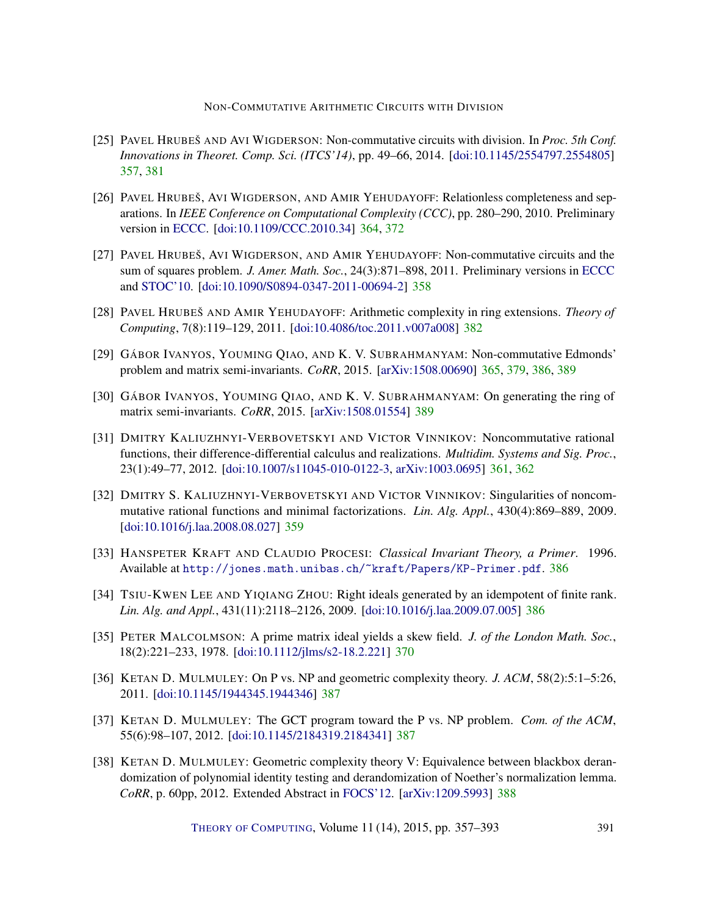[25] Pavel Hrubeš and Avi Wigderson: Non-commutative circuits with division. In *Proc. 5th Conf. Innovations in Theoret. Comp. Sci. (ITCS'14)*, pp. 49–66, 2014. [doi:10.1145/2554797.2554805] 357, 381

[26] Pavel Hrubeš, Avi Wigderson, and Amir Yehudayoff: Relationless completeness and separations. In *IEEE Conference on Computational Complexity (CCC)*, pp. 280–290, 2010. Preliminary version in ECCC. [doi:10.1109/CCC.2010.34] 364, 372

[27] Pavel Hrubeš, Avi Wigderson, and Amir Yehudayoff: Non-commutative circuits and the sum of squares problem. *J. Amer. Math. Soc.*, 24(3):871–898, 2011. Preliminary versions in ECCC and STOC'10. [doi:10.1090/S0894-0347-2011-00694-2] 358

[28] Pavel Hrubeš and Amir Yehudayoff: Arithmetic complexity in ring extensions. *Theory of Computing*, 7(8):119–129, 2011. [doi:10.4086/toc.2011.v007a008] 382

[29] Gábor Ivanyos, Youming Qiao, and K. V. Subrahmanyam: Non-commutative Edmonds' problem and matrix semi-invariants. *CoRR*, 2015. [arXiv:1508.00690] 365, 379, 386, 389

[30] Gábor Ivanyos, Youming Qiao, and K. V. Subrahmanyam: On generating the ring of matrix semi-invariants. *CoRR*, 2015. [arXiv:1508.01554] 389

[31] Dmitry Kaliuzhnyi-Verbovetskyi and Victor Vinnikov: Noncommutative rational functions, their difference-differential calculus and realizations. *Multidim. Systems and Sig. Proc.*, 23(1):49–77, 2012. [doi:10.1007/s11045-010-0122-3, arXiv:1003.0695] 361, 362

[32] Dmitry S. Kaliuzhnyi-Verbovetskyi and Victor Vinnikov: Singularities of noncommutative rational functions and minimal factorizations. *Lin. Alg. Appl.*, 430(4):869–889, 2009. [doi:10.1016/j.laa.2008.08.027] 359

[33] Hanspeter Kraft and Claudio Procesi: *Classical Invariant Theory, a Primer*. 1996. Available at `http://jones.math.unibas.ch/~kraft/Papers/KP-Primer.pdf`. 386

[34] Tsiu-Kwen Lee and Yiqiang Zhou: Right ideals generated by an idempotent of finite rank. *Lin. Alg. and Appl.*, 431(11):2118–2126, 2009. [doi:10.1016/j.laa.2009.07.005] 386

[35] Peter Malcolmson: A prime matrix ideal yields a skew field. *J. of the London Math. Soc.*, 18(2):221–233, 1978. [doi:10.1112/jlms/s2-18.2.221] 370

[36] Ketan D. Mulmuley: On P vs. NP and geometric complexity theory. *J. ACM*, 58(2):5:1–5:26, 2011. [doi:10.1145/1944345.1944346] 387

[37] Ketan D. Mulmuley: The GCT program toward the P vs. NP problem. *Com. of the ACM*, 55(6):98–107, 2012. [doi:10.1145/2184319.2184341] 387

[38] Ketan D. Mulmuley: Geometric complexity theory V: Equivalence between blackbox derandomization of polynomial identity testing and derandomization of Noether's normalization lemma. *CoRR*, p. 60pp, 2012. Extended Abstract in FOCS'12. [arXiv:1209.5993] 388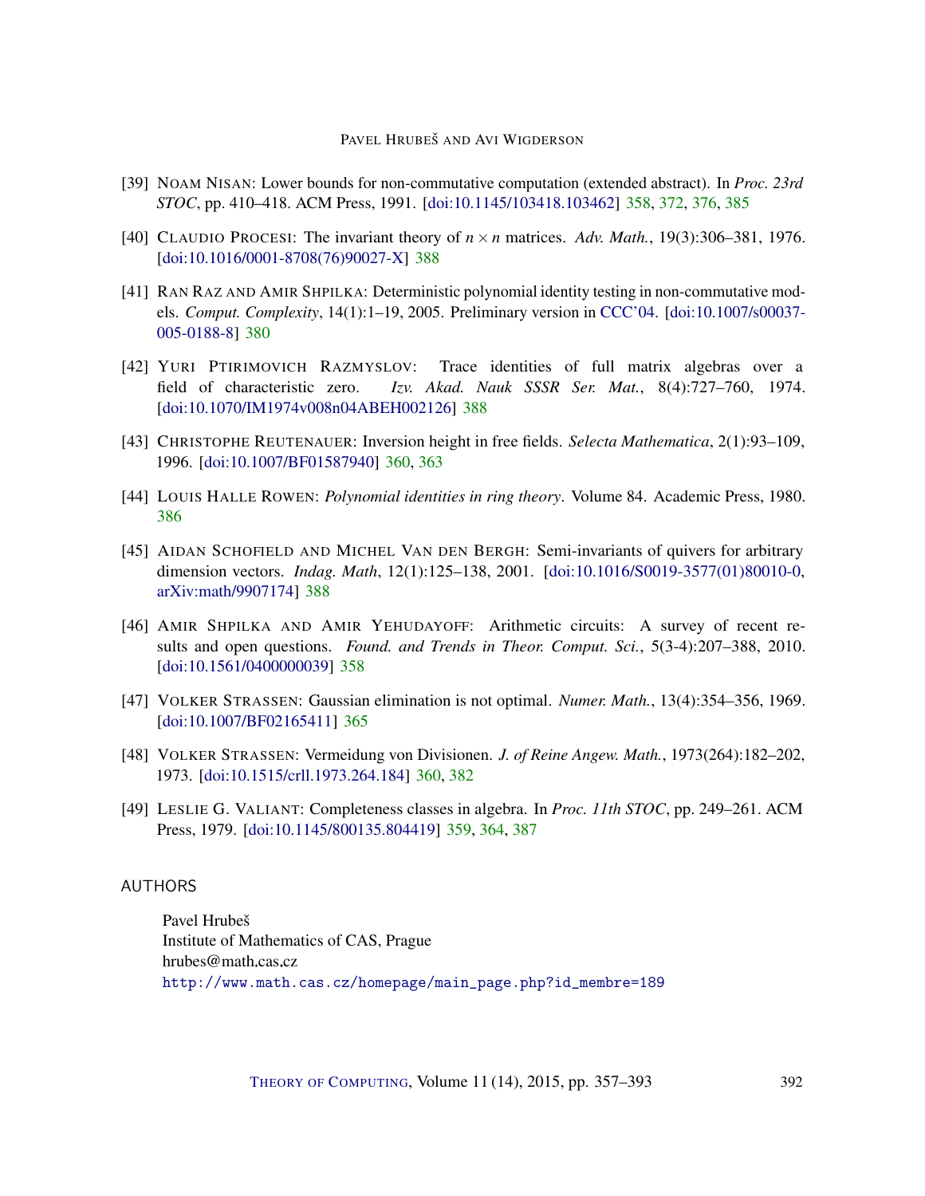[39] Noam Nisan: Lower bounds for non-commutative computation (extended abstract). In *Proc. 23rd STOC*, pp. 410–418. ACM Press, 1991. [doi:10.1145/103418.103462] 358, 372, 376, 385

[40] Claudio Procesi: The invariant theory of $n \times n$ matrices. *Adv. Math.*, 19(3):306–381, 1976. [doi:10.1016/0001-8708(76)90027-X] 388

[41] Ran Raz and Amir Shpilka: Deterministic polynomial identity testing in non-commutative models. *Comput. Complexity*, 14(1):1–19, 2005. Preliminary version in CCC'04. [doi:10.1007/s00037-005-0188-8] 380

[42] Yuri Ptirimovich Razmyslov: Trace identities of full matrix algebras over a field of characteristic zero. *Izv. Akad. Nauk SSSR Ser. Mat.*, 8(4):727–760, 1974. [doi:10.1070/IM1974v008n04ABEH002126] 388

[43] Christophe Reutenauer: Inversion height in free fields. *Selecta Mathematica*, 2(1):93–109, 1996. [doi:10.1007/BF01587940] 360, 363

[44] Louis Halle Rowen: *Polynomial identities in ring theory*. Volume 84. Academic Press, 1980. 386

[45] Aidan Schofield and Michel Van den Bergh: Semi-invariants of quivers for arbitrary dimension vectors. *Indag. Math*, 12(1):125–138, 2001. [doi:10.1016/S0019-3577(01)80010-0, arXiv:math/9907174] 388

[46] Amir Shpilka and Amir Yehudayoff: Arithmetic circuits: A survey of recent results and open questions. *Found. and Trends in Theor. Comput. Sci.*, 5(3-4):207–388, 2010. [doi:10.1561/0400000039] 358

[47] Volker Strassen: Gaussian elimination is not optimal. *Numer. Math.*, 13(4):354–356, 1969. [doi:10.1007/BF02165411] 365

[48] Volker Strassen: Vermeidung von Divisionen. *J. of Reine Angew. Math.*, 1973(264):182–202, 1973. [doi:10.1515/crll.1973.264.184] 360, 382

[49] Leslie G. Valiant: Completeness classes in algebra. In *Proc. 11th STOC*, pp. 249–261. ACM Press, 1979. [doi:10.1145/800135.804419] 359, 364, 387

## AUTHORS

Pavel Hrubeš
Institute of Mathematics of CAS, Prague
hrubes@math.cas.cz
http://www.math.cas.cz/homepage/main_page.php?id_membre=189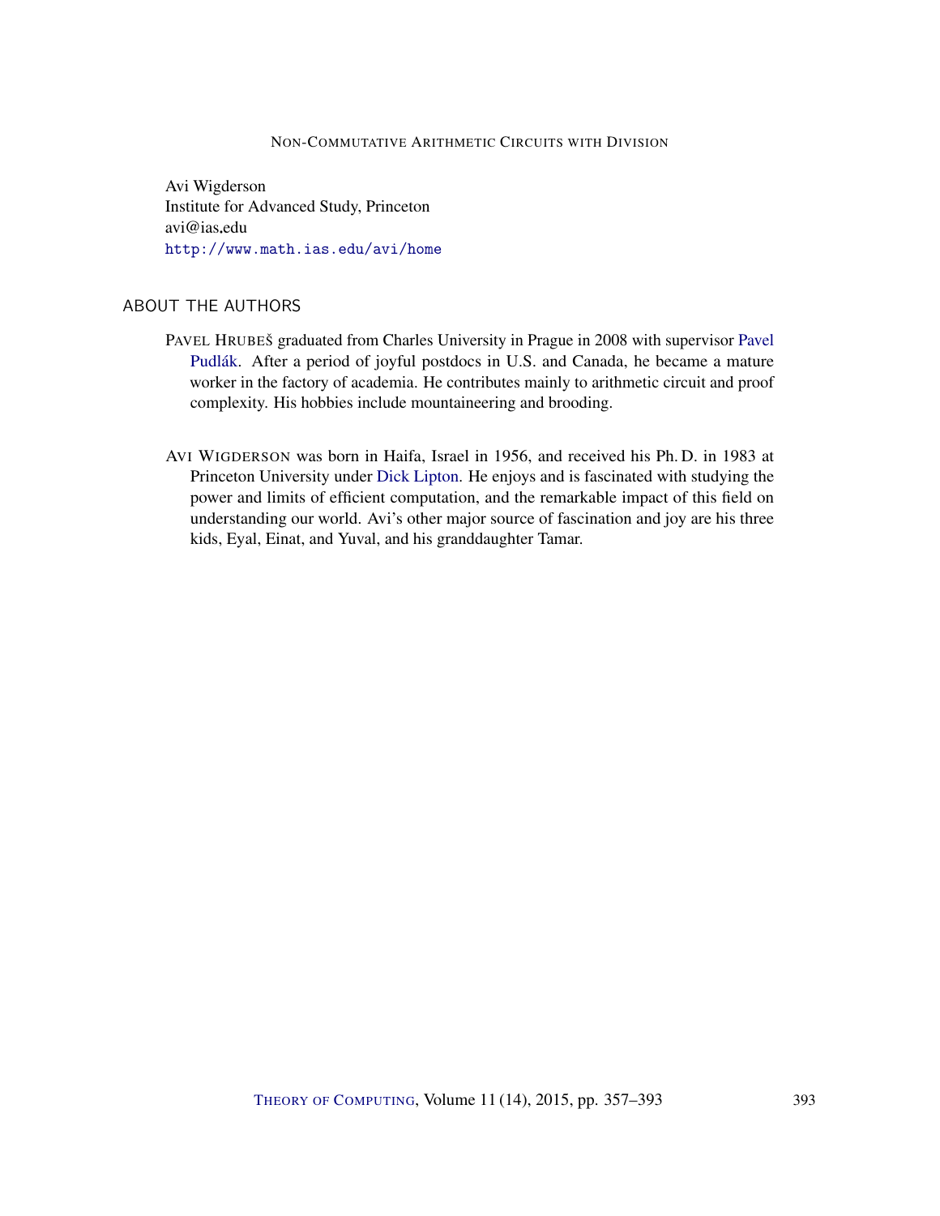Avi Wigderson
Institute for Advanced Study, Princeton
avi@ias.edu
http://www.math.ias.edu/avi/home

## ABOUT THE AUTHORS

PAVEL HRUBEŠ graduated from Charles University in Prague in 2008 with supervisor Pavel Pudlák. After a period of joyful postdocs in U.S. and Canada, he became a mature worker in the factory of academia. He contributes mainly to arithmetic circuit and proof complexity. His hobbies include mountaineering and brooding.

AVI WIGDERSON was born in Haifa, Israel in 1956, and received his Ph. D. in 1983 at Princeton University under Dick Lipton. He enjoys and is fascinated with studying the power and limits of efficient computation, and the remarkable impact of this field on understanding our world. Avi's other major source of fascination and joy are his three kids, Eyal, Einat, and Yuval, and his granddaughter Tamar.